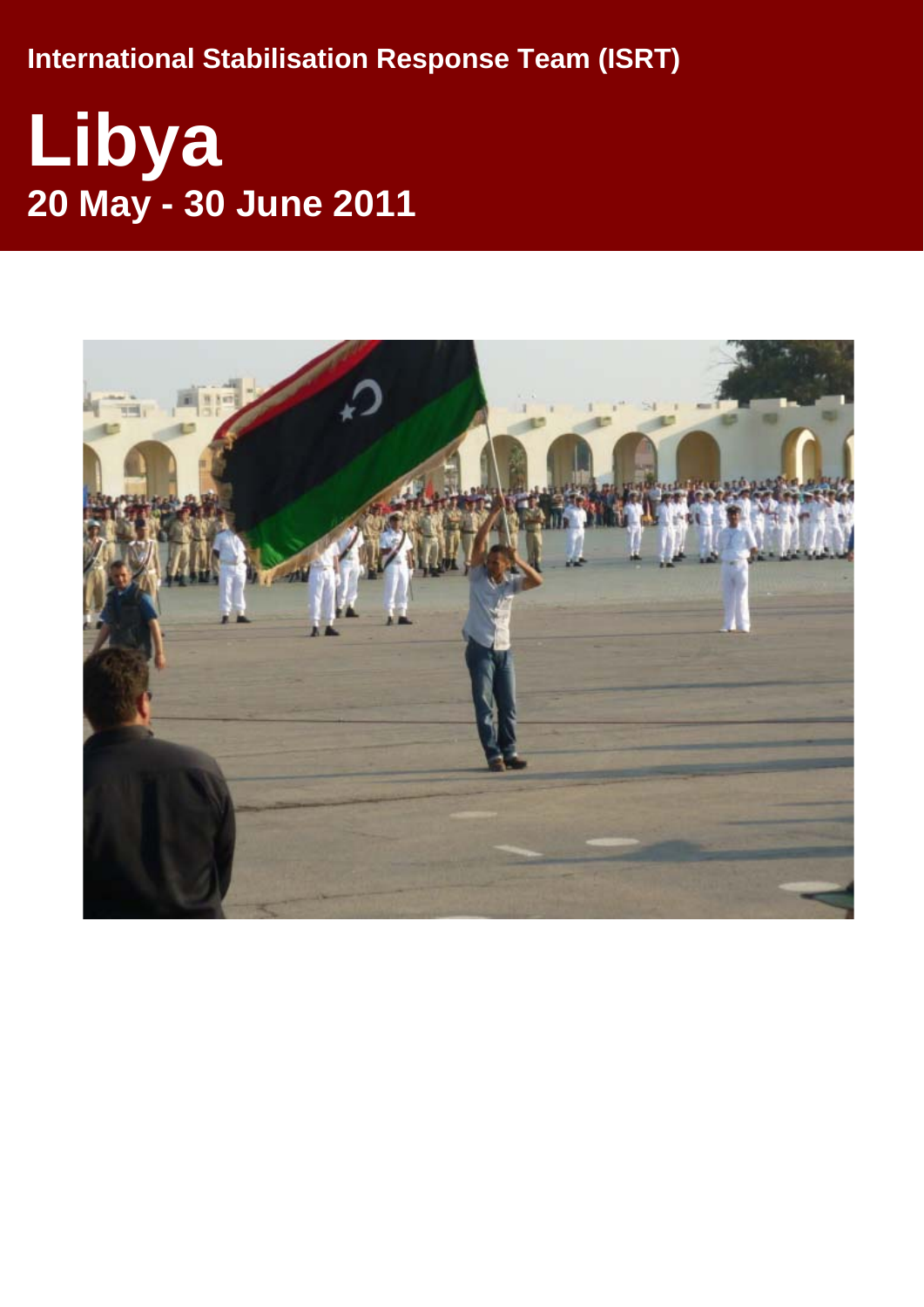International Stabilisation Response Team (ISRT)

# Libya

## 20 May - 30 June 2011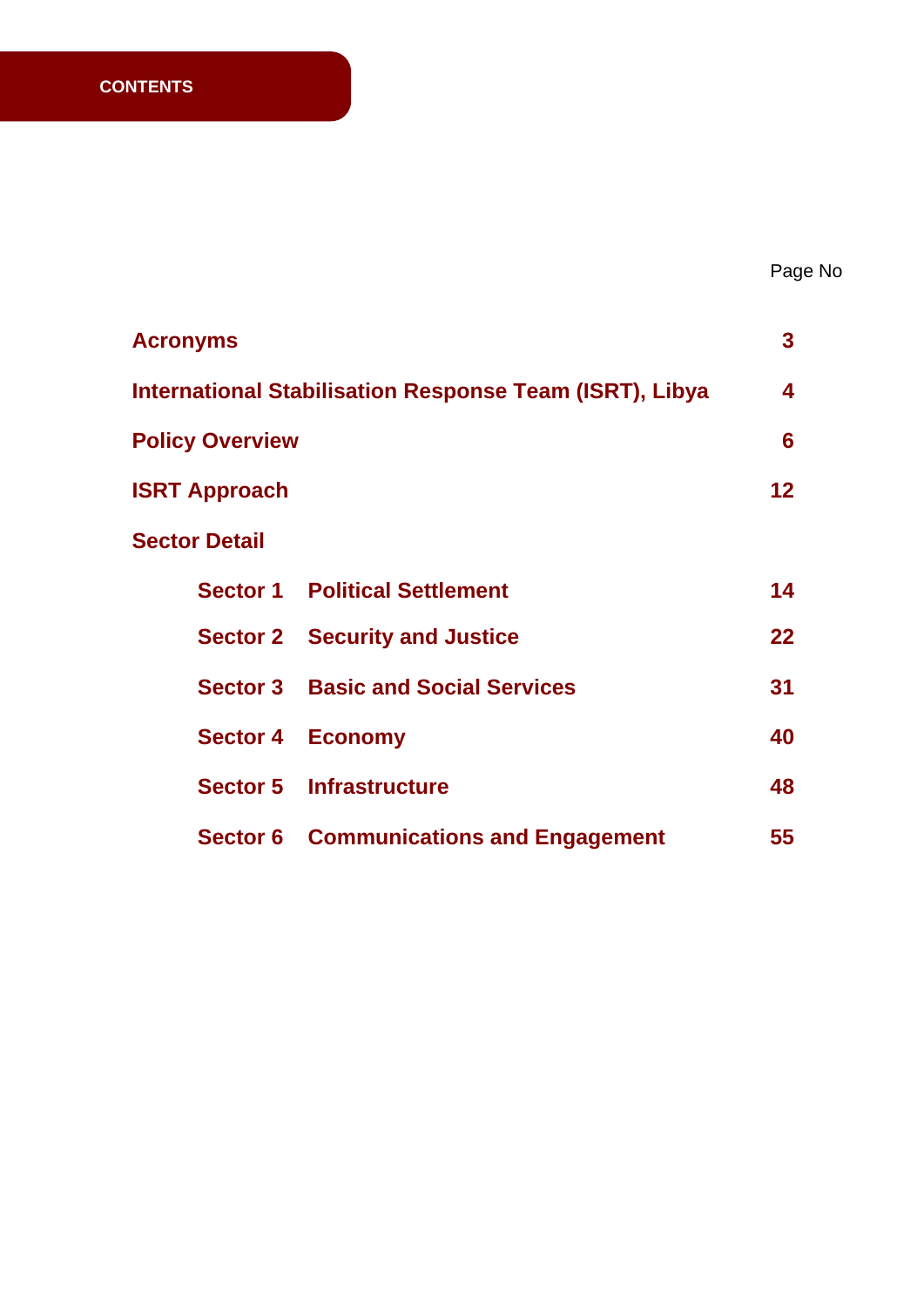# CONTENTS

| | | Page No |
|---|---|---|
| **Acronyms** | | **3** |
| **International Stabilisation Response Team (ISRT), Libya** | | **4** |
| **Policy Overview** | | **6** |
| **ISRT Approach** | | **12** |
| **Sector Detail** | | |
| **Sector 1** | **Political Settlement** | **14** |
| **Sector 2** | **Security and Justice** | **22** |
| **Sector 3** | **Basic and Social Services** | **31** |
| **Sector 4** | **Economy** | **40** |
| **Sector 5** | **Infrastructure** | **48** |
| **Sector 6** | **Communications and Engagement** | **55** |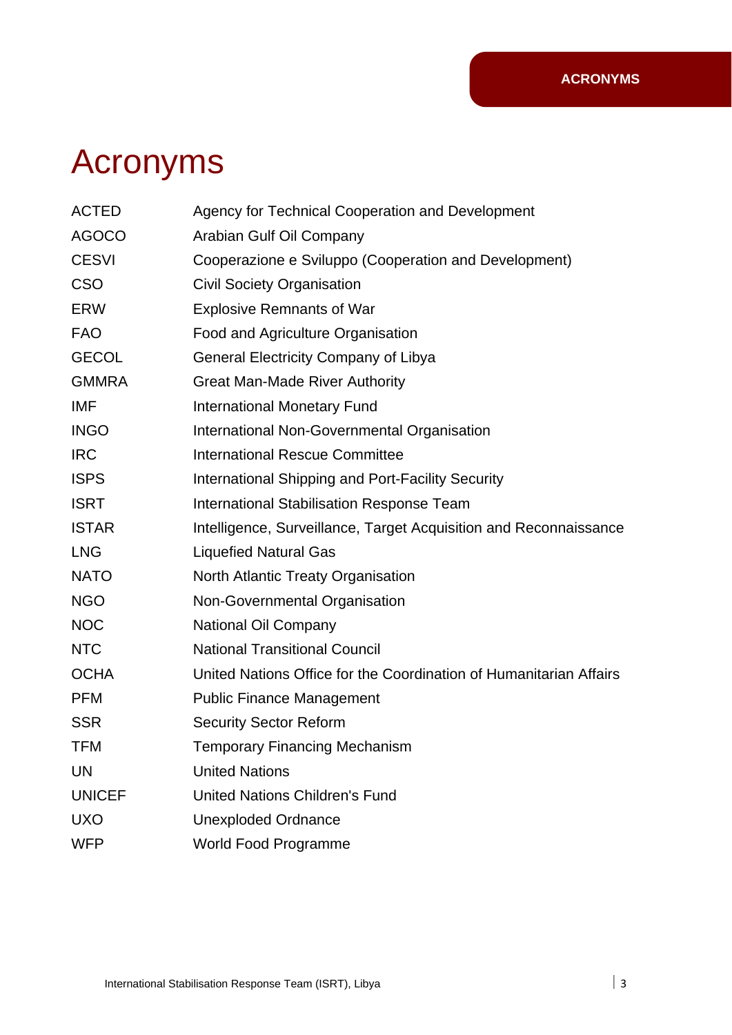# Acronyms

| | |
|---|---|
| ACTED | Agency for Technical Cooperation and Development |
| AGOCO | Arabian Gulf Oil Company |
| CESVI | Cooperazione e Sviluppo (Cooperation and Development) |
| CSO | Civil Society Organisation |
| ERW | Explosive Remnants of War |
| FAO | Food and Agriculture Organisation |
| GECOL | General Electricity Company of Libya |
| GMMRA | Great Man-Made River Authority |
| IMF | International Monetary Fund |
| INGO | International Non-Governmental Organisation |
| IRC | International Rescue Committee |
| ISPS | International Shipping and Port-Facility Security |
| ISRT | International Stabilisation Response Team |
| ISTAR | Intelligence, Surveillance, Target Acquisition and Reconnaissance |
| LNG | Liquefied Natural Gas |
| NATO | North Atlantic Treaty Organisation |
| NGO | Non-Governmental Organisation |
| NOC | National Oil Company |
| NTC | National Transitional Council |
| OCHA | United Nations Office for the Coordination of Humanitarian Affairs |
| PFM | Public Finance Management |
| SSR | Security Sector Reform |
| TFM | Temporary Financing Mechanism |
| UN | United Nations |
| UNICEF | United Nations Children's Fund |
| UXO | Unexploded Ordnance |
| WFP | World Food Programme |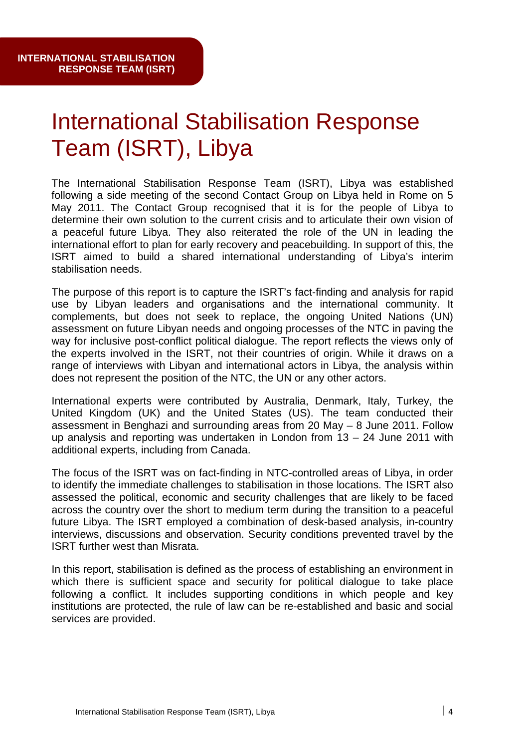# International Stabilisation Response Team (ISRT), Libya

The International Stabilisation Response Team (ISRT), Libya was established following a side meeting of the second Contact Group on Libya held in Rome on 5 May 2011. The Contact Group recognised that it is for the people of Libya to determine their own solution to the current crisis and to articulate their own vision of a peaceful future Libya. They also reiterated the role of the UN in leading the international effort to plan for early recovery and peacebuilding. In support of this, the ISRT aimed to build a shared international understanding of Libya's interim stabilisation needs.

The purpose of this report is to capture the ISRT's fact-finding and analysis for rapid use by Libyan leaders and organisations and the international community. It complements, but does not seek to replace, the ongoing United Nations (UN) assessment on future Libyan needs and ongoing processes of the NTC in paving the way for inclusive post-conflict political dialogue. The report reflects the views only of the experts involved in the ISRT, not their countries of origin. While it draws on a range of interviews with Libyan and international actors in Libya, the analysis within does not represent the position of the NTC, the UN or any other actors.

International experts were contributed by Australia, Denmark, Italy, Turkey, the United Kingdom (UK) and the United States (US). The team conducted their assessment in Benghazi and surrounding areas from 20 May – 8 June 2011. Follow up analysis and reporting was undertaken in London from 13 – 24 June 2011 with additional experts, including from Canada.

The focus of the ISRT was on fact-finding in NTC-controlled areas of Libya, in order to identify the immediate challenges to stabilisation in those locations. The ISRT also assessed the political, economic and security challenges that are likely to be faced across the country over the short to medium term during the transition to a peaceful future Libya. The ISRT employed a combination of desk-based analysis, in-country interviews, discussions and observation. Security conditions prevented travel by the ISRT further west than Misrata.

In this report, stabilisation is defined as the process of establishing an environment in which there is sufficient space and security for political dialogue to take place following a conflict. It includes supporting conditions in which people and key institutions are protected, the rule of law can be re-established and basic and social services are provided.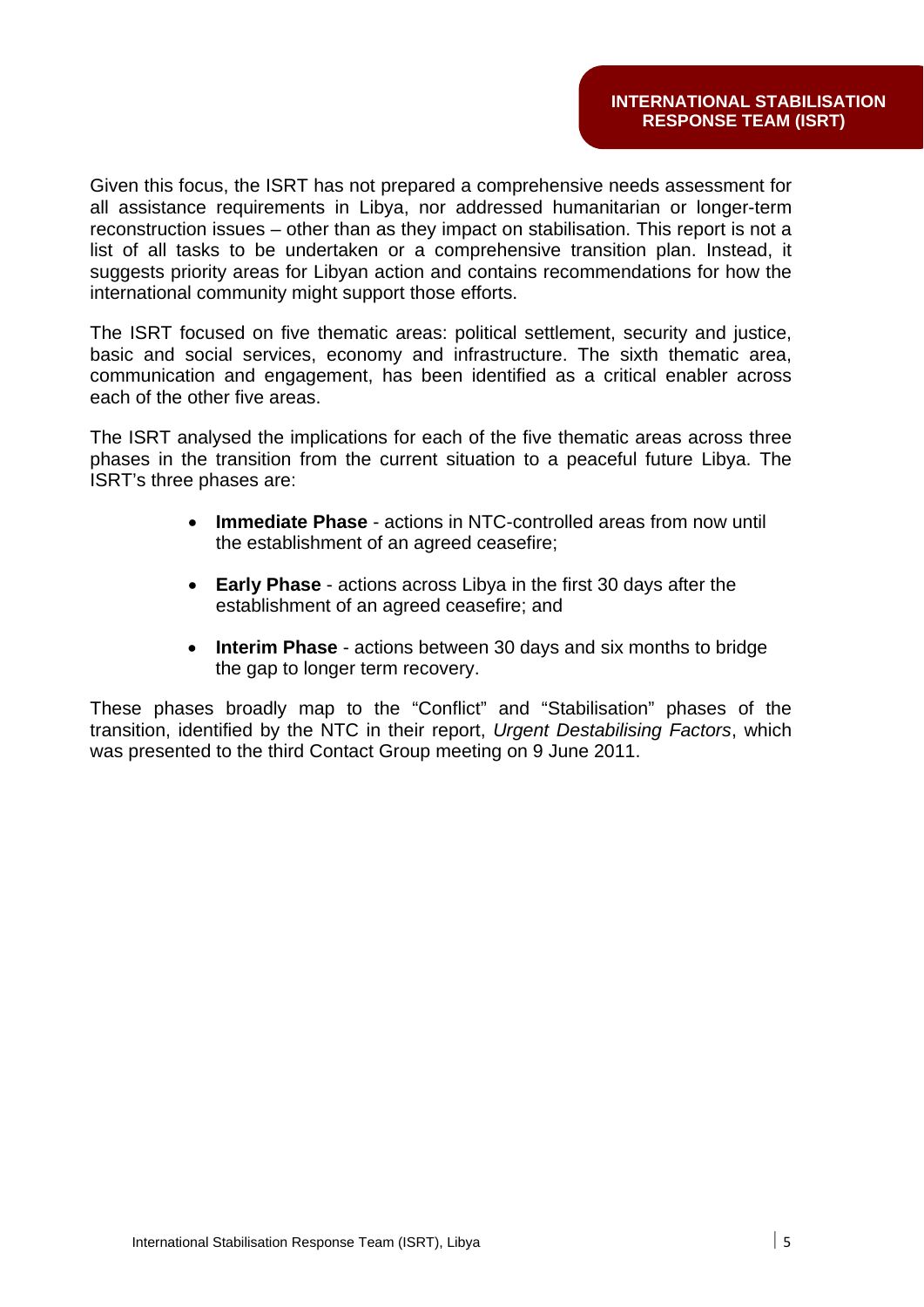Given this focus, the ISRT has not prepared a comprehensive needs assessment for all assistance requirements in Libya, nor addressed humanitarian or longer-term reconstruction issues – other than as they impact on stabilisation. This report is not a list of all tasks to be undertaken or a comprehensive transition plan. Instead, it suggests priority areas for Libyan action and contains recommendations for how the international community might support those efforts.

The ISRT focused on five thematic areas: political settlement, security and justice, basic and social services, economy and infrastructure. The sixth thematic area, communication and engagement, has been identified as a critical enabler across each of the other five areas.

The ISRT analysed the implications for each of the five thematic areas across three phases in the transition from the current situation to a peaceful future Libya. The ISRT's three phases are:

- **Immediate Phase** - actions in NTC-controlled areas from now until the establishment of an agreed ceasefire;
- **Early Phase** - actions across Libya in the first 30 days after the establishment of an agreed ceasefire; and
- **Interim Phase** - actions between 30 days and six months to bridge the gap to longer term recovery.

These phases broadly map to the "Conflict" and "Stabilisation" phases of the transition, identified by the NTC in their report, *Urgent Destabilising Factors*, which was presented to the third Contact Group meeting on 9 June 2011.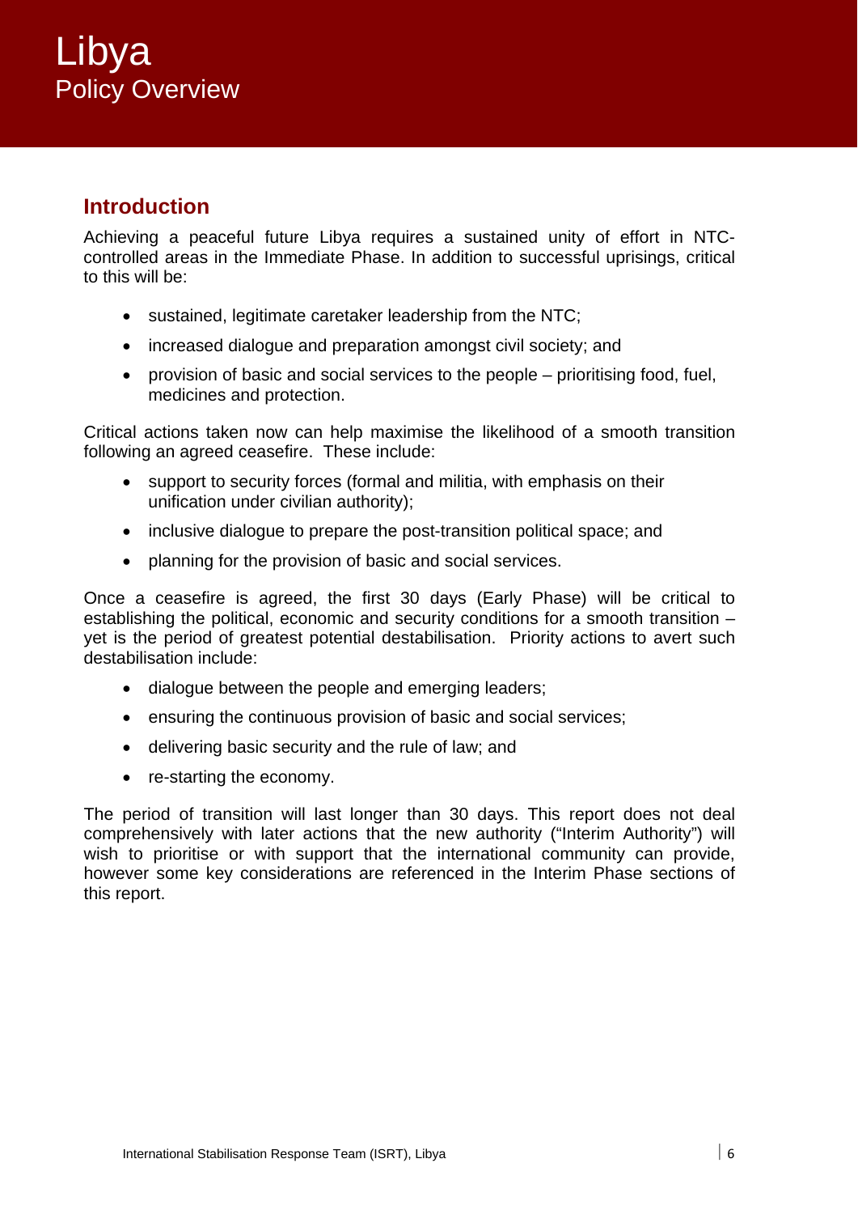# Libya
## Policy Overview

### Introduction

Achieving a peaceful future Libya requires a sustained unity of effort in NTC-controlled areas in the Immediate Phase. In addition to successful uprisings, critical to this will be:

- sustained, legitimate caretaker leadership from the NTC;
- increased dialogue and preparation amongst civil society; and
- provision of basic and social services to the people – prioritising food, fuel, medicines and protection.

Critical actions taken now can help maximise the likelihood of a smooth transition following an agreed ceasefire. These include:

- support to security forces (formal and militia, with emphasis on their unification under civilian authority);
- inclusive dialogue to prepare the post-transition political space; and
- planning for the provision of basic and social services.

Once a ceasefire is agreed, the first 30 days (Early Phase) will be critical to establishing the political, economic and security conditions for a smooth transition – yet is the period of greatest potential destabilisation. Priority actions to avert such destabilisation include:

- dialogue between the people and emerging leaders;
- ensuring the continuous provision of basic and social services;
- delivering basic security and the rule of law; and
- re-starting the economy.

The period of transition will last longer than 30 days. This report does not deal comprehensively with later actions that the new authority ("Interim Authority") will wish to prioritise or with support that the international community can provide, however some key considerations are referenced in the Interim Phase sections of this report.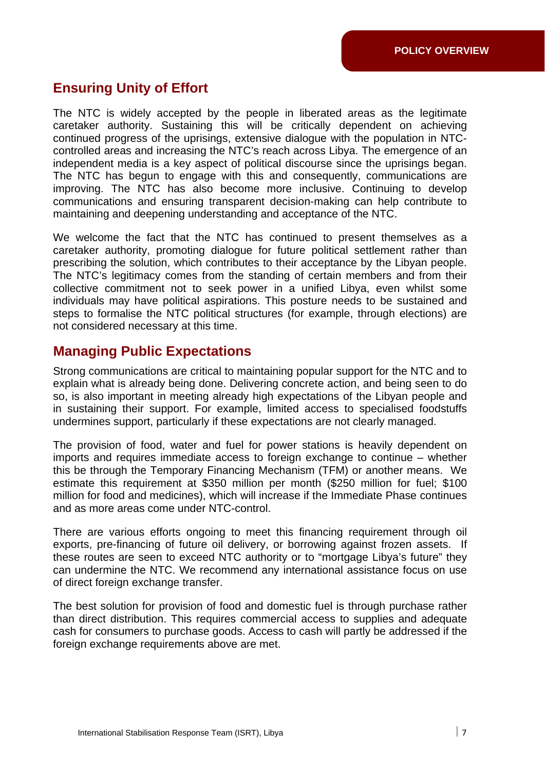## Ensuring Unity of Effort

The NTC is widely accepted by the people in liberated areas as the legitimate caretaker authority. Sustaining this will be critically dependent on achieving continued progress of the uprisings, extensive dialogue with the population in NTC-controlled areas and increasing the NTC's reach across Libya. The emergence of an independent media is a key aspect of political discourse since the uprisings began. The NTC has begun to engage with this and consequently, communications are improving. The NTC has also become more inclusive. Continuing to develop communications and ensuring transparent decision-making can help contribute to maintaining and deepening understanding and acceptance of the NTC.

We welcome the fact that the NTC has continued to present themselves as a caretaker authority, promoting dialogue for future political settlement rather than prescribing the solution, which contributes to their acceptance by the Libyan people. The NTC's legitimacy comes from the standing of certain members and from their collective commitment not to seek power in a unified Libya, even whilst some individuals may have political aspirations. This posture needs to be sustained and steps to formalise the NTC political structures (for example, through elections) are not considered necessary at this time.

## Managing Public Expectations

Strong communications are critical to maintaining popular support for the NTC and to explain what is already being done. Delivering concrete action, and being seen to do so, is also important in meeting already high expectations of the Libyan people and in sustaining their support. For example, limited access to specialised foodstuffs undermines support, particularly if these expectations are not clearly managed.

The provision of food, water and fuel for power stations is heavily dependent on imports and requires immediate access to foreign exchange to continue – whether this be through the Temporary Financing Mechanism (TFM) or another means. We estimate this requirement at $350 million per month ($250 million for fuel; $100 million for food and medicines), which will increase if the Immediate Phase continues and as more areas come under NTC-control.

There are various efforts ongoing to meet this financing requirement through oil exports, pre-financing of future oil delivery, or borrowing against frozen assets. If these routes are seen to exceed NTC authority or to "mortgage Libya's future" they can undermine the NTC. We recommend any international assistance focus on use of direct foreign exchange transfer.

The best solution for provision of food and domestic fuel is through purchase rather than direct distribution. This requires commercial access to supplies and adequate cash for consumers to purchase goods. Access to cash will partly be addressed if the foreign exchange requirements above are met.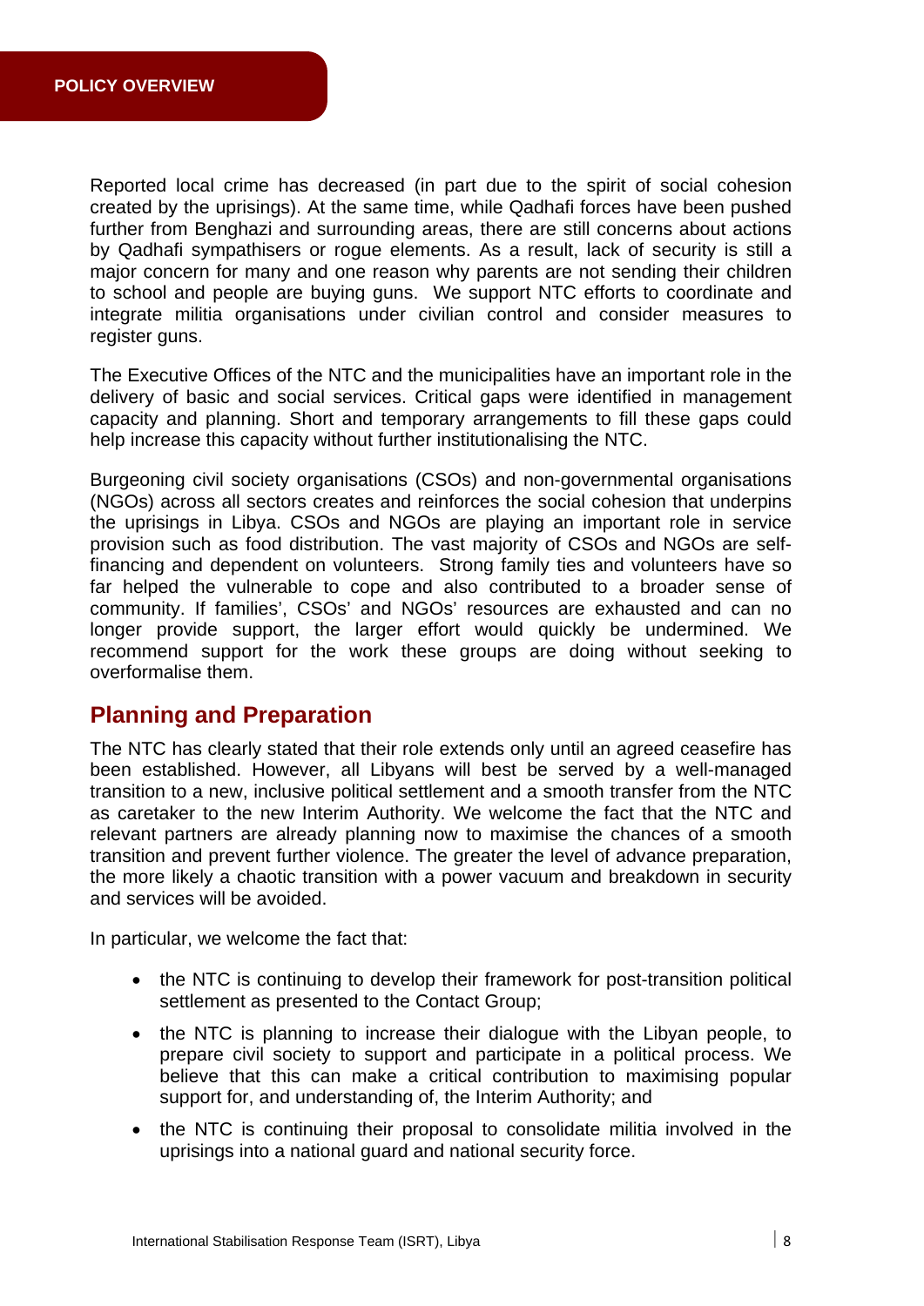Reported local crime has decreased (in part due to the spirit of social cohesion created by the uprisings). At the same time, while Qadhafi forces have been pushed further from Benghazi and surrounding areas, there are still concerns about actions by Qadhafi sympathisers or rogue elements. As a result, lack of security is still a major concern for many and one reason why parents are not sending their children to school and people are buying guns. We support NTC efforts to coordinate and integrate militia organisations under civilian control and consider measures to register guns.

The Executive Offices of the NTC and the municipalities have an important role in the delivery of basic and social services. Critical gaps were identified in management capacity and planning. Short and temporary arrangements to fill these gaps could help increase this capacity without further institutionalising the NTC.

Burgeoning civil society organisations (CSOs) and non-governmental organisations (NGOs) across all sectors creates and reinforces the social cohesion that underpins the uprisings in Libya. CSOs and NGOs are playing an important role in service provision such as food distribution. The vast majority of CSOs and NGOs are self-financing and dependent on volunteers. Strong family ties and volunteers have so far helped the vulnerable to cope and also contributed to a broader sense of community. If families', CSOs' and NGOs' resources are exhausted and can no longer provide support, the larger effort would quickly be undermined. We recommend support for the work these groups are doing without seeking to overformalise them.

## Planning and Preparation

The NTC has clearly stated that their role extends only until an agreed ceasefire has been established. However, all Libyans will best be served by a well-managed transition to a new, inclusive political settlement and a smooth transfer from the NTC as caretaker to the new Interim Authority. We welcome the fact that the NTC and relevant partners are already planning now to maximise the chances of a smooth transition and prevent further violence. The greater the level of advance preparation, the more likely a chaotic transition with a power vacuum and breakdown in security and services will be avoided.

In particular, we welcome the fact that:

- the NTC is continuing to develop their framework for post-transition political settlement as presented to the Contact Group;
- the NTC is planning to increase their dialogue with the Libyan people, to prepare civil society to support and participate in a political process. We believe that this can make a critical contribution to maximising popular support for, and understanding of, the Interim Authority; and
- the NTC is continuing their proposal to consolidate militia involved in the uprisings into a national guard and national security force.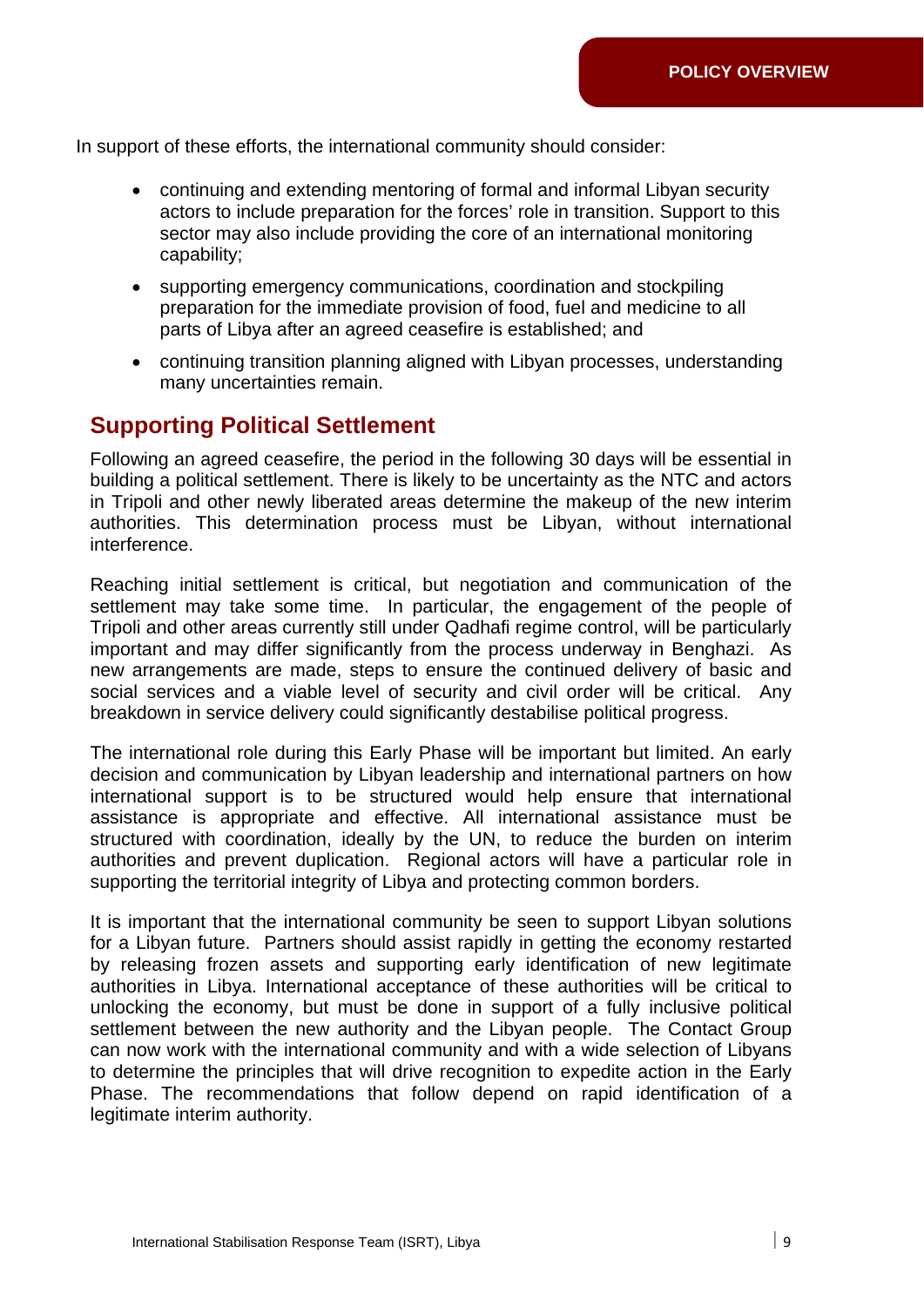In support of these efforts, the international community should consider:

- continuing and extending mentoring of formal and informal Libyan security actors to include preparation for the forces' role in transition. Support to this sector may also include providing the core of an international monitoring capability;
- supporting emergency communications, coordination and stockpiling preparation for the immediate provision of food, fuel and medicine to all parts of Libya after an agreed ceasefire is established; and
- continuing transition planning aligned with Libyan processes, understanding many uncertainties remain.

## Supporting Political Settlement

Following an agreed ceasefire, the period in the following 30 days will be essential in building a political settlement. There is likely to be uncertainty as the NTC and actors in Tripoli and other newly liberated areas determine the makeup of the new interim authorities. This determination process must be Libyan, without international interference.

Reaching initial settlement is critical, but negotiation and communication of the settlement may take some time. In particular, the engagement of the people of Tripoli and other areas currently still under Qadhafi regime control, will be particularly important and may differ significantly from the process underway in Benghazi. As new arrangements are made, steps to ensure the continued delivery of basic and social services and a viable level of security and civil order will be critical. Any breakdown in service delivery could significantly destabilise political progress.

The international role during this Early Phase will be important but limited. An early decision and communication by Libyan leadership and international partners on how international support is to be structured would help ensure that international assistance is appropriate and effective. All international assistance must be structured with coordination, ideally by the UN, to reduce the burden on interim authorities and prevent duplication. Regional actors will have a particular role in supporting the territorial integrity of Libya and protecting common borders.

It is important that the international community be seen to support Libyan solutions for a Libyan future. Partners should assist rapidly in getting the economy restarted by releasing frozen assets and supporting early identification of new legitimate authorities in Libya. International acceptance of these authorities will be critical to unlocking the economy, but must be done in support of a fully inclusive political settlement between the new authority and the Libyan people. The Contact Group can now work with the international community and with a wide selection of Libyans to determine the principles that will drive recognition to expedite action in the Early Phase. The recommendations that follow depend on rapid identification of a legitimate interim authority.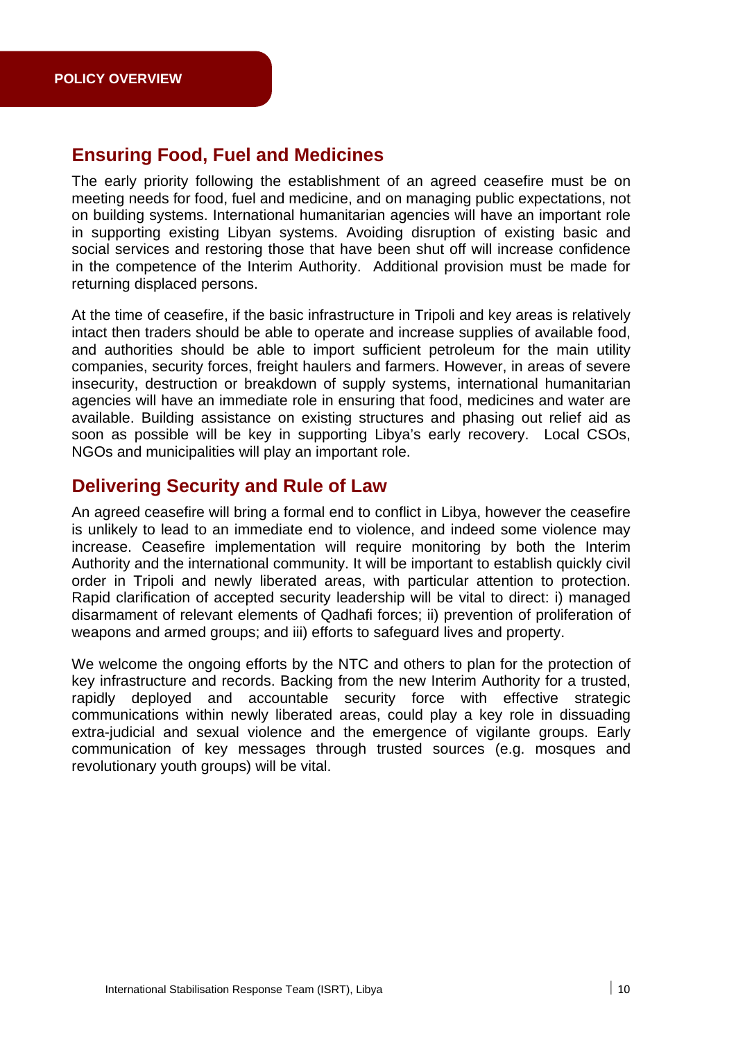POLICY OVERVIEW

## Ensuring Food, Fuel and Medicines

The early priority following the establishment of an agreed ceasefire must be on meeting needs for food, fuel and medicine, and on managing public expectations, not on building systems. International humanitarian agencies will have an important role in supporting existing Libyan systems. Avoiding disruption of existing basic and social services and restoring those that have been shut off will increase confidence in the competence of the Interim Authority. Additional provision must be made for returning displaced persons.

At the time of ceasefire, if the basic infrastructure in Tripoli and key areas is relatively intact then traders should be able to operate and increase supplies of available food, and authorities should be able to import sufficient petroleum for the main utility companies, security forces, freight haulers and farmers. However, in areas of severe insecurity, destruction or breakdown of supply systems, international humanitarian agencies will have an immediate role in ensuring that food, medicines and water are available. Building assistance on existing structures and phasing out relief aid as soon as possible will be key in supporting Libya's early recovery. Local CSOs, NGOs and municipalities will play an important role.

## Delivering Security and Rule of Law

An agreed ceasefire will bring a formal end to conflict in Libya, however the ceasefire is unlikely to lead to an immediate end to violence, and indeed some violence may increase. Ceasefire implementation will require monitoring by both the Interim Authority and the international community. It will be important to establish quickly civil order in Tripoli and newly liberated areas, with particular attention to protection. Rapid clarification of accepted security leadership will be vital to direct: i) managed disarmament of relevant elements of Qadhafi forces; ii) prevention of proliferation of weapons and armed groups; and iii) efforts to safeguard lives and property.

We welcome the ongoing efforts by the NTC and others to plan for the protection of key infrastructure and records. Backing from the new Interim Authority for a trusted, rapidly deployed and accountable security force with effective strategic communications within newly liberated areas, could play a key role in dissuading extra-judicial and sexual violence and the emergence of vigilante groups. Early communication of key messages through trusted sources (e.g. mosques and revolutionary youth groups) will be vital.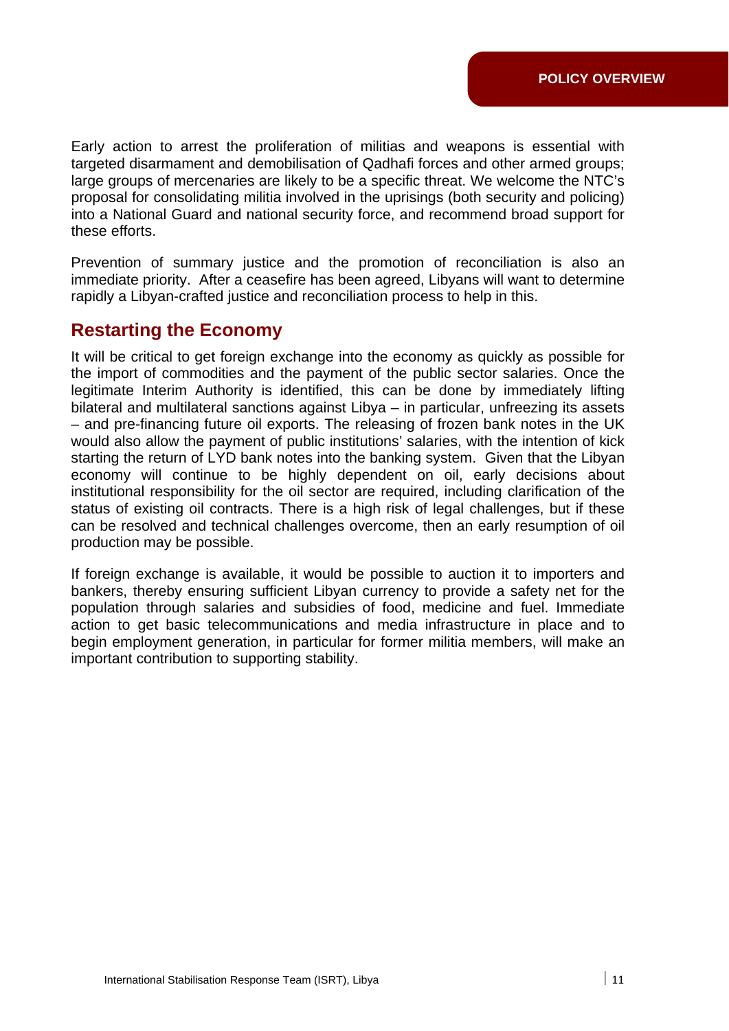Early action to arrest the proliferation of militias and weapons is essential with targeted disarmament and demobilisation of Qadhafi forces and other armed groups; large groups of mercenaries are likely to be a specific threat. We welcome the NTC's proposal for consolidating militia involved in the uprisings (both security and policing) into a National Guard and national security force, and recommend broad support for these efforts.

Prevention of summary justice and the promotion of reconciliation is also an immediate priority. After a ceasefire has been agreed, Libyans will want to determine rapidly a Libyan-crafted justice and reconciliation process to help in this.

## Restarting the Economy

It will be critical to get foreign exchange into the economy as quickly as possible for the import of commodities and the payment of the public sector salaries. Once the legitimate Interim Authority is identified, this can be done by immediately lifting bilateral and multilateral sanctions against Libya – in particular, unfreezing its assets – and pre-financing future oil exports. The releasing of frozen bank notes in the UK would also allow the payment of public institutions' salaries, with the intention of kick starting the return of LYD bank notes into the banking system. Given that the Libyan economy will continue to be highly dependent on oil, early decisions about institutional responsibility for the oil sector are required, including clarification of the status of existing oil contracts. There is a high risk of legal challenges, but if these can be resolved and technical challenges overcome, then an early resumption of oil production may be possible.

If foreign exchange is available, it would be possible to auction it to importers and bankers, thereby ensuring sufficient Libyan currency to provide a safety net for the population through salaries and subsidies of food, medicine and fuel. Immediate action to get basic telecommunications and media infrastructure in place and to begin employment generation, in particular for former militia members, will make an important contribution to supporting stability.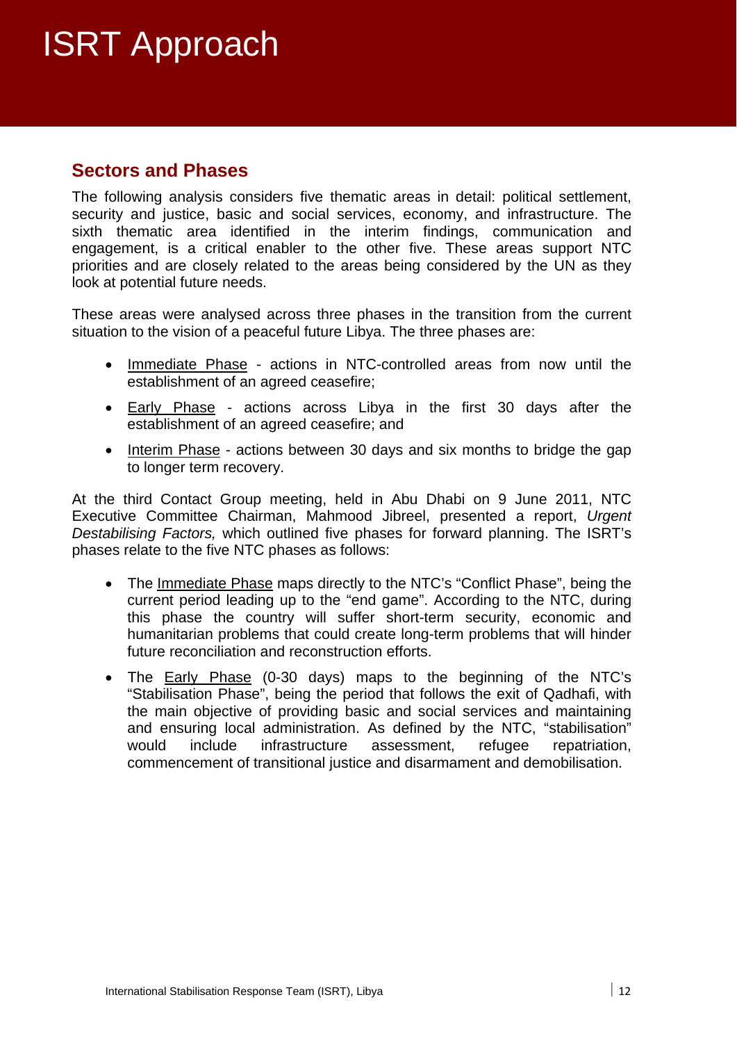# ISRT Approach

## Sectors and Phases

The following analysis considers five thematic areas in detail: political settlement, security and justice, basic and social services, economy, and infrastructure. The sixth thematic area identified in the interim findings, communication and engagement, is a critical enabler to the other five. These areas support NTC priorities and are closely related to the areas being considered by the UN as they look at potential future needs.

These areas were analysed across three phases in the transition from the current situation to the vision of a peaceful future Libya. The three phases are:

- <u>Immediate Phase</u> - actions in NTC-controlled areas from now until the establishment of an agreed ceasefire;
- <u>Early Phase</u> - actions across Libya in the first 30 days after the establishment of an agreed ceasefire; and
- <u>Interim Phase</u> - actions between 30 days and six months to bridge the gap to longer term recovery.

At the third Contact Group meeting, held in Abu Dhabi on 9 June 2011, NTC Executive Committee Chairman, Mahmood Jibreel, presented a report, *Urgent Destabilising Factors,* which outlined five phases for forward planning. The ISRT's phases relate to the five NTC phases as follows:

- The <u>Immediate Phase</u> maps directly to the NTC's "Conflict Phase", being the current period leading up to the "end game". According to the NTC, during this phase the country will suffer short-term security, economic and humanitarian problems that could create long-term problems that will hinder future reconciliation and reconstruction efforts.
- The <u>Early Phase</u> (0-30 days) maps to the beginning of the NTC's "Stabilisation Phase", being the period that follows the exit of Qadhafi, with the main objective of providing basic and social services and maintaining and ensuring local administration. As defined by the NTC, "stabilisation" would include infrastructure assessment, refugee repatriation, commencement of transitional justice and disarmament and demobilisation.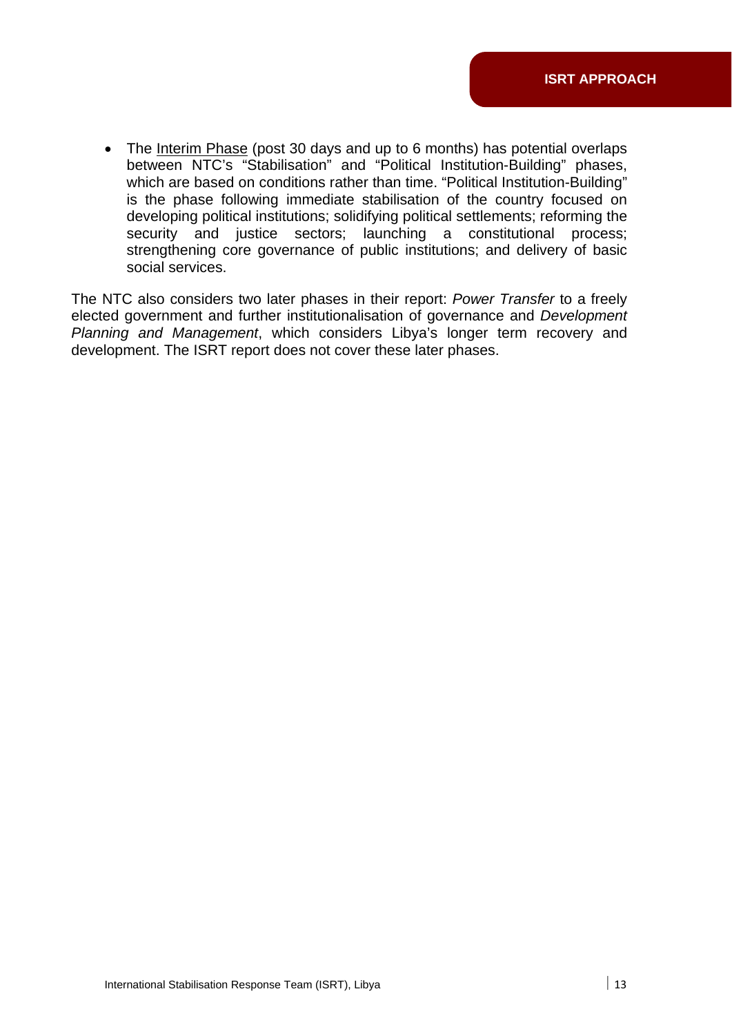- The Interim Phase (post 30 days and up to 6 months) has potential overlaps between NTC's "Stabilisation" and "Political Institution-Building" phases, which are based on conditions rather than time. "Political Institution-Building" is the phase following immediate stabilisation of the country focused on developing political institutions; solidifying political settlements; reforming the security and justice sectors; launching a constitutional process; strengthening core governance of public institutions; and delivery of basic social services.

The NTC also considers two later phases in their report: *Power Transfer* to a freely elected government and further institutionalisation of governance and *Development Planning and Management*, which considers Libya's longer term recovery and development. The ISRT report does not cover these later phases.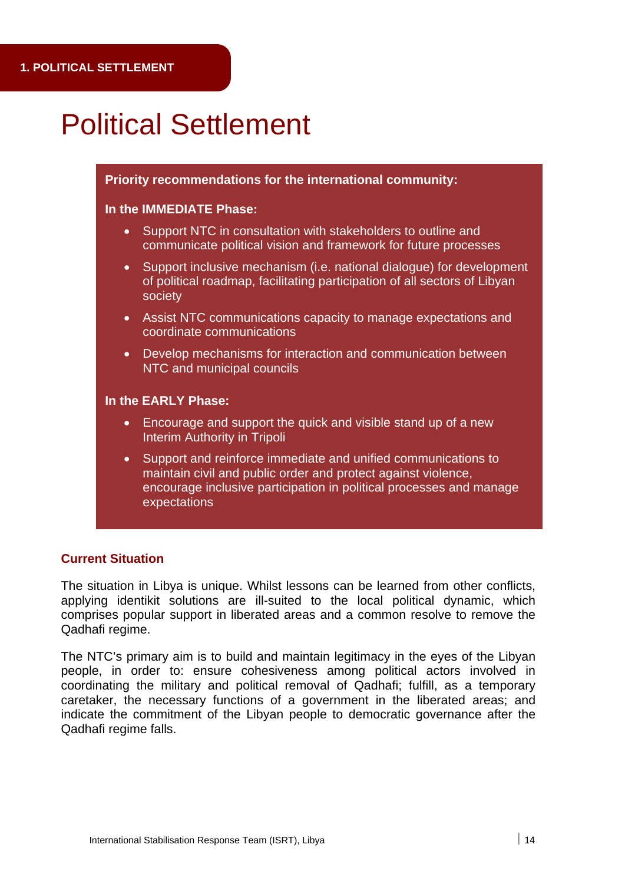# Political Settlement

**Priority recommendations for the international community:**

**In the IMMEDIATE Phase:**

- Support NTC in consultation with stakeholders to outline and communicate political vision and framework for future processes
- Support inclusive mechanism (i.e. national dialogue) for development of political roadmap, facilitating participation of all sectors of Libyan society
- Assist NTC communications capacity to manage expectations and coordinate communications
- Develop mechanisms for interaction and communication between NTC and municipal councils

**In the EARLY Phase:**

- Encourage and support the quick and visible stand up of a new Interim Authority in Tripoli
- Support and reinforce immediate and unified communications to maintain civil and public order and protect against violence, encourage inclusive participation in political processes and manage expectations

## Current Situation

The situation in Libya is unique. Whilst lessons can be learned from other conflicts, applying identikit solutions are ill-suited to the local political dynamic, which comprises popular support in liberated areas and a common resolve to remove the Qadhafi regime.

The NTC's primary aim is to build and maintain legitimacy in the eyes of the Libyan people, in order to: ensure cohesiveness among political actors involved in coordinating the military and political removal of Qadhafi; fulfill, as a temporary caretaker, the necessary functions of a government in the liberated areas; and indicate the commitment of the Libyan people to democratic governance after the Qadhafi regime falls.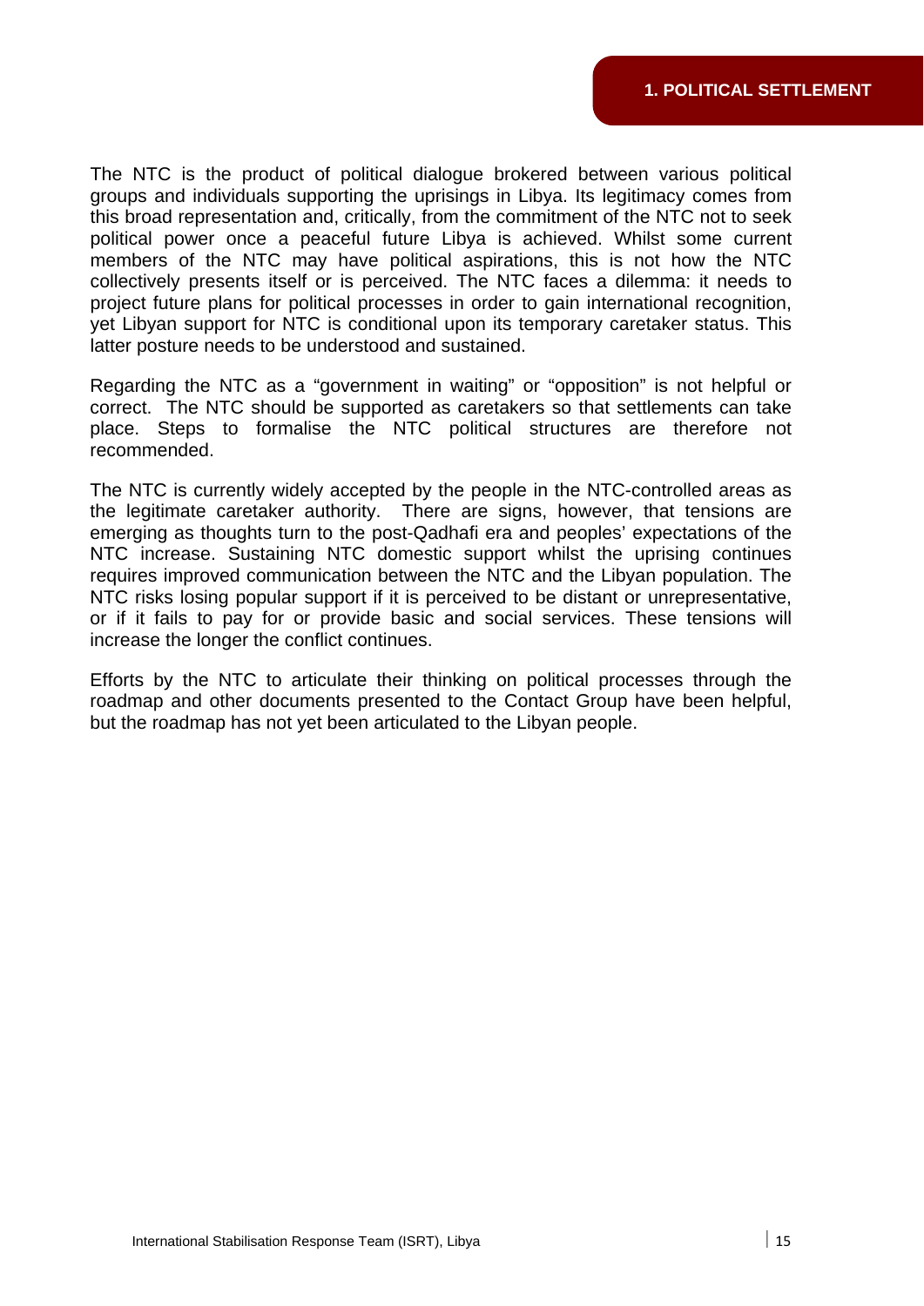The NTC is the product of political dialogue brokered between various political groups and individuals supporting the uprisings in Libya. Its legitimacy comes from this broad representation and, critically, from the commitment of the NTC not to seek political power once a peaceful future Libya is achieved. Whilst some current members of the NTC may have political aspirations, this is not how the NTC collectively presents itself or is perceived. The NTC faces a dilemma: it needs to project future plans for political processes in order to gain international recognition, yet Libyan support for NTC is conditional upon its temporary caretaker status. This latter posture needs to be understood and sustained.

Regarding the NTC as a "government in waiting" or "opposition" is not helpful or correct. The NTC should be supported as caretakers so that settlements can take place. Steps to formalise the NTC political structures are therefore not recommended.

The NTC is currently widely accepted by the people in the NTC-controlled areas as the legitimate caretaker authority. There are signs, however, that tensions are emerging as thoughts turn to the post-Qadhafi era and peoples' expectations of the NTC increase. Sustaining NTC domestic support whilst the uprising continues requires improved communication between the NTC and the Libyan population. The NTC risks losing popular support if it is perceived to be distant or unrepresentative, or if it fails to pay for or provide basic and social services. These tensions will increase the longer the conflict continues.

Efforts by the NTC to articulate their thinking on political processes through the roadmap and other documents presented to the Contact Group have been helpful, but the roadmap has not yet been articulated to the Libyan people.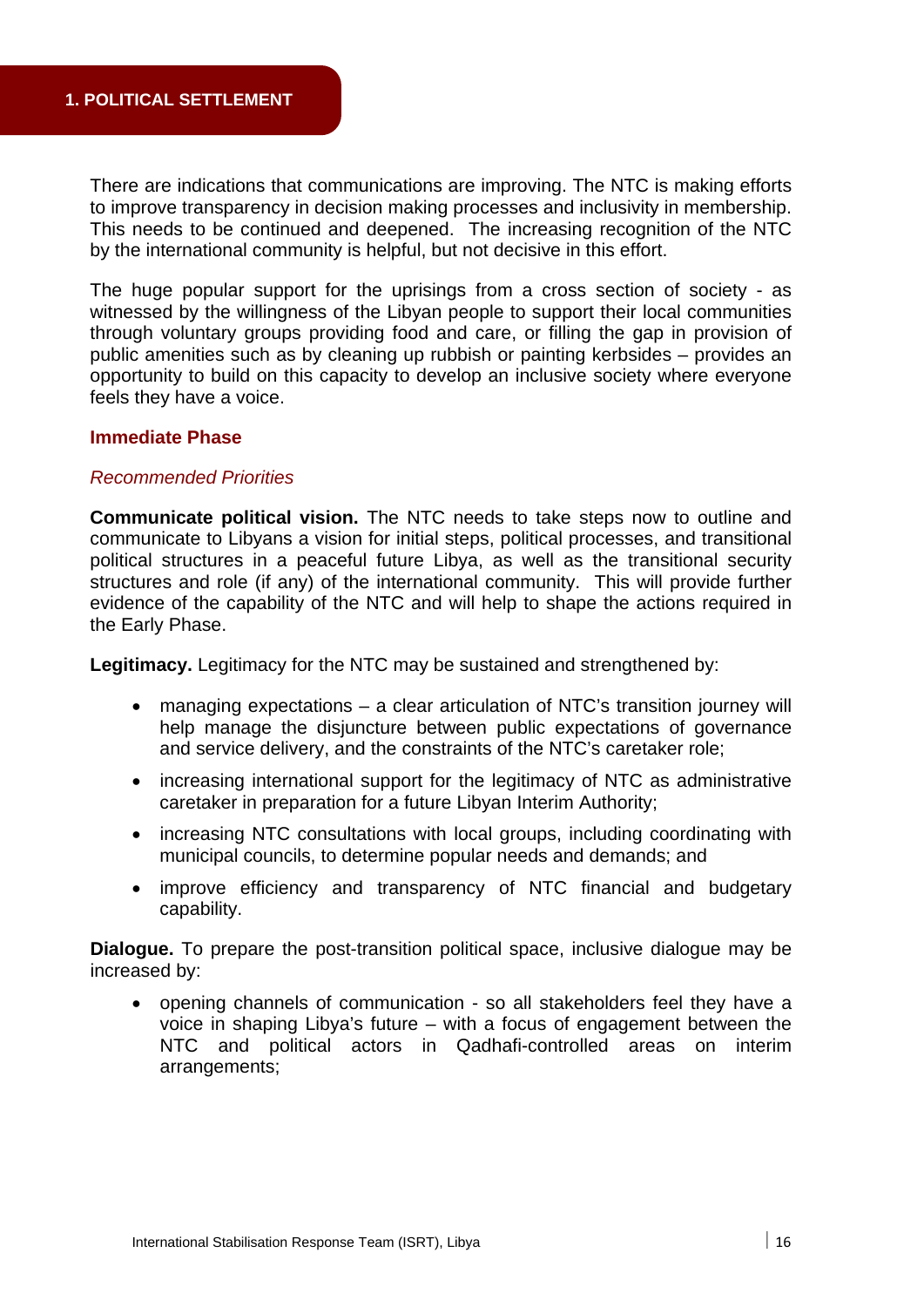## 1. POLITICAL SETTLEMENT

There are indications that communications are improving. The NTC is making efforts to improve transparency in decision making processes and inclusivity in membership. This needs to be continued and deepened. The increasing recognition of the NTC by the international community is helpful, but not decisive in this effort.

The huge popular support for the uprisings from a cross section of society - as witnessed by the willingness of the Libyan people to support their local communities through voluntary groups providing food and care, or filling the gap in provision of public amenities such as by cleaning up rubbish or painting kerbsides – provides an opportunity to build on this capacity to develop an inclusive society where everyone feels they have a voice.

### Immediate Phase

#### *Recommended Priorities*

**Communicate political vision.** The NTC needs to take steps now to outline and communicate to Libyans a vision for initial steps, political processes, and transitional political structures in a peaceful future Libya, as well as the transitional security structures and role (if any) of the international community. This will provide further evidence of the capability of the NTC and will help to shape the actions required in the Early Phase.

**Legitimacy.** Legitimacy for the NTC may be sustained and strengthened by:

- managing expectations – a clear articulation of NTC's transition journey will help manage the disjuncture between public expectations of governance and service delivery, and the constraints of the NTC's caretaker role;
- increasing international support for the legitimacy of NTC as administrative caretaker in preparation for a future Libyan Interim Authority;
- increasing NTC consultations with local groups, including coordinating with municipal councils, to determine popular needs and demands; and
- improve efficiency and transparency of NTC financial and budgetary capability.

**Dialogue.** To prepare the post-transition political space, inclusive dialogue may be increased by:

- opening channels of communication - so all stakeholders feel they have a voice in shaping Libya's future – with a focus of engagement between the NTC and political actors in Qadhafi-controlled areas on interim arrangements;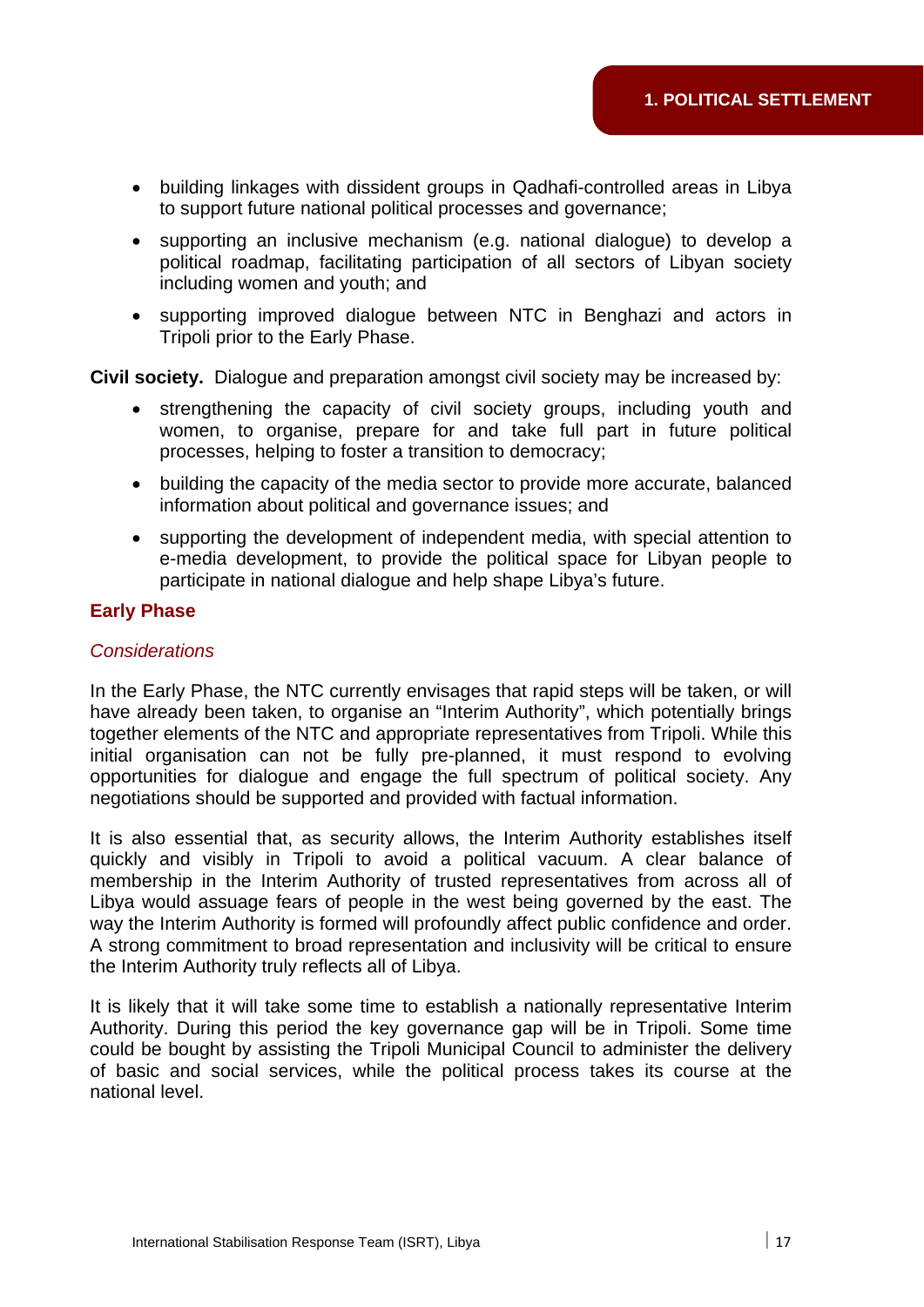- building linkages with dissident groups in Qadhafi-controlled areas in Libya to support future national political processes and governance;
- supporting an inclusive mechanism (e.g. national dialogue) to develop a political roadmap, facilitating participation of all sectors of Libyan society including women and youth; and
- supporting improved dialogue between NTC in Benghazi and actors in Tripoli prior to the Early Phase.

**Civil society.** Dialogue and preparation amongst civil society may be increased by:

- strengthening the capacity of civil society groups, including youth and women, to organise, prepare for and take full part in future political processes, helping to foster a transition to democracy;
- building the capacity of the media sector to provide more accurate, balanced information about political and governance issues; and
- supporting the development of independent media, with special attention to e-media development, to provide the political space for Libyan people to participate in national dialogue and help shape Libya's future.

## Early Phase

### *Considerations*

In the Early Phase, the NTC currently envisages that rapid steps will be taken, or will have already been taken, to organise an "Interim Authority", which potentially brings together elements of the NTC and appropriate representatives from Tripoli. While this initial organisation can not be fully pre-planned, it must respond to evolving opportunities for dialogue and engage the full spectrum of political society. Any negotiations should be supported and provided with factual information.

It is also essential that, as security allows, the Interim Authority establishes itself quickly and visibly in Tripoli to avoid a political vacuum. A clear balance of membership in the Interim Authority of trusted representatives from across all of Libya would assuage fears of people in the west being governed by the east. The way the Interim Authority is formed will profoundly affect public confidence and order. A strong commitment to broad representation and inclusivity will be critical to ensure the Interim Authority truly reflects all of Libya.

It is likely that it will take some time to establish a nationally representative Interim Authority. During this period the key governance gap will be in Tripoli. Some time could be bought by assisting the Tripoli Municipal Council to administer the delivery of basic and social services, while the political process takes its course at the national level.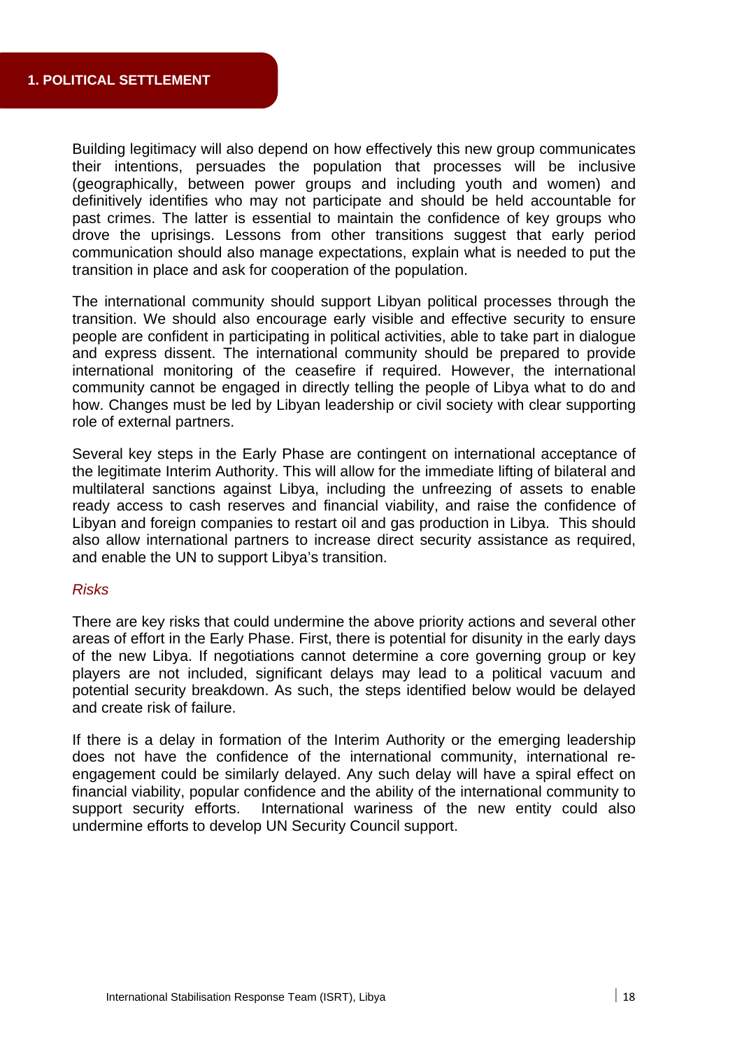# 1. POLITICAL SETTLEMENT

Building legitimacy will also depend on how effectively this new group communicates their intentions, persuades the population that processes will be inclusive (geographically, between power groups and including youth and women) and definitively identifies who may not participate and should be held accountable for past crimes. The latter is essential to maintain the confidence of key groups who drove the uprisings. Lessons from other transitions suggest that early period communication should also manage expectations, explain what is needed to put the transition in place and ask for cooperation of the population.

The international community should support Libyan political processes through the transition. We should also encourage early visible and effective security to ensure people are confident in participating in political activities, able to take part in dialogue and express dissent. The international community should be prepared to provide international monitoring of the ceasefire if required. However, the international community cannot be engaged in directly telling the people of Libya what to do and how. Changes must be led by Libyan leadership or civil society with clear supporting role of external partners.

Several key steps in the Early Phase are contingent on international acceptance of the legitimate Interim Authority. This will allow for the immediate lifting of bilateral and multilateral sanctions against Libya, including the unfreezing of assets to enable ready access to cash reserves and financial viability, and raise the confidence of Libyan and foreign companies to restart oil and gas production in Libya. This should also allow international partners to increase direct security assistance as required, and enable the UN to support Libya's transition.

*Risks*

There are key risks that could undermine the above priority actions and several other areas of effort in the Early Phase. First, there is potential for disunity in the early days of the new Libya. If negotiations cannot determine a core governing group or key players are not included, significant delays may lead to a political vacuum and potential security breakdown. As such, the steps identified below would be delayed and create risk of failure.

If there is a delay in formation of the Interim Authority or the emerging leadership does not have the confidence of the international community, international re-engagement could be similarly delayed. Any such delay will have a spiral effect on financial viability, popular confidence and the ability of the international community to support security efforts. International wariness of the new entity could also undermine efforts to develop UN Security Council support.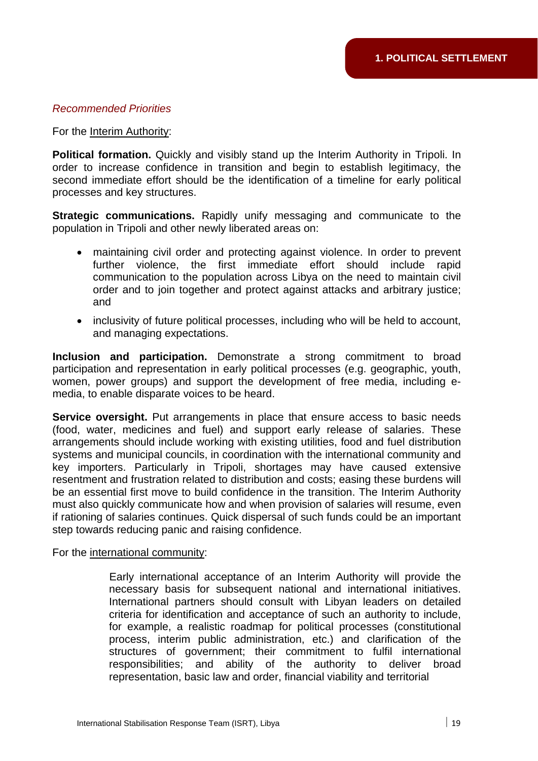*Recommended Priorities*

For the Interim Authority:

**Political formation.** Quickly and visibly stand up the Interim Authority in Tripoli. In order to increase confidence in transition and begin to establish legitimacy, the second immediate effort should be the identification of a timeline for early political processes and key structures.

**Strategic communications.** Rapidly unify messaging and communicate to the population in Tripoli and other newly liberated areas on:

- maintaining civil order and protecting against violence. In order to prevent further violence, the first immediate effort should include rapid communication to the population across Libya on the need to maintain civil order and to join together and protect against attacks and arbitrary justice; and
- inclusivity of future political processes, including who will be held to account, and managing expectations.

**Inclusion and participation.** Demonstrate a strong commitment to broad participation and representation in early political processes (e.g. geographic, youth, women, power groups) and support the development of free media, including e-media, to enable disparate voices to be heard.

**Service oversight.** Put arrangements in place that ensure access to basic needs (food, water, medicines and fuel) and support early release of salaries. These arrangements should include working with existing utilities, food and fuel distribution systems and municipal councils, in coordination with the international community and key importers. Particularly in Tripoli, shortages may have caused extensive resentment and frustration related to distribution and costs; easing these burdens will be an essential first move to build confidence in the transition. The Interim Authority must also quickly communicate how and when provision of salaries will resume, even if rationing of salaries continues. Quick dispersal of such funds could be an important step towards reducing panic and raising confidence.

For the international community:

Early international acceptance of an Interim Authority will provide the necessary basis for subsequent national and international initiatives. International partners should consult with Libyan leaders on detailed criteria for identification and acceptance of such an authority to include, for example, a realistic roadmap for political processes (constitutional process, interim public administration, etc.) and clarification of the structures of government; their commitment to fulfil international responsibilities; and ability of the authority to deliver broad representation, basic law and order, financial viability and territorial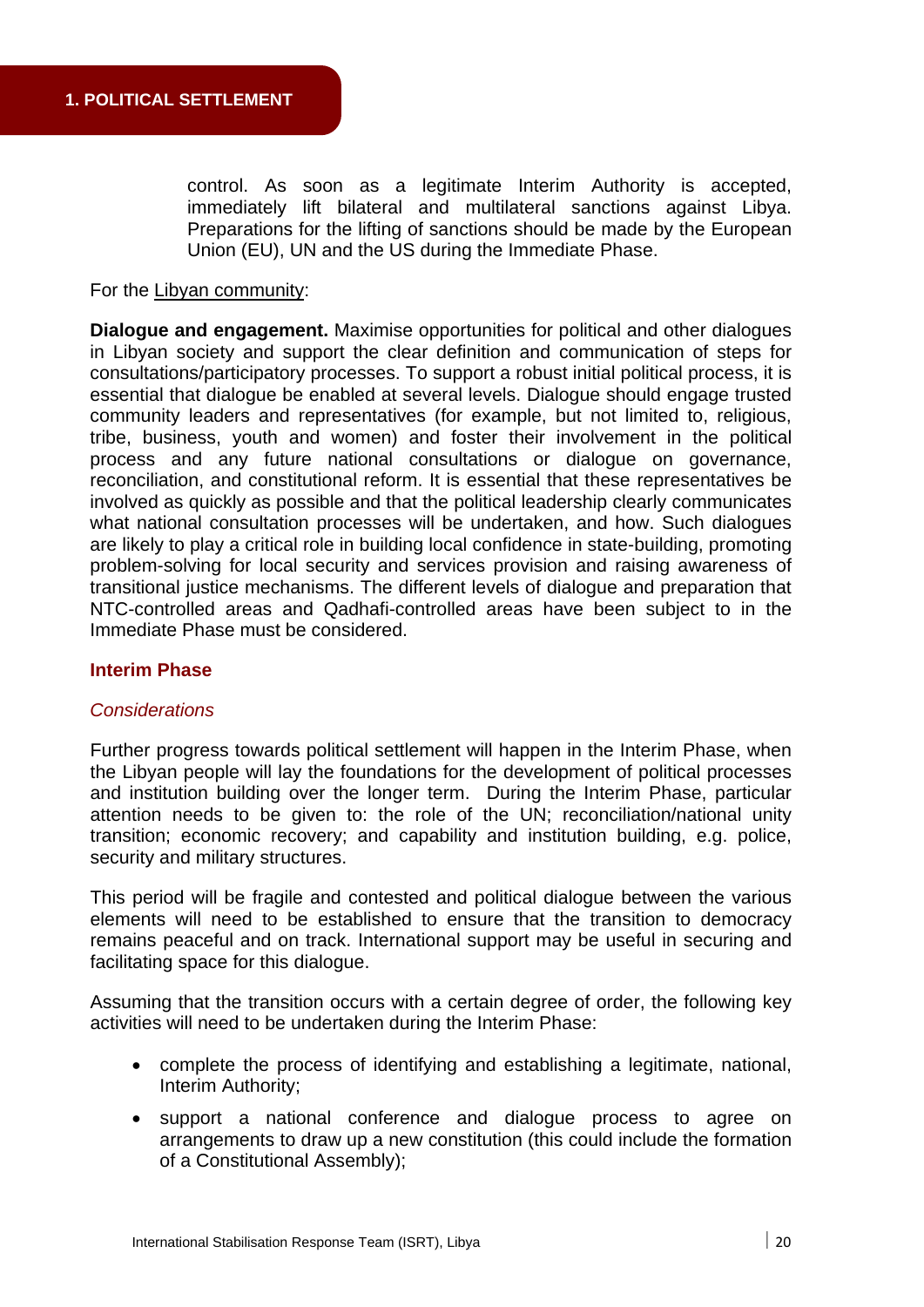control. As soon as a legitimate Interim Authority is accepted, immediately lift bilateral and multilateral sanctions against Libya. Preparations for the lifting of sanctions should be made by the European Union (EU), UN and the US during the Immediate Phase.

For the Libyan community:

**Dialogue and engagement.** Maximise opportunities for political and other dialogues in Libyan society and support the clear definition and communication of steps for consultations/participatory processes. To support a robust initial political process, it is essential that dialogue be enabled at several levels. Dialogue should engage trusted community leaders and representatives (for example, but not limited to, religious, tribe, business, youth and women) and foster their involvement in the political process and any future national consultations or dialogue on governance, reconciliation, and constitutional reform. It is essential that these representatives be involved as quickly as possible and that the political leadership clearly communicates what national consultation processes will be undertaken, and how. Such dialogues are likely to play a critical role in building local confidence in state-building, promoting problem-solving for local security and services provision and raising awareness of transitional justice mechanisms. The different levels of dialogue and preparation that NTC-controlled areas and Qadhafi-controlled areas have been subject to in the Immediate Phase must be considered.

## Interim Phase

### *Considerations*

Further progress towards political settlement will happen in the Interim Phase, when the Libyan people will lay the foundations for the development of political processes and institution building over the longer term. During the Interim Phase, particular attention needs to be given to: the role of the UN; reconciliation/national unity transition; economic recovery; and capability and institution building, e.g. police, security and military structures.

This period will be fragile and contested and political dialogue between the various elements will need to be established to ensure that the transition to democracy remains peaceful and on track. International support may be useful in securing and facilitating space for this dialogue.

Assuming that the transition occurs with a certain degree of order, the following key activities will need to be undertaken during the Interim Phase:

- complete the process of identifying and establishing a legitimate, national, Interim Authority;
- support a national conference and dialogue process to agree on arrangements to draw up a new constitution (this could include the formation of a Constitutional Assembly);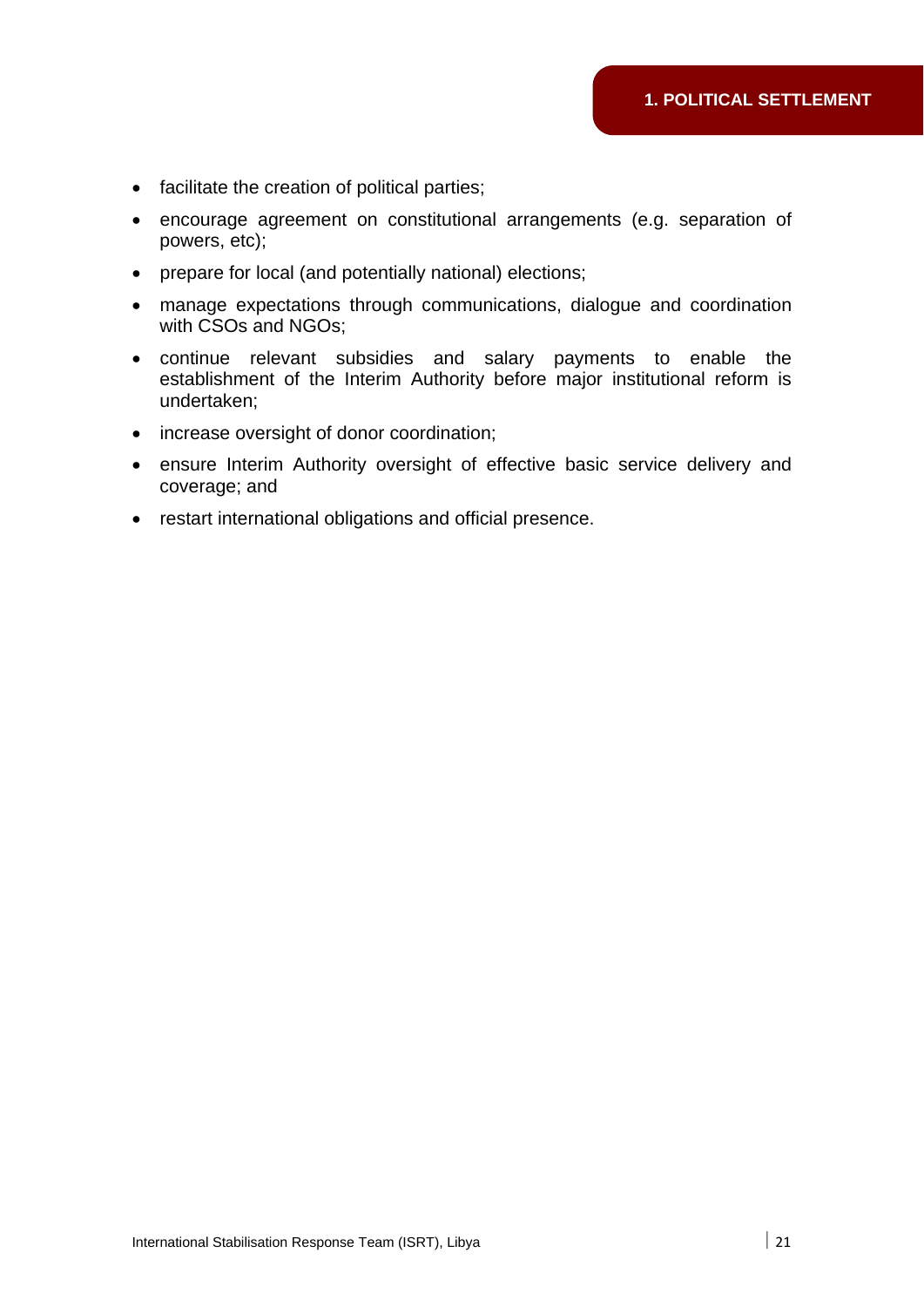- facilitate the creation of political parties;
- encourage agreement on constitutional arrangements (e.g. separation of powers, etc);
- prepare for local (and potentially national) elections;
- manage expectations through communications, dialogue and coordination with CSOs and NGOs;
- continue relevant subsidies and salary payments to enable the establishment of the Interim Authority before major institutional reform is undertaken;
- increase oversight of donor coordination;
- ensure Interim Authority oversight of effective basic service delivery and coverage; and
- restart international obligations and official presence.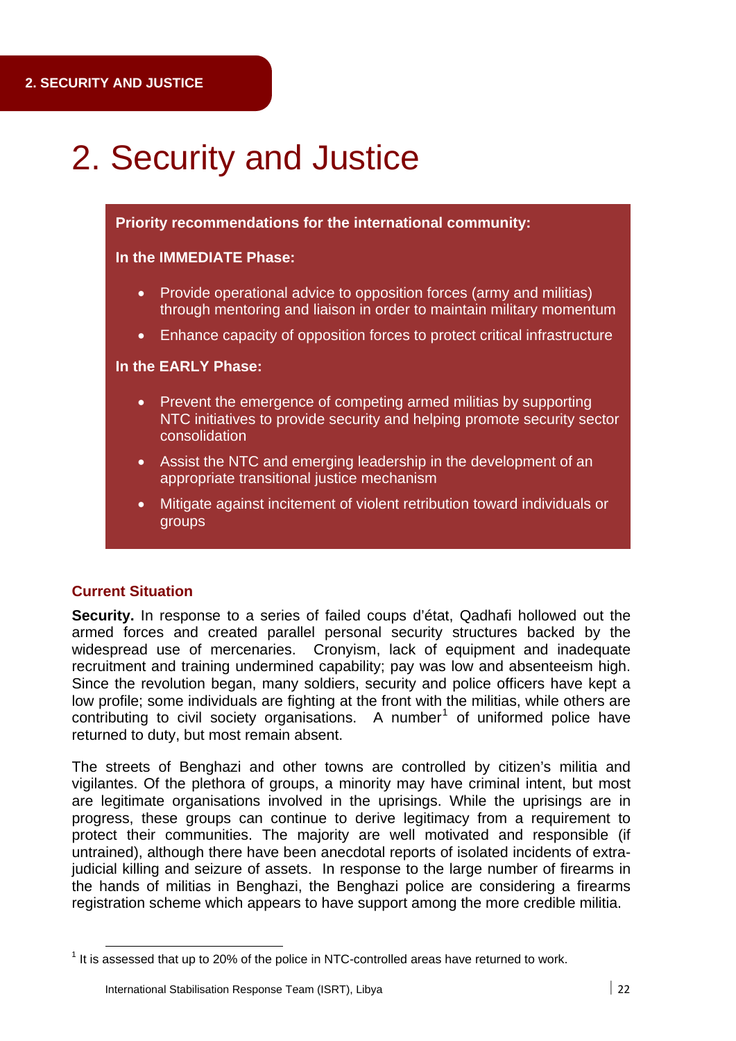# 2. Security and Justice

**Priority recommendations for the international community:**

**In the IMMEDIATE Phase:**

- Provide operational advice to opposition forces (army and militias) through mentoring and liaison in order to maintain military momentum
- Enhance capacity of opposition forces to protect critical infrastructure

**In the EARLY Phase:**

- Prevent the emergence of competing armed militias by supporting NTC initiatives to provide security and helping promote security sector consolidation
- Assist the NTC and emerging leadership in the development of an appropriate transitional justice mechanism
- Mitigate against incitement of violent retribution toward individuals or groups

## Current Situation

**Security.** In response to a series of failed coups d'état, Qadhafi hollowed out the armed forces and created parallel personal security structures backed by the widespread use of mercenaries. Cronyism, lack of equipment and inadequate recruitment and training undermined capability; pay was low and absenteeism high. Since the revolution began, many soldiers, security and police officers have kept a low profile; some individuals are fighting at the front with the militias, while others are contributing to civil society organisations. A number[1] of uniformed police have returned to duty, but most remain absent.

The streets of Benghazi and other towns are controlled by citizen's militia and vigilantes. Of the plethora of groups, a minority may have criminal intent, but most are legitimate organisations involved in the uprisings. While the uprisings are in progress, these groups can continue to derive legitimacy from a requirement to protect their communities. The majority are well motivated and responsible (if untrained), although there have been anecdotal reports of isolated incidents of extra-judicial killing and seizure of assets. In response to the large number of firearms in the hands of militias in Benghazi, the Benghazi police are considering a firearms registration scheme which appears to have support among the more credible militia.

[1] It is assessed that up to 20% of the police in NTC-controlled areas have returned to work.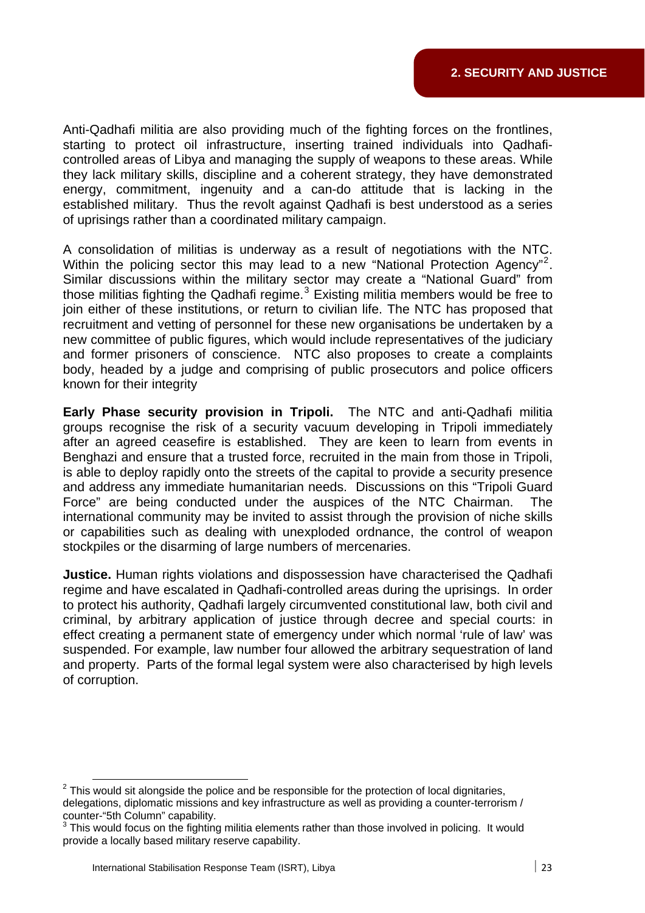Anti-Qadhafi militia are also providing much of the fighting forces on the frontlines, starting to protect oil infrastructure, inserting trained individuals into Qadhafi-controlled areas of Libya and managing the supply of weapons to these areas. While they lack military skills, discipline and a coherent strategy, they have demonstrated energy, commitment, ingenuity and a can-do attitude that is lacking in the established military. Thus the revolt against Qadhafi is best understood as a series of uprisings rather than a coordinated military campaign.

A consolidation of militias is underway as a result of negotiations with the NTC. Within the policing sector this may lead to a new "National Protection Agency"[2]. Similar discussions within the military sector may create a "National Guard" from those militias fighting the Qadhafi regime.[3] Existing militia members would be free to join either of these institutions, or return to civilian life. The NTC has proposed that recruitment and vetting of personnel for these new organisations be undertaken by a new committee of public figures, which would include representatives of the judiciary and former prisoners of conscience. NTC also proposes to create a complaints body, headed by a judge and comprising of public prosecutors and police officers known for their integrity

**Early Phase security provision in Tripoli.** The NTC and anti-Qadhafi militia groups recognise the risk of a security vacuum developing in Tripoli immediately after an agreed ceasefire is established. They are keen to learn from events in Benghazi and ensure that a trusted force, recruited in the main from those in Tripoli, is able to deploy rapidly onto the streets of the capital to provide a security presence and address any immediate humanitarian needs. Discussions on this "Tripoli Guard Force" are being conducted under the auspices of the NTC Chairman. The international community may be invited to assist through the provision of niche skills or capabilities such as dealing with unexploded ordnance, the control of weapon stockpiles or the disarming of large numbers of mercenaries.

**Justice.** Human rights violations and dispossession have characterised the Qadhafi regime and have escalated in Qadhafi-controlled areas during the uprisings. In order to protect his authority, Qadhafi largely circumvented constitutional law, both civil and criminal, by arbitrary application of justice through decree and special courts: in effect creating a permanent state of emergency under which normal 'rule of law' was suspended. For example, law number four allowed the arbitrary sequestration of land and property. Parts of the formal legal system were also characterised by high levels of corruption.

---

[2] This would sit alongside the police and be responsible for the protection of local dignitaries, delegations, diplomatic missions and key infrastructure as well as providing a counter-terrorism / counter-"5th Column" capability.

[3] This would focus on the fighting militia elements rather than those involved in policing. It would provide a locally based military reserve capability.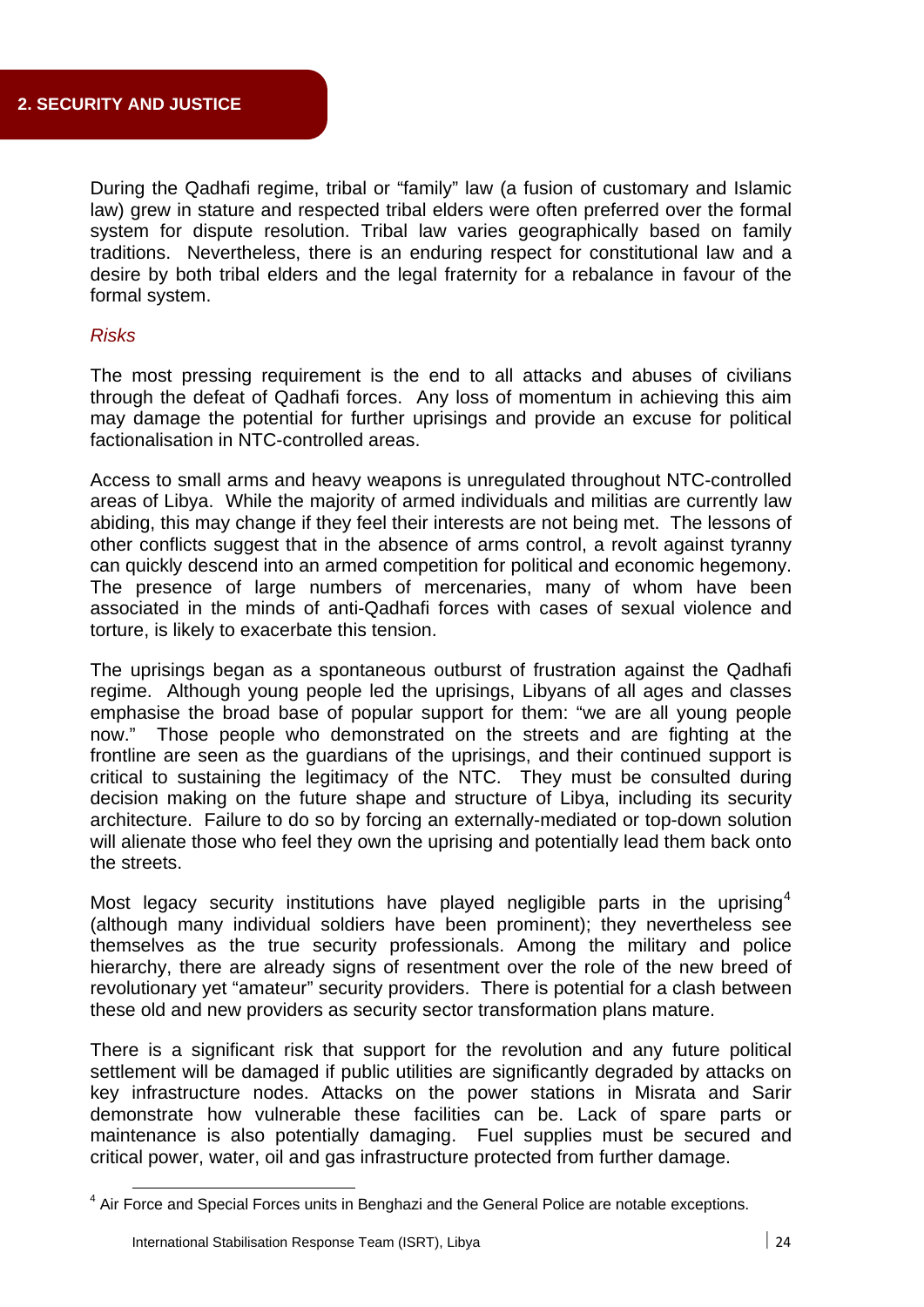During the Qadhafi regime, tribal or "family" law (a fusion of customary and Islamic law) grew in stature and respected tribal elders were often preferred over the formal system for dispute resolution. Tribal law varies geographically based on family traditions. Nevertheless, there is an enduring respect for constitutional law and a desire by both tribal elders and the legal fraternity for a rebalance in favour of the formal system.

*Risks*

The most pressing requirement is the end to all attacks and abuses of civilians through the defeat of Qadhafi forces. Any loss of momentum in achieving this aim may damage the potential for further uprisings and provide an excuse for political factionalisation in NTC-controlled areas.

Access to small arms and heavy weapons is unregulated throughout NTC-controlled areas of Libya. While the majority of armed individuals and militias are currently law abiding, this may change if they feel their interests are not being met. The lessons of other conflicts suggest that in the absence of arms control, a revolt against tyranny can quickly descend into an armed competition for political and economic hegemony. The presence of large numbers of mercenaries, many of whom have been associated in the minds of anti-Qadhafi forces with cases of sexual violence and torture, is likely to exacerbate this tension.

The uprisings began as a spontaneous outburst of frustration against the Qadhafi regime. Although young people led the uprisings, Libyans of all ages and classes emphasise the broad base of popular support for them: "we are all young people now." Those people who demonstrated on the streets and are fighting at the frontline are seen as the guardians of the uprisings, and their continued support is critical to sustaining the legitimacy of the NTC. They must be consulted during decision making on the future shape and structure of Libya, including its security architecture. Failure to do so by forcing an externally-mediated or top-down solution will alienate those who feel they own the uprising and potentially lead them back onto the streets.

Most legacy security institutions have played negligible parts in the uprising[4] (although many individual soldiers have been prominent); they nevertheless see themselves as the true security professionals. Among the military and police hierarchy, there are already signs of resentment over the role of the new breed of revolutionary yet "amateur" security providers. There is potential for a clash between these old and new providers as security sector transformation plans mature.

There is a significant risk that support for the revolution and any future political settlement will be damaged if public utilities are significantly degraded by attacks on key infrastructure nodes. Attacks on the power stations in Misrata and Sarir demonstrate how vulnerable these facilities can be. Lack of spare parts or maintenance is also potentially damaging. Fuel supplies must be secured and critical power, water, oil and gas infrastructure protected from further damage.

---

[4] Air Force and Special Forces units in Benghazi and the General Police are notable exceptions.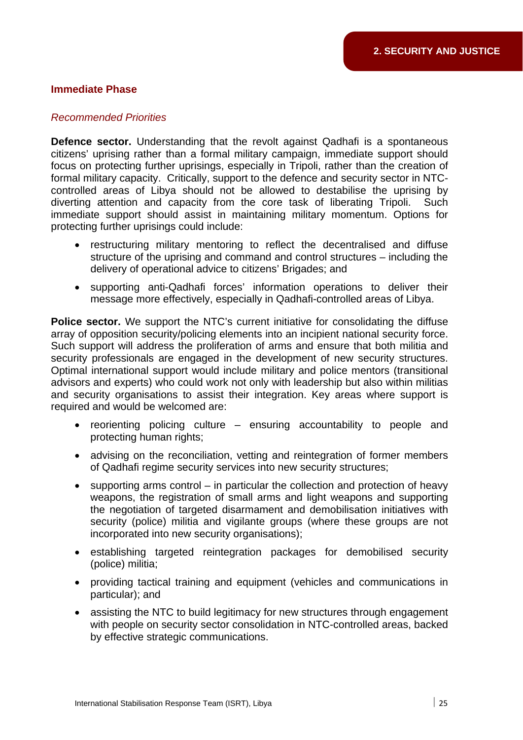### Immediate Phase

*Recommended Priorities*

**Defence sector.** Understanding that the revolt against Qadhafi is a spontaneous citizens' uprising rather than a formal military campaign, immediate support should focus on protecting further uprisings, especially in Tripoli, rather than the creation of formal military capacity. Critically, support to the defence and security sector in NTC-controlled areas of Libya should not be allowed to destabilise the uprising by diverting attention and capacity from the core task of liberating Tripoli. Such immediate support should assist in maintaining military momentum. Options for protecting further uprisings could include:

- restructuring military mentoring to reflect the decentralised and diffuse structure of the uprising and command and control structures – including the delivery of operational advice to citizens' Brigades; and
- supporting anti-Qadhafi forces' information operations to deliver their message more effectively, especially in Qadhafi-controlled areas of Libya.

**Police sector.** We support the NTC's current initiative for consolidating the diffuse array of opposition security/policing elements into an incipient national security force. Such support will address the proliferation of arms and ensure that both militia and security professionals are engaged in the development of new security structures. Optimal international support would include military and police mentors (transitional advisors and experts) who could work not only with leadership but also within militias and security organisations to assist their integration. Key areas where support is required and would be welcomed are:

- reorienting policing culture – ensuring accountability to people and protecting human rights;
- advising on the reconciliation, vetting and reintegration of former members of Qadhafi regime security services into new security structures;
- supporting arms control – in particular the collection and protection of heavy weapons, the registration of small arms and light weapons and supporting the negotiation of targeted disarmament and demobilisation initiatives with security (police) militia and vigilante groups (where these groups are not incorporated into new security organisations);
- establishing targeted reintegration packages for demobilised security (police) militia;
- providing tactical training and equipment (vehicles and communications in particular); and
- assisting the NTC to build legitimacy for new structures through engagement with people on security sector consolidation in NTC-controlled areas, backed by effective strategic communications.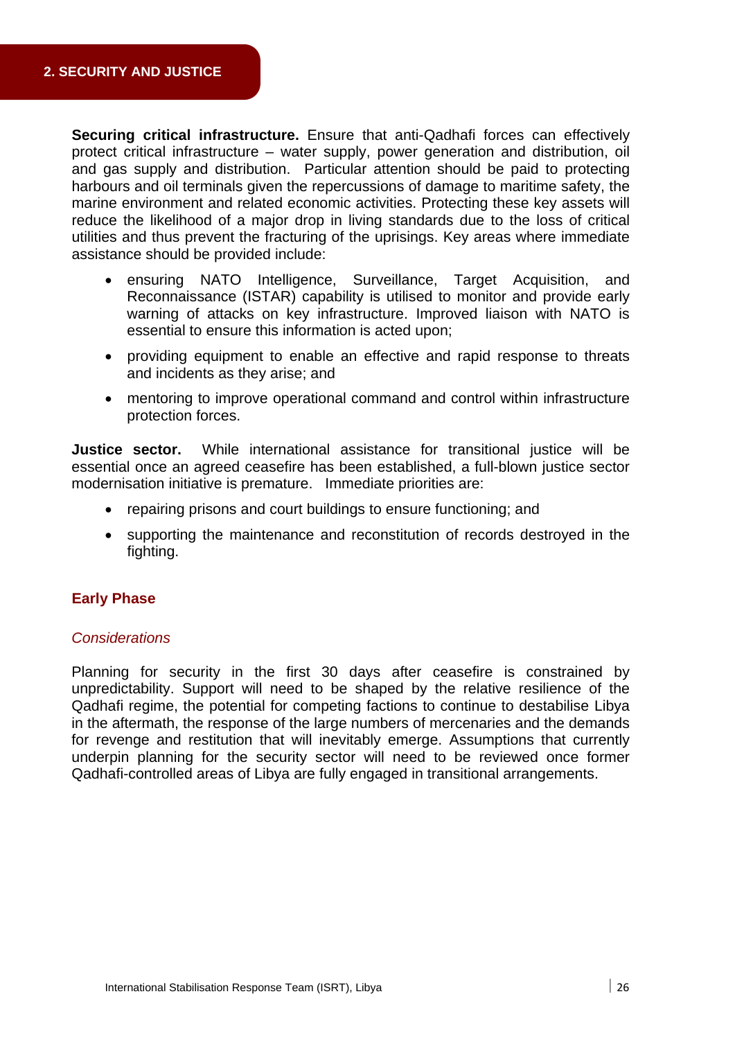## 2. SECURITY AND JUSTICE

**Securing critical infrastructure.** Ensure that anti-Qadhafi forces can effectively protect critical infrastructure – water supply, power generation and distribution, oil and gas supply and distribution. Particular attention should be paid to protecting harbours and oil terminals given the repercussions of damage to maritime safety, the marine environment and related economic activities. Protecting these key assets will reduce the likelihood of a major drop in living standards due to the loss of critical utilities and thus prevent the fracturing of the uprisings. Key areas where immediate assistance should be provided include:

- ensuring NATO Intelligence, Surveillance, Target Acquisition, and Reconnaissance (ISTAR) capability is utilised to monitor and provide early warning of attacks on key infrastructure. Improved liaison with NATO is essential to ensure this information is acted upon;
- providing equipment to enable an effective and rapid response to threats and incidents as they arise; and
- mentoring to improve operational command and control within infrastructure protection forces.

**Justice sector.** While international assistance for transitional justice will be essential once an agreed ceasefire has been established, a full-blown justice sector modernisation initiative is premature. Immediate priorities are:

- repairing prisons and court buildings to ensure functioning; and
- supporting the maintenance and reconstitution of records destroyed in the fighting.

### Early Phase

#### *Considerations*

Planning for security in the first 30 days after ceasefire is constrained by unpredictability. Support will need to be shaped by the relative resilience of the Qadhafi regime, the potential for competing factions to continue to destabilise Libya in the aftermath, the response of the large numbers of mercenaries and the demands for revenge and restitution that will inevitably emerge. Assumptions that currently underpin planning for the security sector will need to be reviewed once former Qadhafi-controlled areas of Libya are fully engaged in transitional arrangements.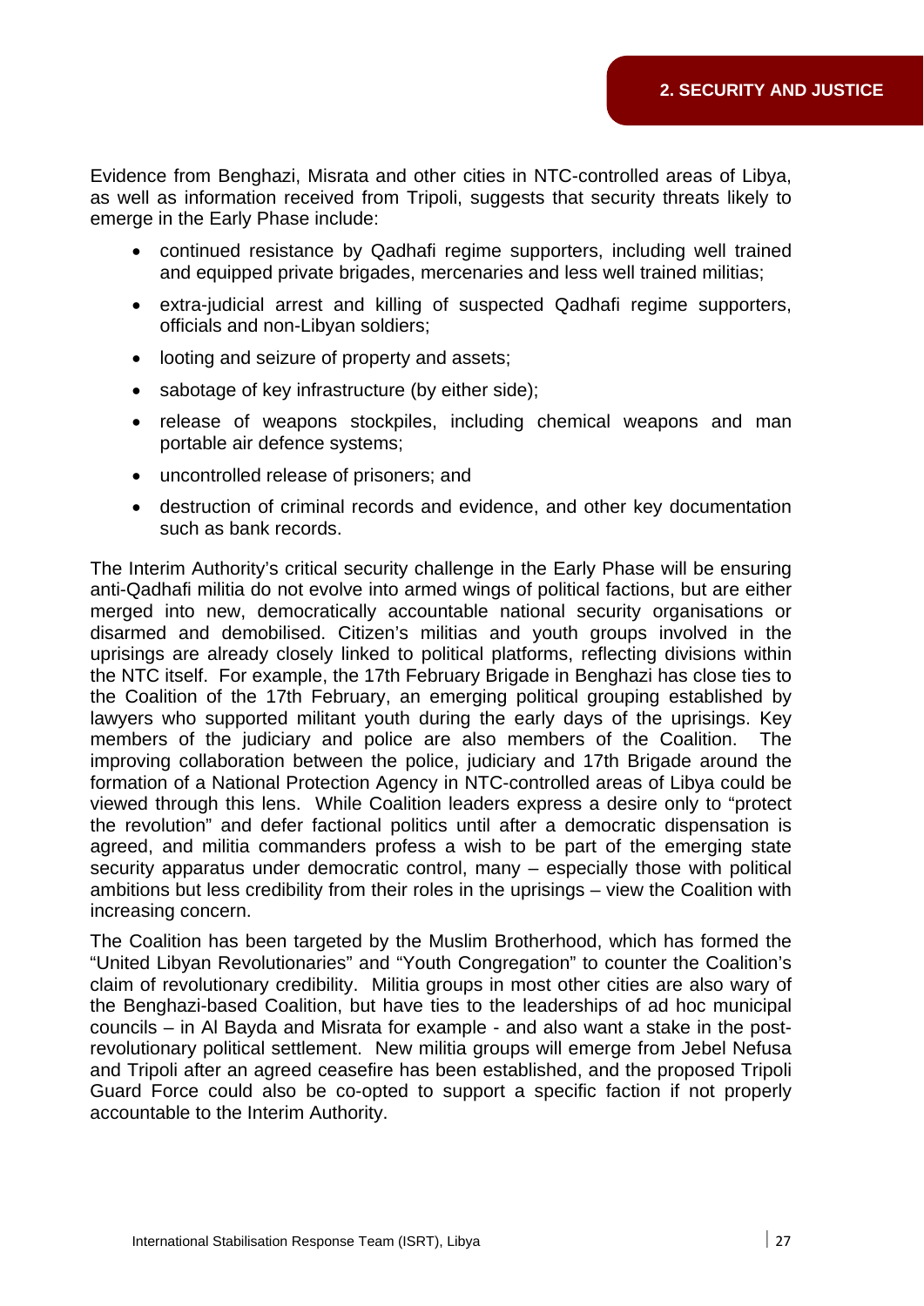Evidence from Benghazi, Misrata and other cities in NTC-controlled areas of Libya, as well as information received from Tripoli, suggests that security threats likely to emerge in the Early Phase include:

- continued resistance by Qadhafi regime supporters, including well trained and equipped private brigades, mercenaries and less well trained militias;
- extra-judicial arrest and killing of suspected Qadhafi regime supporters, officials and non-Libyan soldiers;
- looting and seizure of property and assets;
- sabotage of key infrastructure (by either side);
- release of weapons stockpiles, including chemical weapons and man portable air defence systems;
- uncontrolled release of prisoners; and
- destruction of criminal records and evidence, and other key documentation such as bank records.

The Interim Authority's critical security challenge in the Early Phase will be ensuring anti-Qadhafi militia do not evolve into armed wings of political factions, but are either merged into new, democratically accountable national security organisations or disarmed and demobilised. Citizen's militias and youth groups involved in the uprisings are already closely linked to political platforms, reflecting divisions within the NTC itself. For example, the 17th February Brigade in Benghazi has close ties to the Coalition of the 17th February, an emerging political grouping established by lawyers who supported militant youth during the early days of the uprisings. Key members of the judiciary and police are also members of the Coalition. The improving collaboration between the police, judiciary and 17th Brigade around the formation of a National Protection Agency in NTC-controlled areas of Libya could be viewed through this lens. While Coalition leaders express a desire only to "protect the revolution" and defer factional politics until after a democratic dispensation is agreed, and militia commanders profess a wish to be part of the emerging state security apparatus under democratic control, many – especially those with political ambitions but less credibility from their roles in the uprisings – view the Coalition with increasing concern.

The Coalition has been targeted by the Muslim Brotherhood, which has formed the "United Libyan Revolutionaries" and "Youth Congregation" to counter the Coalition's claim of revolutionary credibility. Militia groups in most other cities are also wary of the Benghazi-based Coalition, but have ties to the leaderships of ad hoc municipal councils – in Al Bayda and Misrata for example - and also want a stake in the post-revolutionary political settlement. New militia groups will emerge from Jebel Nefusa and Tripoli after an agreed ceasefire has been established, and the proposed Tripoli Guard Force could also be co-opted to support a specific faction if not properly accountable to the Interim Authority.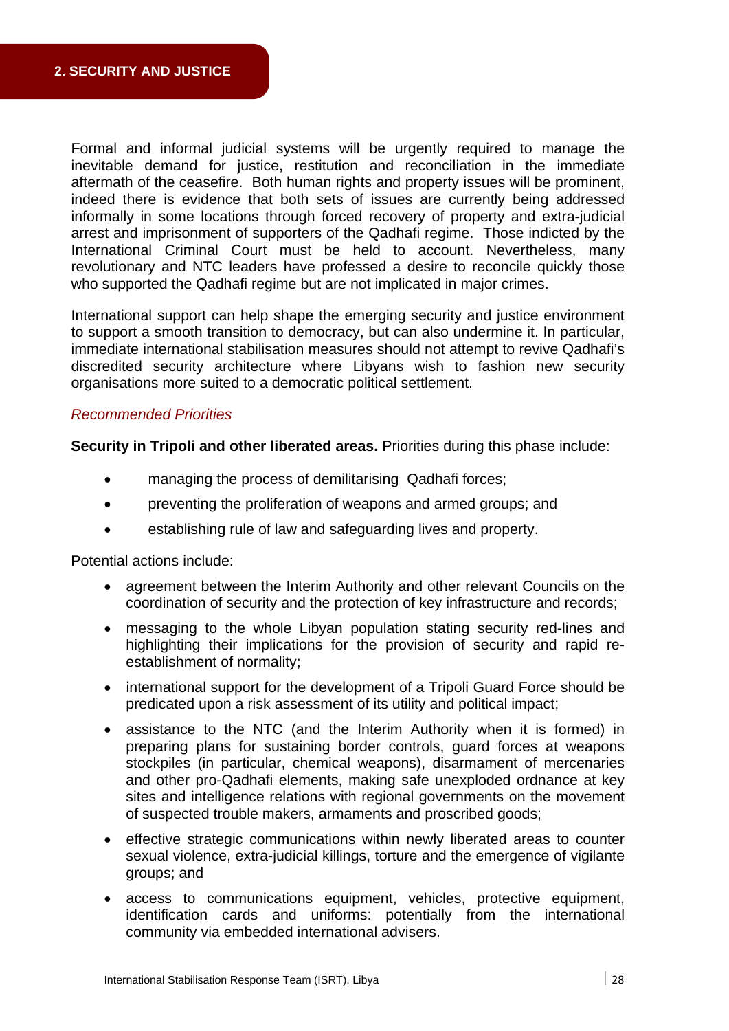## 2. SECURITY AND JUSTICE

Formal and informal judicial systems will be urgently required to manage the inevitable demand for justice, restitution and reconciliation in the immediate aftermath of the ceasefire. Both human rights and property issues will be prominent, indeed there is evidence that both sets of issues are currently being addressed informally in some locations through forced recovery of property and extra-judicial arrest and imprisonment of supporters of the Qadhafi regime. Those indicted by the International Criminal Court must be held to account. Nevertheless, many revolutionary and NTC leaders have professed a desire to reconcile quickly those who supported the Qadhafi regime but are not implicated in major crimes.

International support can help shape the emerging security and justice environment to support a smooth transition to democracy, but can also undermine it. In particular, immediate international stabilisation measures should not attempt to revive Qadhafi's discredited security architecture where Libyans wish to fashion new security organisations more suited to a democratic political settlement.

*Recommended Priorities*

**Security in Tripoli and other liberated areas.** Priorities during this phase include:

- managing the process of demilitarising Qadhafi forces;
- preventing the proliferation of weapons and armed groups; and
- establishing rule of law and safeguarding lives and property.

Potential actions include:

- agreement between the Interim Authority and other relevant Councils on the coordination of security and the protection of key infrastructure and records;
- messaging to the whole Libyan population stating security red-lines and highlighting their implications for the provision of security and rapid re-establishment of normality;
- international support for the development of a Tripoli Guard Force should be predicated upon a risk assessment of its utility and political impact;
- assistance to the NTC (and the Interim Authority when it is formed) in preparing plans for sustaining border controls, guard forces at weapons stockpiles (in particular, chemical weapons), disarmament of mercenaries and other pro-Qadhafi elements, making safe unexploded ordnance at key sites and intelligence relations with regional governments on the movement of suspected trouble makers, armaments and proscribed goods;
- effective strategic communications within newly liberated areas to counter sexual violence, extra-judicial killings, torture and the emergence of vigilante groups; and
- access to communications equipment, vehicles, protective equipment, identification cards and uniforms: potentially from the international community via embedded international advisers.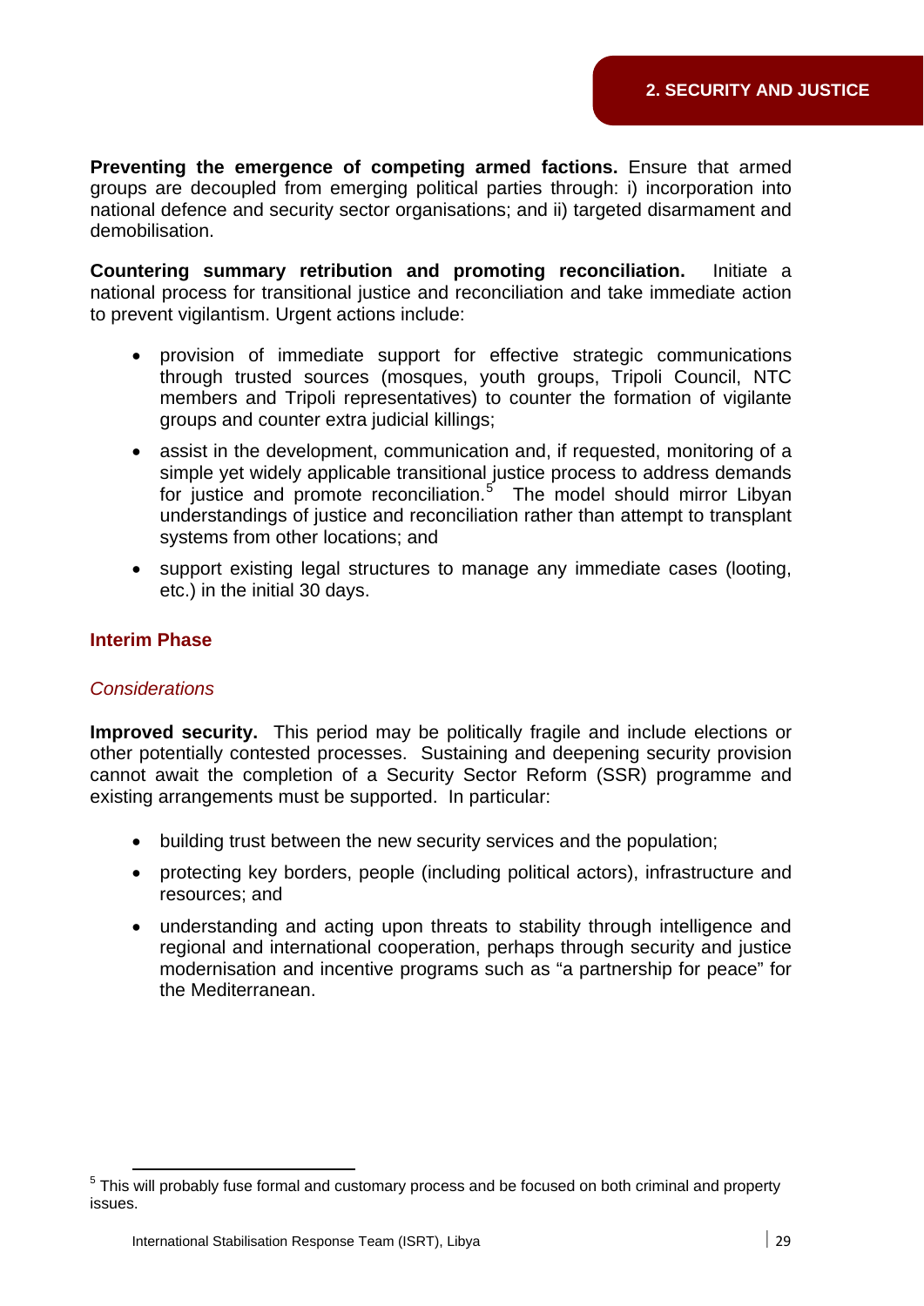**Preventing the emergence of competing armed factions.** Ensure that armed groups are decoupled from emerging political parties through: i) incorporation into national defence and security sector organisations; and ii) targeted disarmament and demobilisation.

**Countering summary retribution and promoting reconciliation.** Initiate a national process for transitional justice and reconciliation and take immediate action to prevent vigilantism. Urgent actions include:

- provision of immediate support for effective strategic communications through trusted sources (mosques, youth groups, Tripoli Council, NTC members and Tripoli representatives) to counter the formation of vigilante groups and counter extra judicial killings;
- assist in the development, communication and, if requested, monitoring of a simple yet widely applicable transitional justice process to address demands for justice and promote reconciliation.[5] The model should mirror Libyan understandings of justice and reconciliation rather than attempt to transplant systems from other locations; and
- support existing legal structures to manage any immediate cases (looting, etc.) in the initial 30 days.

### Interim Phase

#### *Considerations*

**Improved security.** This period may be politically fragile and include elections or other potentially contested processes. Sustaining and deepening security provision cannot await the completion of a Security Sector Reform (SSR) programme and existing arrangements must be supported. In particular:

- building trust between the new security services and the population;
- protecting key borders, people (including political actors), infrastructure and resources; and
- understanding and acting upon threats to stability through intelligence and regional and international cooperation, perhaps through security and justice modernisation and incentive programs such as "a partnership for peace" for the Mediterranean.

---

[5] This will probably fuse formal and customary process and be focused on both criminal and property issues.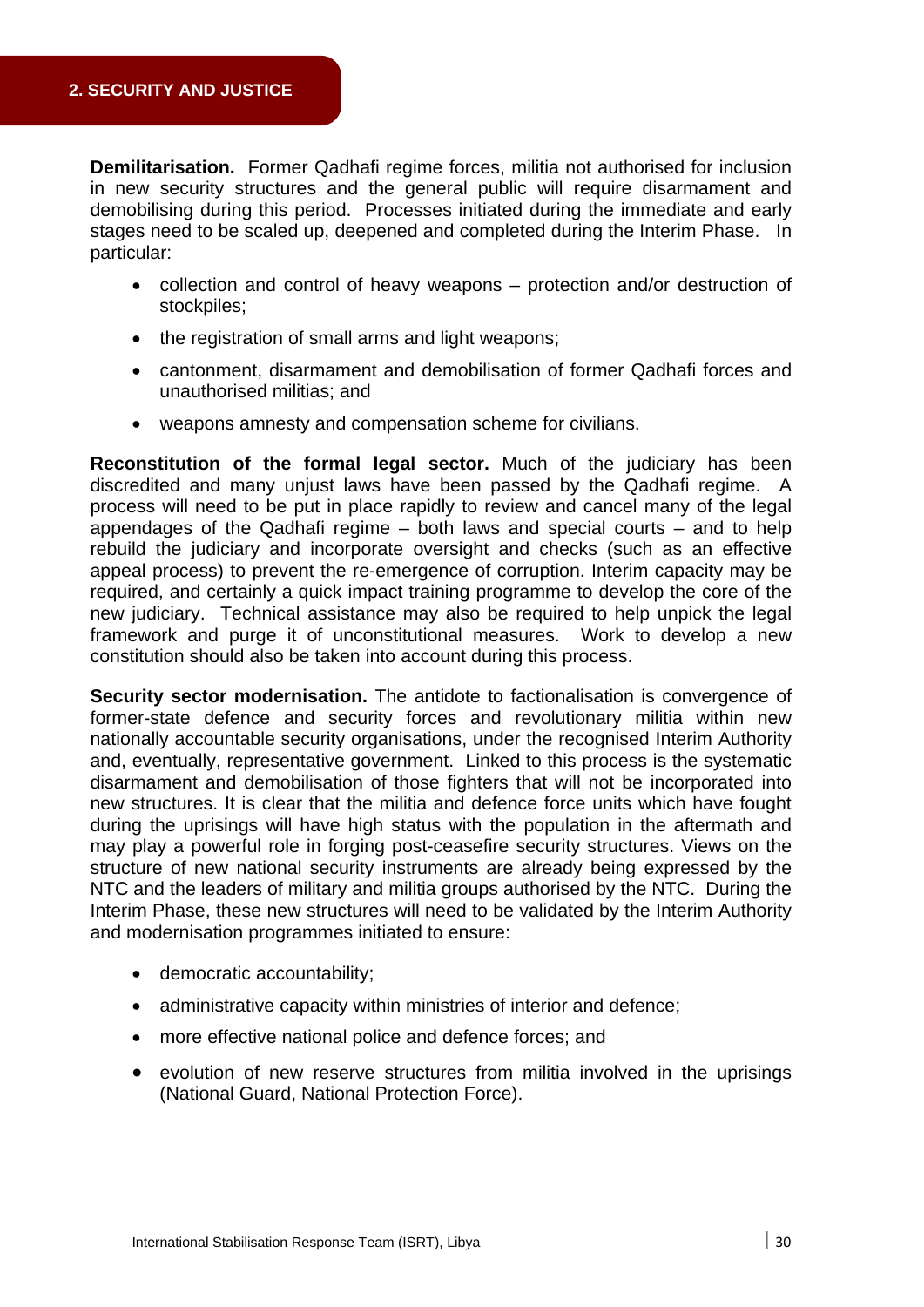## 2. SECURITY AND JUSTICE

**Demilitarisation.** Former Qadhafi regime forces, militia not authorised for inclusion in new security structures and the general public will require disarmament and demobilising during this period. Processes initiated during the immediate and early stages need to be scaled up, deepened and completed during the Interim Phase. In particular:

- collection and control of heavy weapons – protection and/or destruction of stockpiles;
- the registration of small arms and light weapons;
- cantonment, disarmament and demobilisation of former Qadhafi forces and unauthorised militias; and
- weapons amnesty and compensation scheme for civilians.

**Reconstitution of the formal legal sector.** Much of the judiciary has been discredited and many unjust laws have been passed by the Qadhafi regime. A process will need to be put in place rapidly to review and cancel many of the legal appendages of the Qadhafi regime – both laws and special courts – and to help rebuild the judiciary and incorporate oversight and checks (such as an effective appeal process) to prevent the re-emergence of corruption. Interim capacity may be required, and certainly a quick impact training programme to develop the core of the new judiciary. Technical assistance may also be required to help unpick the legal framework and purge it of unconstitutional measures. Work to develop a new constitution should also be taken into account during this process.

**Security sector modernisation.** The antidote to factionalisation is convergence of former-state defence and security forces and revolutionary militia within new nationally accountable security organisations, under the recognised Interim Authority and, eventually, representative government. Linked to this process is the systematic disarmament and demobilisation of those fighters that will not be incorporated into new structures. It is clear that the militia and defence force units which have fought during the uprisings will have high status with the population in the aftermath and may play a powerful role in forging post-ceasefire security structures. Views on the structure of new national security instruments are already being expressed by the NTC and the leaders of military and militia groups authorised by the NTC. During the Interim Phase, these new structures will need to be validated by the Interim Authority and modernisation programmes initiated to ensure:

- democratic accountability;
- administrative capacity within ministries of interior and defence;
- more effective national police and defence forces; and
- evolution of new reserve structures from militia involved in the uprisings (National Guard, National Protection Force).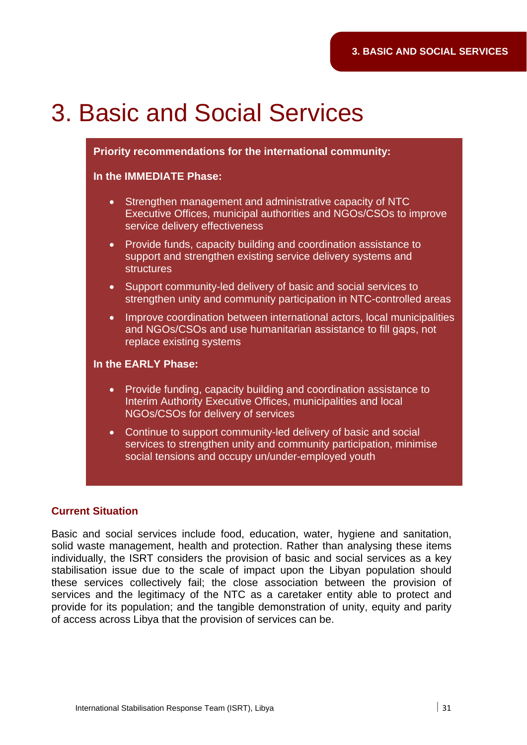# 3. Basic and Social Services

**Priority recommendations for the international community:**

**In the IMMEDIATE Phase:**

- Strengthen management and administrative capacity of NTC Executive Offices, municipal authorities and NGOs/CSOs to improve service delivery effectiveness
- Provide funds, capacity building and coordination assistance to support and strengthen existing service delivery systems and structures
- Support community-led delivery of basic and social services to strengthen unity and community participation in NTC-controlled areas
- Improve coordination between international actors, local municipalities and NGOs/CSOs and use humanitarian assistance to fill gaps, not replace existing systems

**In the EARLY Phase:**

- Provide funding, capacity building and coordination assistance to Interim Authority Executive Offices, municipalities and local NGOs/CSOs for delivery of services
- Continue to support community-led delivery of basic and social services to strengthen unity and community participation, minimise social tensions and occupy un/under-employed youth

### Current Situation

Basic and social services include food, education, water, hygiene and sanitation, solid waste management, health and protection. Rather than analysing these items individually, the ISRT considers the provision of basic and social services as a key stabilisation issue due to the scale of impact upon the Libyan population should these services collectively fail; the close association between the provision of services and the legitimacy of the NTC as a caretaker entity able to protect and provide for its population; and the tangible demonstration of unity, equity and parity of access across Libya that the provision of services can be.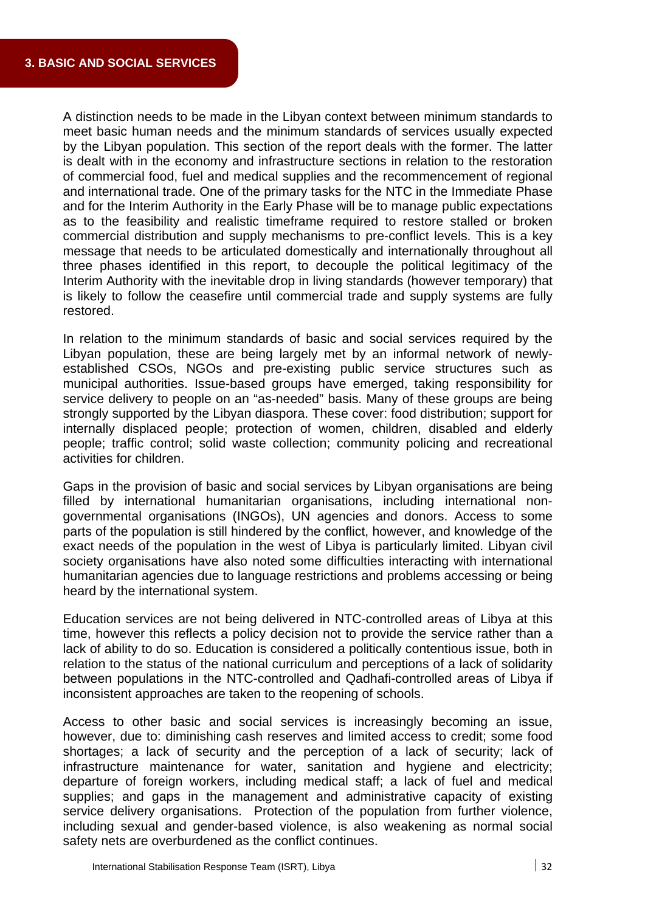# 3. BASIC AND SOCIAL SERVICES

A distinction needs to be made in the Libyan context between minimum standards to meet basic human needs and the minimum standards of services usually expected by the Libyan population. This section of the report deals with the former. The latter is dealt with in the economy and infrastructure sections in relation to the restoration of commercial food, fuel and medical supplies and the recommencement of regional and international trade. One of the primary tasks for the NTC in the Immediate Phase and for the Interim Authority in the Early Phase will be to manage public expectations as to the feasibility and realistic timeframe required to restore stalled or broken commercial distribution and supply mechanisms to pre-conflict levels. This is a key message that needs to be articulated domestically and internationally throughout all three phases identified in this report, to decouple the political legitimacy of the Interim Authority with the inevitable drop in living standards (however temporary) that is likely to follow the ceasefire until commercial trade and supply systems are fully restored.

In relation to the minimum standards of basic and social services required by the Libyan population, these are being largely met by an informal network of newly-established CSOs, NGOs and pre-existing public service structures such as municipal authorities. Issue-based groups have emerged, taking responsibility for service delivery to people on an "as-needed" basis. Many of these groups are being strongly supported by the Libyan diaspora. These cover: food distribution; support for internally displaced people; protection of women, children, disabled and elderly people; traffic control; solid waste collection; community policing and recreational activities for children.

Gaps in the provision of basic and social services by Libyan organisations are being filled by international humanitarian organisations, including international non-governmental organisations (INGOs), UN agencies and donors. Access to some parts of the population is still hindered by the conflict, however, and knowledge of the exact needs of the population in the west of Libya is particularly limited. Libyan civil society organisations have also noted some difficulties interacting with international humanitarian agencies due to language restrictions and problems accessing or being heard by the international system.

Education services are not being delivered in NTC-controlled areas of Libya at this time, however this reflects a policy decision not to provide the service rather than a lack of ability to do so. Education is considered a politically contentious issue, both in relation to the status of the national curriculum and perceptions of a lack of solidarity between populations in the NTC-controlled and Qadhafi-controlled areas of Libya if inconsistent approaches are taken to the reopening of schools.

Access to other basic and social services is increasingly becoming an issue, however, due to: diminishing cash reserves and limited access to credit; some food shortages; a lack of security and the perception of a lack of security; lack of infrastructure maintenance for water, sanitation and hygiene and electricity; departure of foreign workers, including medical staff; a lack of fuel and medical supplies; and gaps in the management and administrative capacity of existing service delivery organisations. Protection of the population from further violence, including sexual and gender-based violence, is also weakening as normal social safety nets are overburdened as the conflict continues.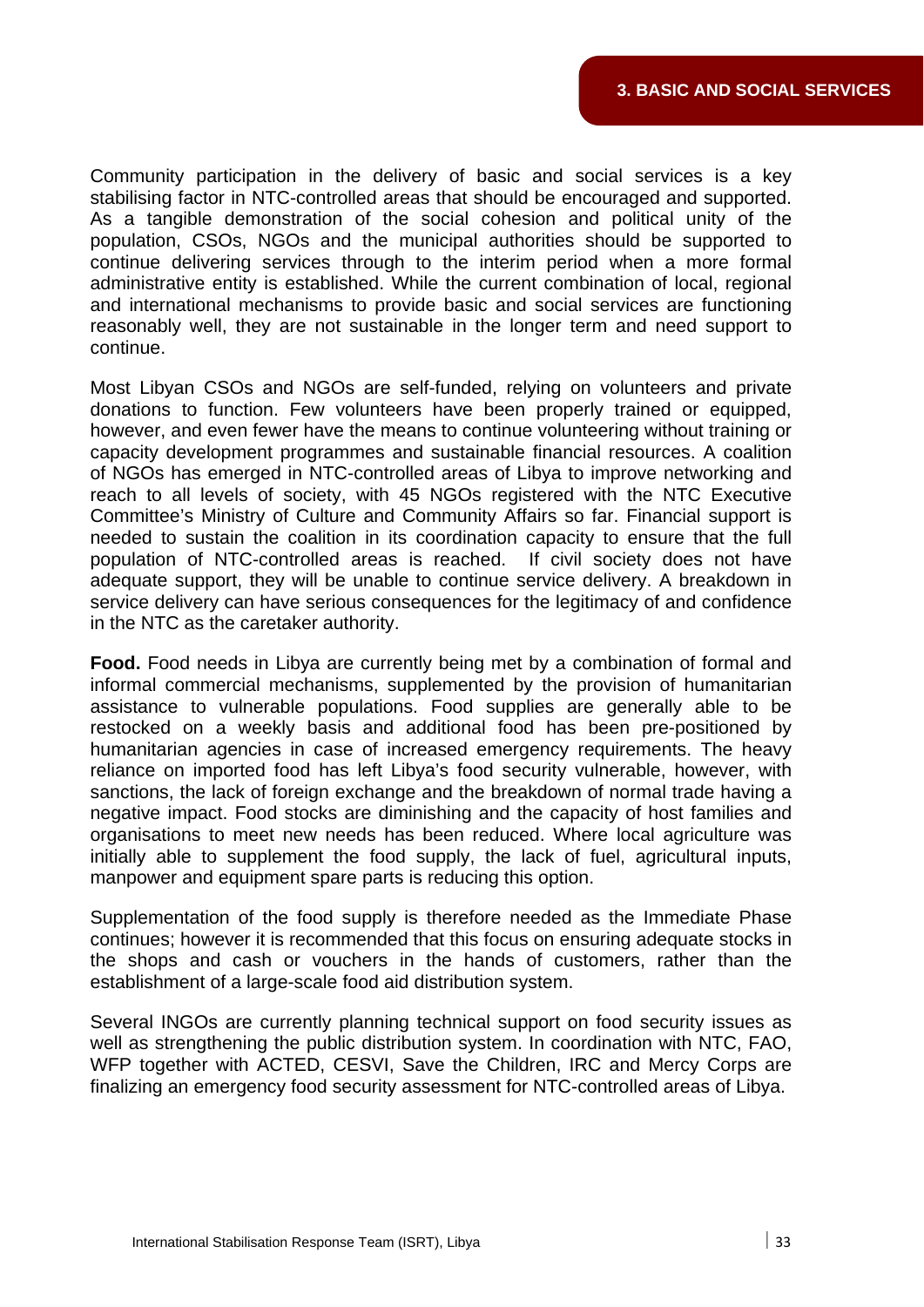Community participation in the delivery of basic and social services is a key stabilising factor in NTC-controlled areas that should be encouraged and supported. As a tangible demonstration of the social cohesion and political unity of the population, CSOs, NGOs and the municipal authorities should be supported to continue delivering services through to the interim period when a more formal administrative entity is established. While the current combination of local, regional and international mechanisms to provide basic and social services are functioning reasonably well, they are not sustainable in the longer term and need support to continue.

Most Libyan CSOs and NGOs are self-funded, relying on volunteers and private donations to function. Few volunteers have been properly trained or equipped, however, and even fewer have the means to continue volunteering without training or capacity development programmes and sustainable financial resources. A coalition of NGOs has emerged in NTC-controlled areas of Libya to improve networking and reach to all levels of society, with 45 NGOs registered with the NTC Executive Committee's Ministry of Culture and Community Affairs so far. Financial support is needed to sustain the coalition in its coordination capacity to ensure that the full population of NTC-controlled areas is reached. If civil society does not have adequate support, they will be unable to continue service delivery. A breakdown in service delivery can have serious consequences for the legitimacy of and confidence in the NTC as the caretaker authority.

**Food.** Food needs in Libya are currently being met by a combination of formal and informal commercial mechanisms, supplemented by the provision of humanitarian assistance to vulnerable populations. Food supplies are generally able to be restocked on a weekly basis and additional food has been pre-positioned by humanitarian agencies in case of increased emergency requirements. The heavy reliance on imported food has left Libya's food security vulnerable, however, with sanctions, the lack of foreign exchange and the breakdown of normal trade having a negative impact. Food stocks are diminishing and the capacity of host families and organisations to meet new needs has been reduced. Where local agriculture was initially able to supplement the food supply, the lack of fuel, agricultural inputs, manpower and equipment spare parts is reducing this option.

Supplementation of the food supply is therefore needed as the Immediate Phase continues; however it is recommended that this focus on ensuring adequate stocks in the shops and cash or vouchers in the hands of customers, rather than the establishment of a large-scale food aid distribution system.

Several INGOs are currently planning technical support on food security issues as well as strengthening the public distribution system. In coordination with NTC, FAO, WFP together with ACTED, CESVI, Save the Children, IRC and Mercy Corps are finalizing an emergency food security assessment for NTC-controlled areas of Libya.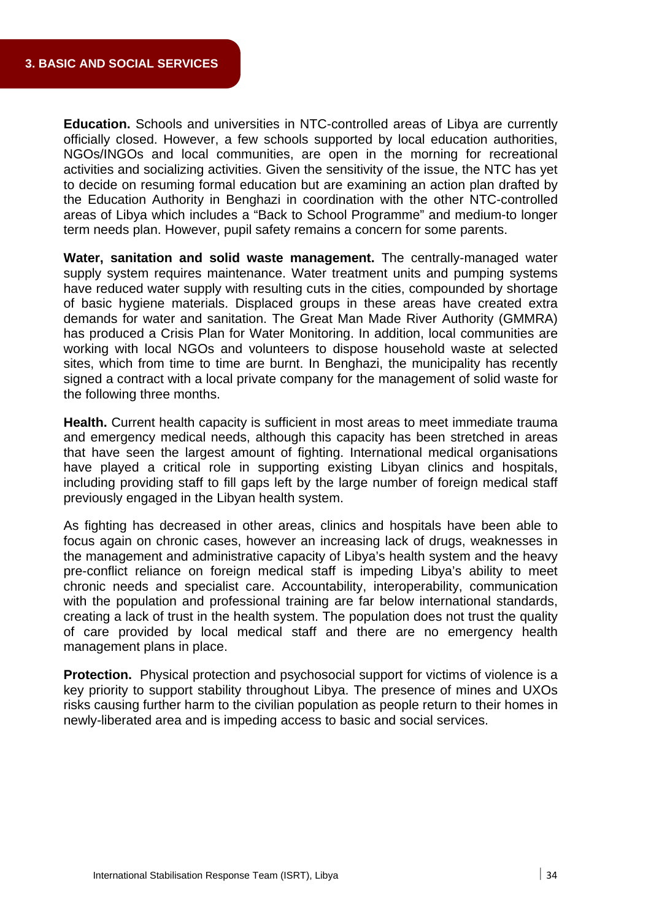## 3. BASIC AND SOCIAL SERVICES

**Education.** Schools and universities in NTC-controlled areas of Libya are currently officially closed. However, a few schools supported by local education authorities, NGOs/INGOs and local communities, are open in the morning for recreational activities and socializing activities. Given the sensitivity of the issue, the NTC has yet to decide on resuming formal education but are examining an action plan drafted by the Education Authority in Benghazi in coordination with the other NTC-controlled areas of Libya which includes a "Back to School Programme" and medium-to longer term needs plan. However, pupil safety remains a concern for some parents.

**Water, sanitation and solid waste management.** The centrally-managed water supply system requires maintenance. Water treatment units and pumping systems have reduced water supply with resulting cuts in the cities, compounded by shortage of basic hygiene materials. Displaced groups in these areas have created extra demands for water and sanitation. The Great Man Made River Authority (GMMRA) has produced a Crisis Plan for Water Monitoring. In addition, local communities are working with local NGOs and volunteers to dispose household waste at selected sites, which from time to time are burnt. In Benghazi, the municipality has recently signed a contract with a local private company for the management of solid waste for the following three months.

**Health.** Current health capacity is sufficient in most areas to meet immediate trauma and emergency medical needs, although this capacity has been stretched in areas that have seen the largest amount of fighting. International medical organisations have played a critical role in supporting existing Libyan clinics and hospitals, including providing staff to fill gaps left by the large number of foreign medical staff previously engaged in the Libyan health system.

As fighting has decreased in other areas, clinics and hospitals have been able to focus again on chronic cases, however an increasing lack of drugs, weaknesses in the management and administrative capacity of Libya's health system and the heavy pre-conflict reliance on foreign medical staff is impeding Libya's ability to meet chronic needs and specialist care. Accountability, interoperability, communication with the population and professional training are far below international standards, creating a lack of trust in the health system. The population does not trust the quality of care provided by local medical staff and there are no emergency health management plans in place.

**Protection.** Physical protection and psychosocial support for victims of violence is a key priority to support stability throughout Libya. The presence of mines and UXOs risks causing further harm to the civilian population as people return to their homes in newly-liberated area and is impeding access to basic and social services.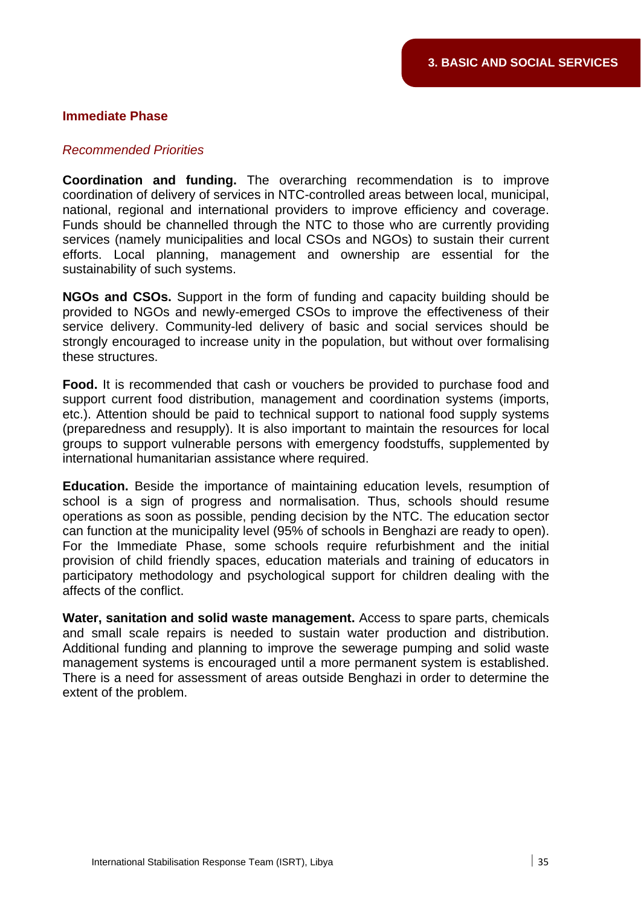## Immediate Phase

### *Recommended Priorities*

**Coordination and funding.** The overarching recommendation is to improve coordination of delivery of services in NTC-controlled areas between local, municipal, national, regional and international providers to improve efficiency and coverage. Funds should be channelled through the NTC to those who are currently providing services (namely municipalities and local CSOs and NGOs) to sustain their current efforts. Local planning, management and ownership are essential for the sustainability of such systems.

**NGOs and CSOs.** Support in the form of funding and capacity building should be provided to NGOs and newly-emerged CSOs to improve the effectiveness of their service delivery. Community-led delivery of basic and social services should be strongly encouraged to increase unity in the population, but without over formalising these structures.

**Food.** It is recommended that cash or vouchers be provided to purchase food and support current food distribution, management and coordination systems (imports, etc.). Attention should be paid to technical support to national food supply systems (preparedness and resupply). It is also important to maintain the resources for local groups to support vulnerable persons with emergency foodstuffs, supplemented by international humanitarian assistance where required.

**Education.** Beside the importance of maintaining education levels, resumption of school is a sign of progress and normalisation. Thus, schools should resume operations as soon as possible, pending decision by the NTC. The education sector can function at the municipality level (95% of schools in Benghazi are ready to open). For the Immediate Phase, some schools require refurbishment and the initial provision of child friendly spaces, education materials and training of educators in participatory methodology and psychological support for children dealing with the affects of the conflict.

**Water, sanitation and solid waste management.** Access to spare parts, chemicals and small scale repairs is needed to sustain water production and distribution. Additional funding and planning to improve the sewerage pumping and solid waste management systems is encouraged until a more permanent system is established. There is a need for assessment of areas outside Benghazi in order to determine the extent of the problem.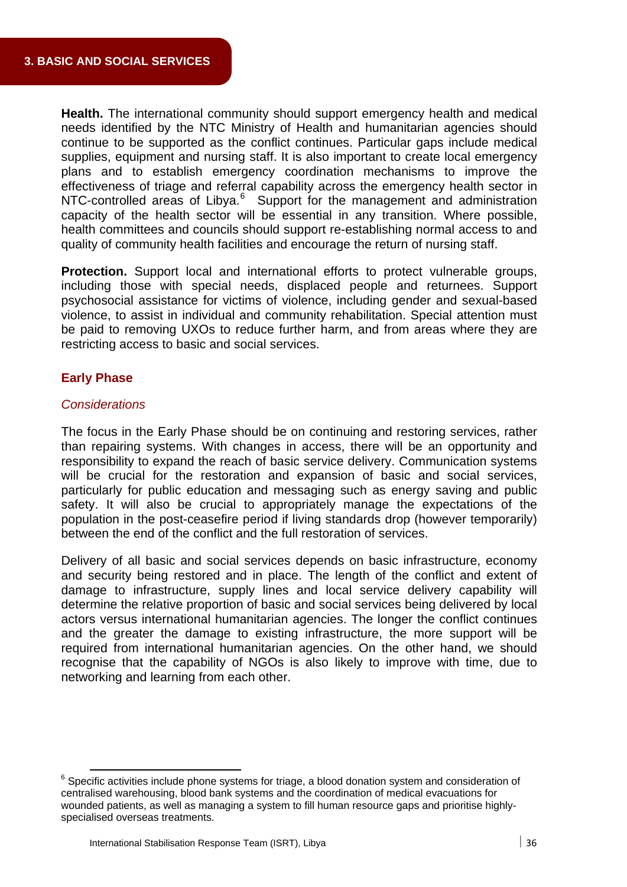## 3. BASIC AND SOCIAL SERVICES

**Health.** The international community should support emergency health and medical needs identified by the NTC Ministry of Health and humanitarian agencies should continue to be supported as the conflict continues. Particular gaps include medical supplies, equipment and nursing staff. It is also important to create local emergency plans and to establish emergency coordination mechanisms to improve the effectiveness of triage and referral capability across the emergency health sector in NTC-controlled areas of Libya.[6] Support for the management and administration capacity of the health sector will be essential in any transition. Where possible, health committees and councils should support re-establishing normal access to and quality of community health facilities and encourage the return of nursing staff.

**Protection.** Support local and international efforts to protect vulnerable groups, including those with special needs, displaced people and returnees. Support psychosocial assistance for victims of violence, including gender and sexual-based violence, to assist in individual and community rehabilitation. Special attention must be paid to removing UXOs to reduce further harm, and from areas where they are restricting access to basic and social services.

### Early Phase

*Considerations*

The focus in the Early Phase should be on continuing and restoring services, rather than repairing systems. With changes in access, there will be an opportunity and responsibility to expand the reach of basic service delivery. Communication systems will be crucial for the restoration and expansion of basic and social services, particularly for public education and messaging such as energy saving and public safety. It will also be crucial to appropriately manage the expectations of the population in the post-ceasefire period if living standards drop (however temporarily) between the end of the conflict and the full restoration of services.

Delivery of all basic and social services depends on basic infrastructure, economy and security being restored and in place. The length of the conflict and extent of damage to infrastructure, supply lines and local service delivery capability will determine the relative proportion of basic and social services being delivered by local actors versus international humanitarian agencies. The longer the conflict continues and the greater the damage to existing infrastructure, the more support will be required from international humanitarian agencies. On the other hand, we should recognise that the capability of NGOs is also likely to improve with time, due to networking and learning from each other.

---

[6] Specific activities include phone systems for triage, a blood donation system and consideration of centralised warehousing, blood bank systems and the coordination of medical evacuations for wounded patients, as well as managing a system to fill human resource gaps and prioritise highly-specialised overseas treatments.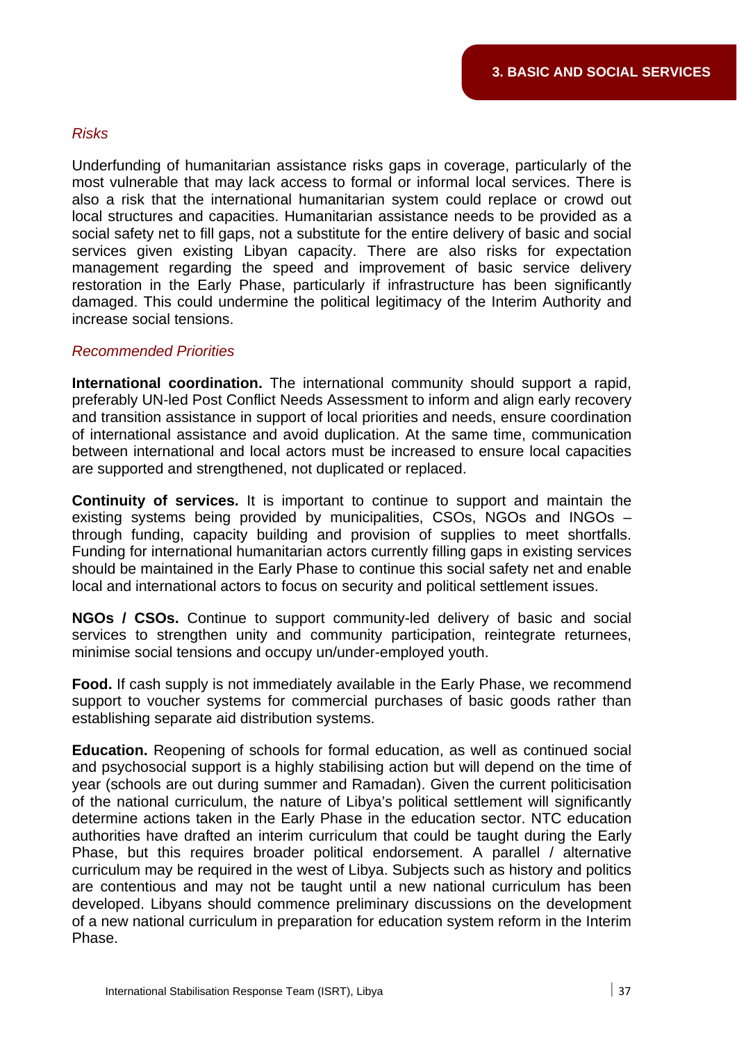*Risks*

Underfunding of humanitarian assistance risks gaps in coverage, particularly of the most vulnerable that may lack access to formal or informal local services. There is also a risk that the international humanitarian system could replace or crowd out local structures and capacities. Humanitarian assistance needs to be provided as a social safety net to fill gaps, not a substitute for the entire delivery of basic and social services given existing Libyan capacity. There are also risks for expectation management regarding the speed and improvement of basic service delivery restoration in the Early Phase, particularly if infrastructure has been significantly damaged. This could undermine the political legitimacy of the Interim Authority and increase social tensions.

*Recommended Priorities*

**International coordination.** The international community should support a rapid, preferably UN-led Post Conflict Needs Assessment to inform and align early recovery and transition assistance in support of local priorities and needs, ensure coordination of international assistance and avoid duplication. At the same time, communication between international and local actors must be increased to ensure local capacities are supported and strengthened, not duplicated or replaced.

**Continuity of services.** It is important to continue to support and maintain the existing systems being provided by municipalities, CSOs, NGOs and INGOs – through funding, capacity building and provision of supplies to meet shortfalls. Funding for international humanitarian actors currently filling gaps in existing services should be maintained in the Early Phase to continue this social safety net and enable local and international actors to focus on security and political settlement issues.

**NGOs / CSOs.** Continue to support community-led delivery of basic and social services to strengthen unity and community participation, reintegrate returnees, minimise social tensions and occupy un/under-employed youth.

**Food.** If cash supply is not immediately available in the Early Phase, we recommend support to voucher systems for commercial purchases of basic goods rather than establishing separate aid distribution systems.

**Education.** Reopening of schools for formal education, as well as continued social and psychosocial support is a highly stabilising action but will depend on the time of year (schools are out during summer and Ramadan). Given the current politicisation of the national curriculum, the nature of Libya's political settlement will significantly determine actions taken in the Early Phase in the education sector. NTC education authorities have drafted an interim curriculum that could be taught during the Early Phase, but this requires broader political endorsement. A parallel / alternative curriculum may be required in the west of Libya. Subjects such as history and politics are contentious and may not be taught until a new national curriculum has been developed. Libyans should commence preliminary discussions on the development of a new national curriculum in preparation for education system reform in the Interim Phase.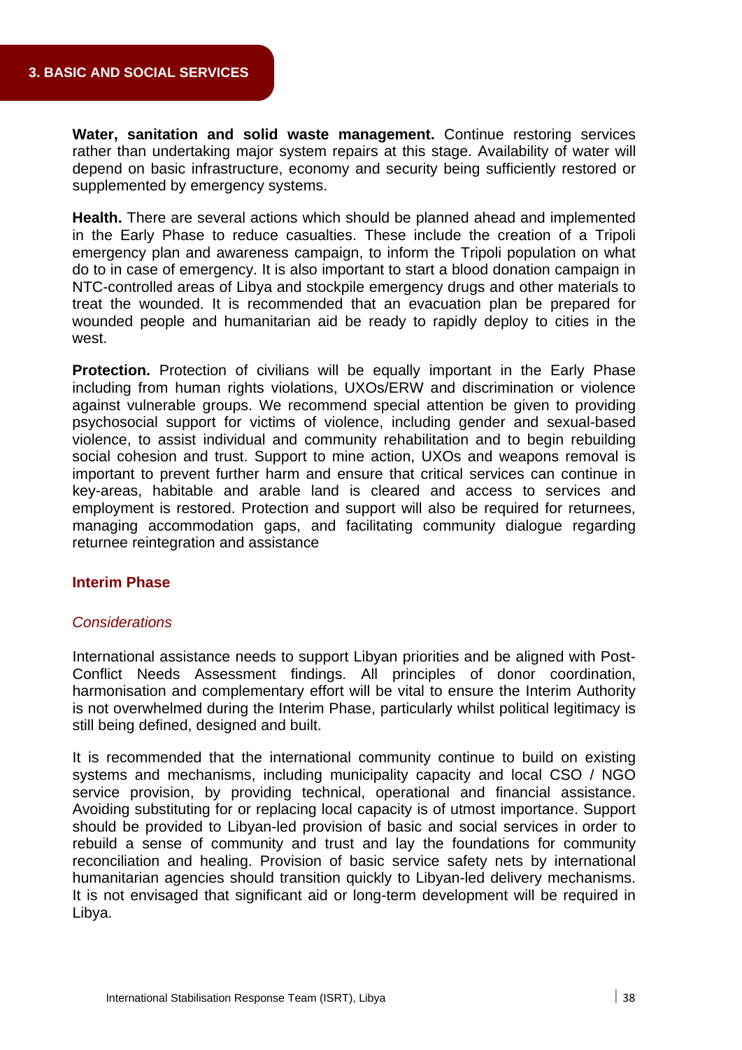**Water, sanitation and solid waste management.** Continue restoring services rather than undertaking major system repairs at this stage. Availability of water will depend on basic infrastructure, economy and security being sufficiently restored or supplemented by emergency systems.

**Health.** There are several actions which should be planned ahead and implemented in the Early Phase to reduce casualties. These include the creation of a Tripoli emergency plan and awareness campaign, to inform the Tripoli population on what do to in case of emergency. It is also important to start a blood donation campaign in NTC-controlled areas of Libya and stockpile emergency drugs and other materials to treat the wounded. It is recommended that an evacuation plan be prepared for wounded people and humanitarian aid be ready to rapidly deploy to cities in the west.

**Protection.** Protection of civilians will be equally important in the Early Phase including from human rights violations, UXOs/ERW and discrimination or violence against vulnerable groups. We recommend special attention be given to providing psychosocial support for victims of violence, including gender and sexual-based violence, to assist individual and community rehabilitation and to begin rebuilding social cohesion and trust. Support to mine action, UXOs and weapons removal is important to prevent further harm and ensure that critical services can continue in key-areas, habitable and arable land is cleared and access to services and employment is restored. Protection and support will also be required for returnees, managing accommodation gaps, and facilitating community dialogue regarding returnee reintegration and assistance

## Interim Phase

### *Considerations*

International assistance needs to support Libyan priorities and be aligned with Post-Conflict Needs Assessment findings. All principles of donor coordination, harmonisation and complementary effort will be vital to ensure the Interim Authority is not overwhelmed during the Interim Phase, particularly whilst political legitimacy is still being defined, designed and built.

It is recommended that the international community continue to build on existing systems and mechanisms, including municipality capacity and local CSO / NGO service provision, by providing technical, operational and financial assistance. Avoiding substituting for or replacing local capacity is of utmost importance. Support should be provided to Libyan-led provision of basic and social services in order to rebuild a sense of community and trust and lay the foundations for community reconciliation and healing. Provision of basic service safety nets by international humanitarian agencies should transition quickly to Libyan-led delivery mechanisms. It is not envisaged that significant aid or long-term development will be required in Libya.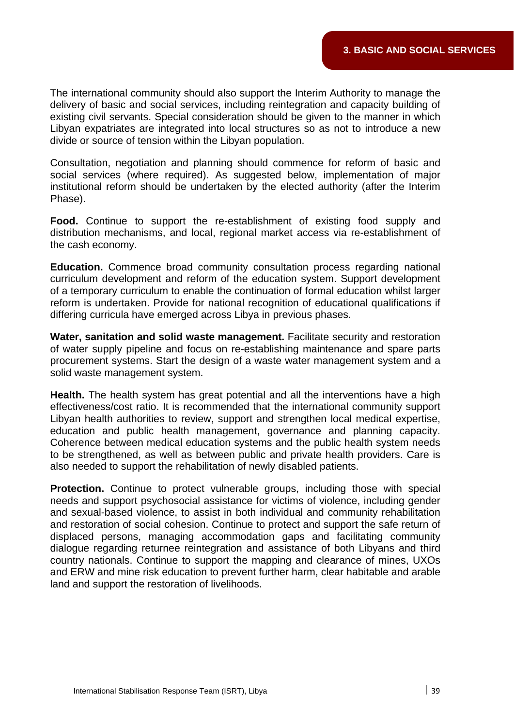The international community should also support the Interim Authority to manage the delivery of basic and social services, including reintegration and capacity building of existing civil servants. Special consideration should be given to the manner in which Libyan expatriates are integrated into local structures so as not to introduce a new divide or source of tension within the Libyan population.

Consultation, negotiation and planning should commence for reform of basic and social services (where required). As suggested below, implementation of major institutional reform should be undertaken by the elected authority (after the Interim Phase).

**Food.** Continue to support the re-establishment of existing food supply and distribution mechanisms, and local, regional market access via re-establishment of the cash economy.

**Education.** Commence broad community consultation process regarding national curriculum development and reform of the education system. Support development of a temporary curriculum to enable the continuation of formal education whilst larger reform is undertaken. Provide for national recognition of educational qualifications if differing curricula have emerged across Libya in previous phases.

**Water, sanitation and solid waste management.** Facilitate security and restoration of water supply pipeline and focus on re-establishing maintenance and spare parts procurement systems. Start the design of a waste water management system and a solid waste management system.

**Health.** The health system has great potential and all the interventions have a high effectiveness/cost ratio. It is recommended that the international community support Libyan health authorities to review, support and strengthen local medical expertise, education and public health management, governance and planning capacity. Coherence between medical education systems and the public health system needs to be strengthened, as well as between public and private health providers. Care is also needed to support the rehabilitation of newly disabled patients.

**Protection.** Continue to protect vulnerable groups, including those with special needs and support psychosocial assistance for victims of violence, including gender and sexual-based violence, to assist in both individual and community rehabilitation and restoration of social cohesion. Continue to protect and support the safe return of displaced persons, managing accommodation gaps and facilitating community dialogue regarding returnee reintegration and assistance of both Libyans and third country nationals. Continue to support the mapping and clearance of mines, UXOs and ERW and mine risk education to prevent further harm, clear habitable and arable land and support the restoration of livelihoods.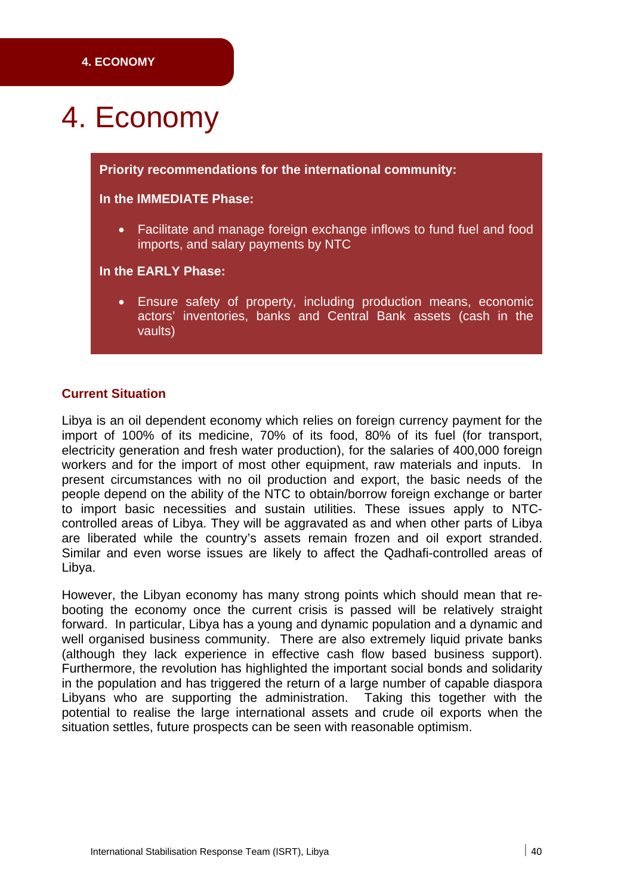# 4. Economy

**Priority recommendations for the international community:**

**In the IMMEDIATE Phase:**

- Facilitate and manage foreign exchange inflows to fund fuel and food imports, and salary payments by NTC

**In the EARLY Phase:**

- Ensure safety of property, including production means, economic actors' inventories, banks and Central Bank assets (cash in the vaults)

## Current Situation

Libya is an oil dependent economy which relies on foreign currency payment for the import of 100% of its medicine, 70% of its food, 80% of its fuel (for transport, electricity generation and fresh water production), for the salaries of 400,000 foreign workers and for the import of most other equipment, raw materials and inputs. In present circumstances with no oil production and export, the basic needs of the people depend on the ability of the NTC to obtain/borrow foreign exchange or barter to import basic necessities and sustain utilities. These issues apply to NTC-controlled areas of Libya. They will be aggravated as and when other parts of Libya are liberated while the country's assets remain frozen and oil export stranded. Similar and even worse issues are likely to affect the Qadhafi-controlled areas of Libya.

However, the Libyan economy has many strong points which should mean that re-booting the economy once the current crisis is passed will be relatively straight forward. In particular, Libya has a young and dynamic population and a dynamic and well organised business community. There are also extremely liquid private banks (although they lack experience in effective cash flow based business support). Furthermore, the revolution has highlighted the important social bonds and solidarity in the population and has triggered the return of a large number of capable diaspora Libyans who are supporting the administration. Taking this together with the potential to realise the large international assets and crude oil exports when the situation settles, future prospects can be seen with reasonable optimism.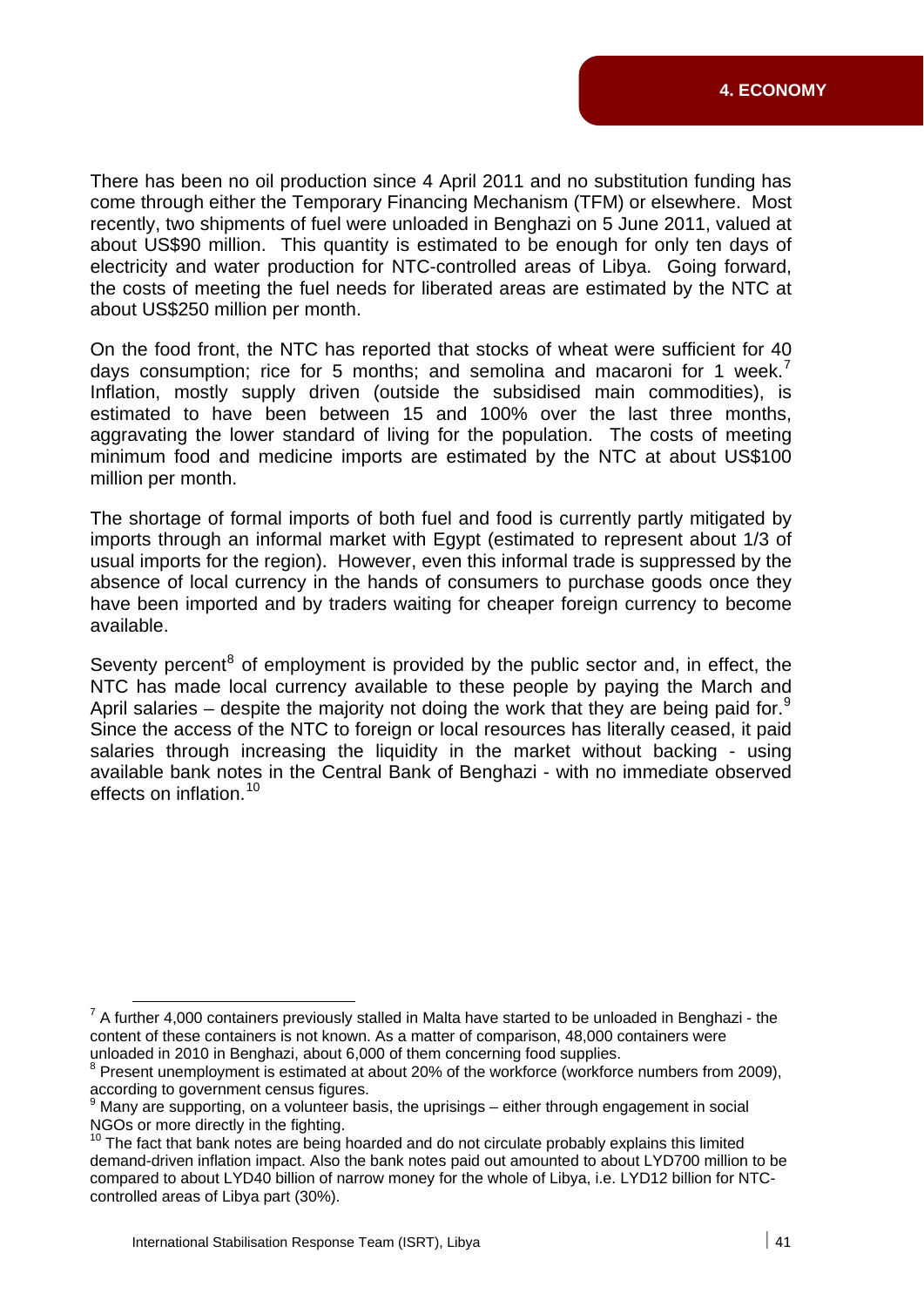There has been no oil production since 4 April 2011 and no substitution funding has come through either the Temporary Financing Mechanism (TFM) or elsewhere. Most recently, two shipments of fuel were unloaded in Benghazi on 5 June 2011, valued at about US$90 million. This quantity is estimated to be enough for only ten days of electricity and water production for NTC-controlled areas of Libya. Going forward, the costs of meeting the fuel needs for liberated areas are estimated by the NTC at about US$250 million per month.

On the food front, the NTC has reported that stocks of wheat were sufficient for 40 days consumption; rice for 5 months; and semolina and macaroni for 1 week.[7] Inflation, mostly supply driven (outside the subsidised main commodities), is estimated to have been between 15 and 100% over the last three months, aggravating the lower standard of living for the population. The costs of meeting minimum food and medicine imports are estimated by the NTC at about US$100 million per month.

The shortage of formal imports of both fuel and food is currently partly mitigated by imports through an informal market with Egypt (estimated to represent about 1/3 of usual imports for the region). However, even this informal trade is suppressed by the absence of local currency in the hands of consumers to purchase goods once they have been imported and by traders waiting for cheaper foreign currency to become available.

Seventy percent[8] of employment is provided by the public sector and, in effect, the NTC has made local currency available to these people by paying the March and April salaries – despite the majority not doing the work that they are being paid for.[9] Since the access of the NTC to foreign or local resources has literally ceased, it paid salaries through increasing the liquidity in the market without backing - using available bank notes in the Central Bank of Benghazi - with no immediate observed effects on inflation.[10]

---

[7] A further 4,000 containers previously stalled in Malta have started to be unloaded in Benghazi - the content of these containers is not known. As a matter of comparison, 48,000 containers were unloaded in 2010 in Benghazi, about 6,000 of them concerning food supplies.

[8] Present unemployment is estimated at about 20% of the workforce (workforce numbers from 2009), according to government census figures.

[9] Many are supporting, on a volunteer basis, the uprisings – either through engagement in social NGOs or more directly in the fighting.

[10] The fact that bank notes are being hoarded and do not circulate probably explains this limited demand-driven inflation impact. Also the bank notes paid out amounted to about LYD700 million to be compared to about LYD40 billion of narrow money for the whole of Libya, i.e. LYD12 billion for NTC-controlled areas of Libya part (30%).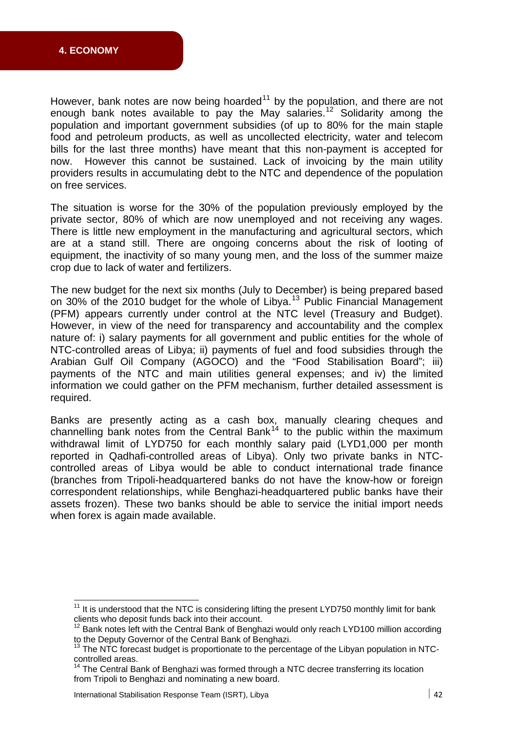However, bank notes are now being hoarded[11] by the population, and there are not enough bank notes available to pay the May salaries.[12] Solidarity among the population and important government subsidies (of up to 80% for the main staple food and petroleum products, as well as uncollected electricity, water and telecom bills for the last three months) have meant that this non-payment is accepted for now. However this cannot be sustained. Lack of invoicing by the main utility providers results in accumulating debt to the NTC and dependence of the population on free services.

The situation is worse for the 30% of the population previously employed by the private sector, 80% of which are now unemployed and not receiving any wages. There is little new employment in the manufacturing and agricultural sectors, which are at a stand still. There are ongoing concerns about the risk of looting of equipment, the inactivity of so many young men, and the loss of the summer maize crop due to lack of water and fertilizers.

The new budget for the next six months (July to December) is being prepared based on 30% of the 2010 budget for the whole of Libya.[13] Public Financial Management (PFM) appears currently under control at the NTC level (Treasury and Budget). However, in view of the need for transparency and accountability and the complex nature of: i) salary payments for all government and public entities for the whole of NTC-controlled areas of Libya; ii) payments of fuel and food subsidies through the Arabian Gulf Oil Company (AGOCO) and the "Food Stabilisation Board"; iii) payments of the NTC and main utilities general expenses; and iv) the limited information we could gather on the PFM mechanism, further detailed assessment is required.

Banks are presently acting as a cash box, manually clearing cheques and channelling bank notes from the Central Bank[14] to the public within the maximum withdrawal limit of LYD750 for each monthly salary paid (LYD1,000 per month reported in Qadhafi-controlled areas of Libya). Only two private banks in NTC-controlled areas of Libya would be able to conduct international trade finance (branches from Tripoli-headquartered banks do not have the know-how or foreign correspondent relationships, while Benghazi-headquartered public banks have their assets frozen). These two banks should be able to service the initial import needs when forex is again made available.

---

[11] It is understood that the NTC is considering lifting the present LYD750 monthly limit for bank clients who deposit funds back into their account.

[12] Bank notes left with the Central Bank of Benghazi would only reach LYD100 million according to the Deputy Governor of the Central Bank of Benghazi.

[13] The NTC forecast budget is proportionate to the percentage of the Libyan population in NTC-controlled areas.

[14] The Central Bank of Benghazi was formed through a NTC decree transferring its location from Tripoli to Benghazi and nominating a new board.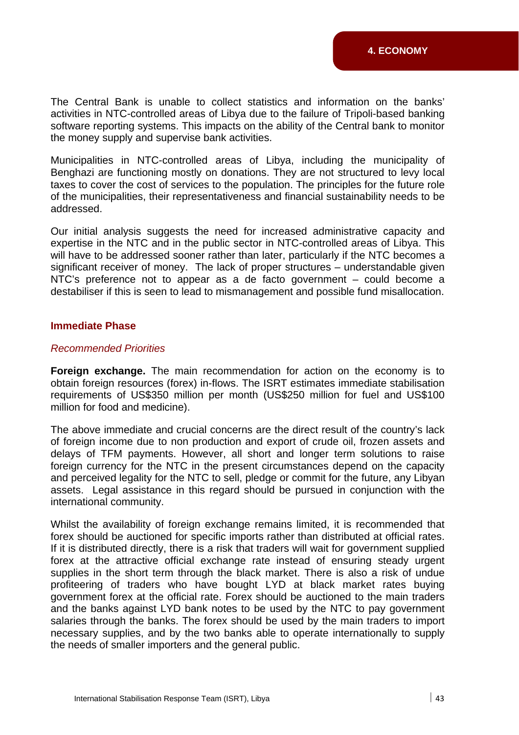The Central Bank is unable to collect statistics and information on the banks' activities in NTC-controlled areas of Libya due to the failure of Tripoli-based banking software reporting systems. This impacts on the ability of the Central bank to monitor the money supply and supervise bank activities.

Municipalities in NTC-controlled areas of Libya, including the municipality of Benghazi are functioning mostly on donations. They are not structured to levy local taxes to cover the cost of services to the population. The principles for the future role of the municipalities, their representativeness and financial sustainability needs to be addressed.

Our initial analysis suggests the need for increased administrative capacity and expertise in the NTC and in the public sector in NTC-controlled areas of Libya. This will have to be addressed sooner rather than later, particularly if the NTC becomes a significant receiver of money. The lack of proper structures – understandable given NTC's preference not to appear as a de facto government – could become a destabiliser if this is seen to lead to mismanagement and possible fund misallocation.

### Immediate Phase

*Recommended Priorities*

**Foreign exchange.** The main recommendation for action on the economy is to obtain foreign resources (forex) in-flows. The ISRT estimates immediate stabilisation requirements of US$350 million per month (US$250 million for fuel and US$100 million for food and medicine).

The above immediate and crucial concerns are the direct result of the country's lack of foreign income due to non production and export of crude oil, frozen assets and delays of TFM payments. However, all short and longer term solutions to raise foreign currency for the NTC in the present circumstances depend on the capacity and perceived legality for the NTC to sell, pledge or commit for the future, any Libyan assets. Legal assistance in this regard should be pursued in conjunction with the international community.

Whilst the availability of foreign exchange remains limited, it is recommended that forex should be auctioned for specific imports rather than distributed at official rates. If it is distributed directly, there is a risk that traders will wait for government supplied forex at the attractive official exchange rate instead of ensuring steady urgent supplies in the short term through the black market. There is also a risk of undue profiteering of traders who have bought LYD at black market rates buying government forex at the official rate. Forex should be auctioned to the main traders and the banks against LYD bank notes to be used by the NTC to pay government salaries through the banks. The forex should be used by the main traders to import necessary supplies, and by the two banks able to operate internationally to supply the needs of smaller importers and the general public.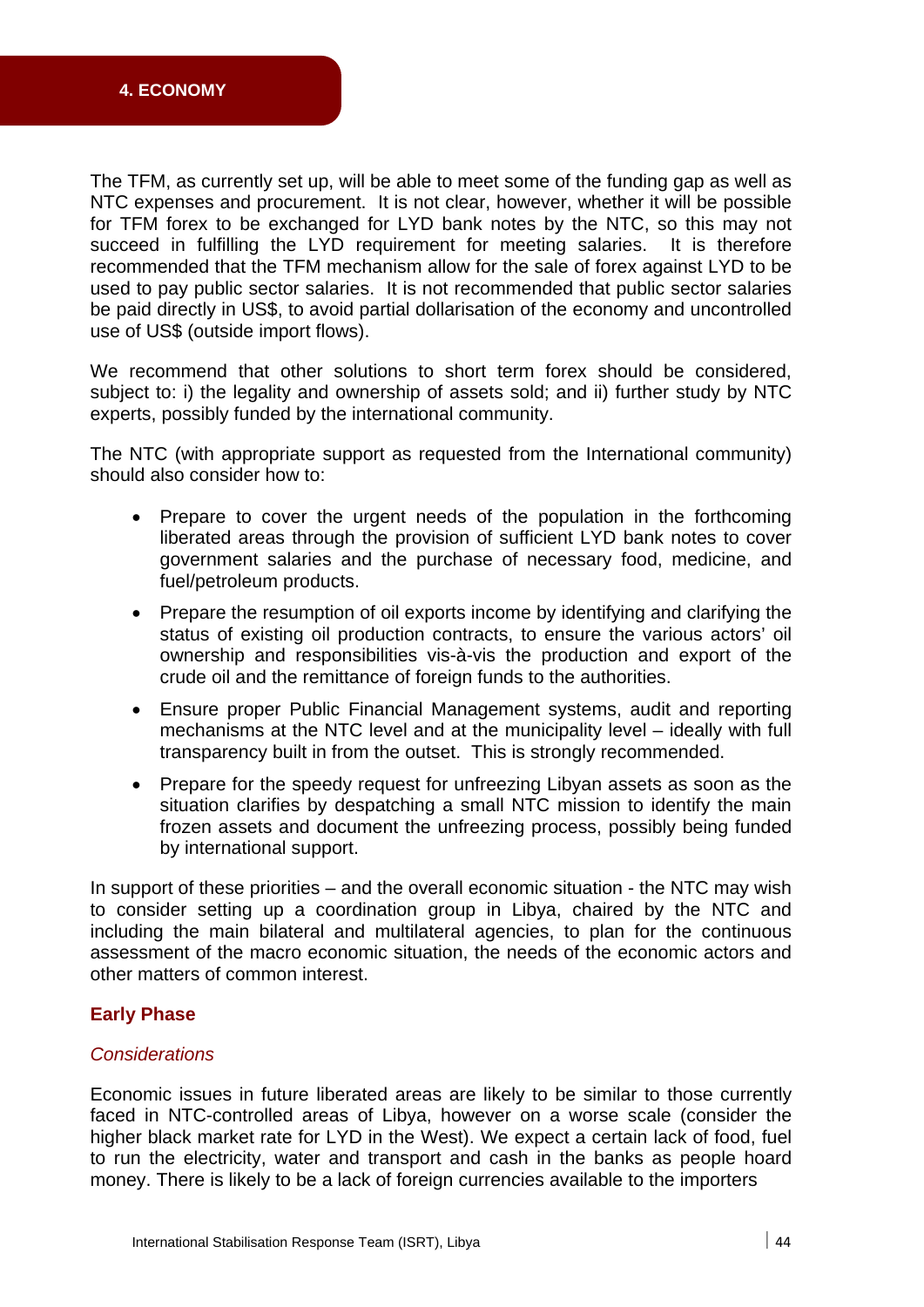The TFM, as currently set up, will be able to meet some of the funding gap as well as NTC expenses and procurement. It is not clear, however, whether it will be possible for TFM forex to be exchanged for LYD bank notes by the NTC, so this may not succeed in fulfilling the LYD requirement for meeting salaries. It is therefore recommended that the TFM mechanism allow for the sale of forex against LYD to be used to pay public sector salaries. It is not recommended that public sector salaries be paid directly in US$, to avoid partial dollarisation of the economy and uncontrolled use of US$ (outside import flows).

We recommend that other solutions to short term forex should be considered, subject to: i) the legality and ownership of assets sold; and ii) further study by NTC experts, possibly funded by the international community.

The NTC (with appropriate support as requested from the International community) should also consider how to:

- Prepare to cover the urgent needs of the population in the forthcoming liberated areas through the provision of sufficient LYD bank notes to cover government salaries and the purchase of necessary food, medicine, and fuel/petroleum products.
- Prepare the resumption of oil exports income by identifying and clarifying the status of existing oil production contracts, to ensure the various actors' oil ownership and responsibilities vis-à-vis the production and export of the crude oil and the remittance of foreign funds to the authorities.
- Ensure proper Public Financial Management systems, audit and reporting mechanisms at the NTC level and at the municipality level – ideally with full transparency built in from the outset. This is strongly recommended.
- Prepare for the speedy request for unfreezing Libyan assets as soon as the situation clarifies by despatching a small NTC mission to identify the main frozen assets and document the unfreezing process, possibly being funded by international support.

In support of these priorities – and the overall economic situation - the NTC may wish to consider setting up a coordination group in Libya, chaired by the NTC and including the main bilateral and multilateral agencies, to plan for the continuous assessment of the macro economic situation, the needs of the economic actors and other matters of common interest.

### Early Phase

#### *Considerations*

Economic issues in future liberated areas are likely to be similar to those currently faced in NTC-controlled areas of Libya, however on a worse scale (consider the higher black market rate for LYD in the West). We expect a certain lack of food, fuel to run the electricity, water and transport and cash in the banks as people hoard money. There is likely to be a lack of foreign currencies available to the importers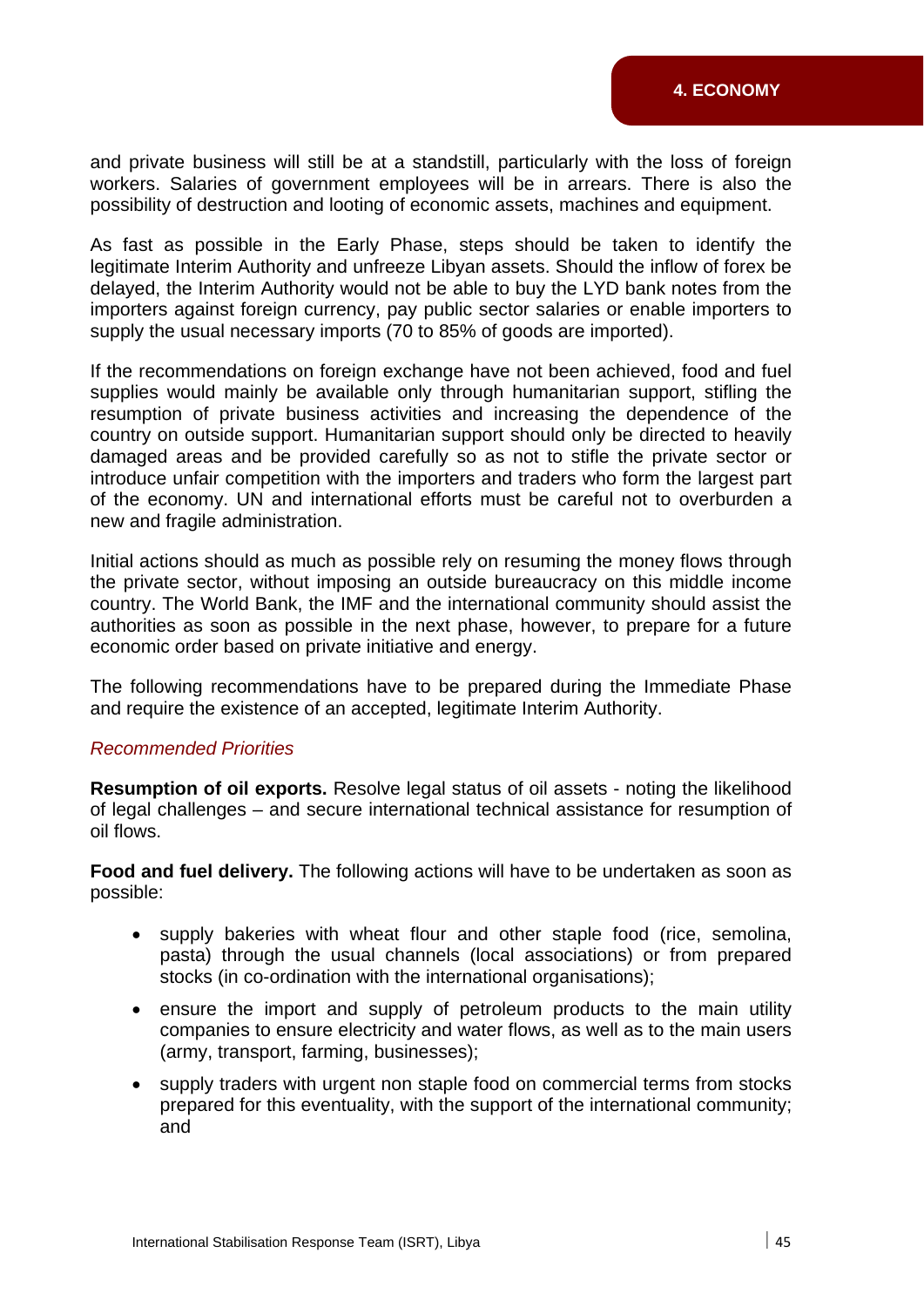and private business will still be at a standstill, particularly with the loss of foreign workers. Salaries of government employees will be in arrears. There is also the possibility of destruction and looting of economic assets, machines and equipment.

As fast as possible in the Early Phase, steps should be taken to identify the legitimate Interim Authority and unfreeze Libyan assets. Should the inflow of forex be delayed, the Interim Authority would not be able to buy the LYD bank notes from the importers against foreign currency, pay public sector salaries or enable importers to supply the usual necessary imports (70 to 85% of goods are imported).

If the recommendations on foreign exchange have not been achieved, food and fuel supplies would mainly be available only through humanitarian support, stifling the resumption of private business activities and increasing the dependence of the country on outside support. Humanitarian support should only be directed to heavily damaged areas and be provided carefully so as not to stifle the private sector or introduce unfair competition with the importers and traders who form the largest part of the economy. UN and international efforts must be careful not to overburden a new and fragile administration.

Initial actions should as much as possible rely on resuming the money flows through the private sector, without imposing an outside bureaucracy on this middle income country. The World Bank, the IMF and the international community should assist the authorities as soon as possible in the next phase, however, to prepare for a future economic order based on private initiative and energy.

The following recommendations have to be prepared during the Immediate Phase and require the existence of an accepted, legitimate Interim Authority.

*Recommended Priorities*

**Resumption of oil exports.** Resolve legal status of oil assets - noting the likelihood of legal challenges – and secure international technical assistance for resumption of oil flows.

**Food and fuel delivery.** The following actions will have to be undertaken as soon as possible:

- supply bakeries with wheat flour and other staple food (rice, semolina, pasta) through the usual channels (local associations) or from prepared stocks (in co-ordination with the international organisations);
- ensure the import and supply of petroleum products to the main utility companies to ensure electricity and water flows, as well as to the main users (army, transport, farming, businesses);
- supply traders with urgent non staple food on commercial terms from stocks prepared for this eventuality, with the support of the international community; and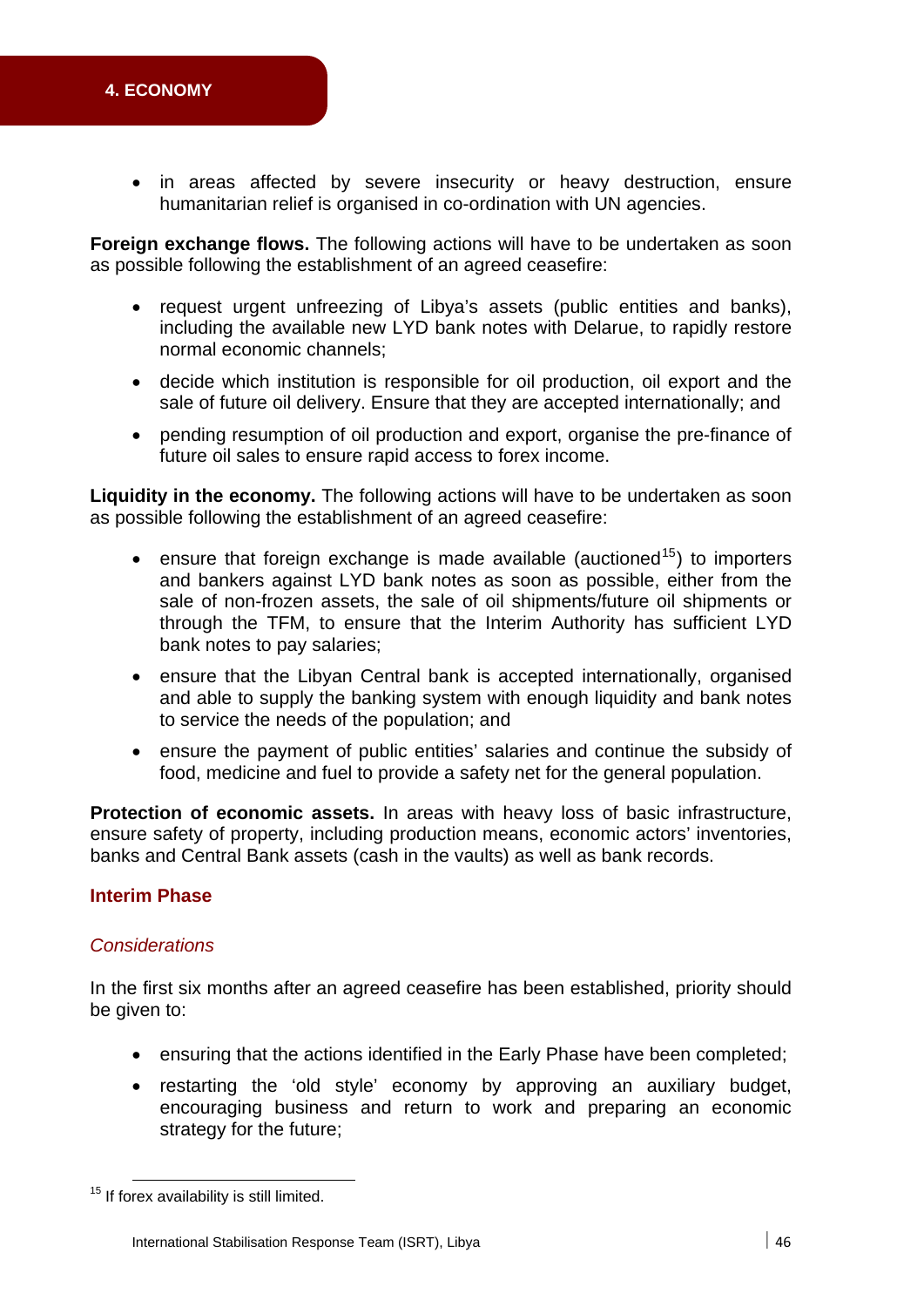- in areas affected by severe insecurity or heavy destruction, ensure humanitarian relief is organised in co-ordination with UN agencies.

**Foreign exchange flows.** The following actions will have to be undertaken as soon as possible following the establishment of an agreed ceasefire:

- request urgent unfreezing of Libya's assets (public entities and banks), including the available new LYD bank notes with Delarue, to rapidly restore normal economic channels;
- decide which institution is responsible for oil production, oil export and the sale of future oil delivery. Ensure that they are accepted internationally; and
- pending resumption of oil production and export, organise the pre-finance of future oil sales to ensure rapid access to forex income.

**Liquidity in the economy.** The following actions will have to be undertaken as soon as possible following the establishment of an agreed ceasefire:

- ensure that foreign exchange is made available (auctioned[15]) to importers and bankers against LYD bank notes as soon as possible, either from the sale of non-frozen assets, the sale of oil shipments/future oil shipments or through the TFM, to ensure that the Interim Authority has sufficient LYD bank notes to pay salaries;
- ensure that the Libyan Central bank is accepted internationally, organised and able to supply the banking system with enough liquidity and bank notes to service the needs of the population; and
- ensure the payment of public entities' salaries and continue the subsidy of food, medicine and fuel to provide a safety net for the general population.

**Protection of economic assets.** In areas with heavy loss of basic infrastructure, ensure safety of property, including production means, economic actors' inventories, banks and Central Bank assets (cash in the vaults) as well as bank records.

### Interim Phase

#### *Considerations*

In the first six months after an agreed ceasefire has been established, priority should be given to:

- ensuring that the actions identified in the Early Phase have been completed;
- restarting the 'old style' economy by approving an auxiliary budget, encouraging business and return to work and preparing an economic strategy for the future;

[15] If forex availability is still limited.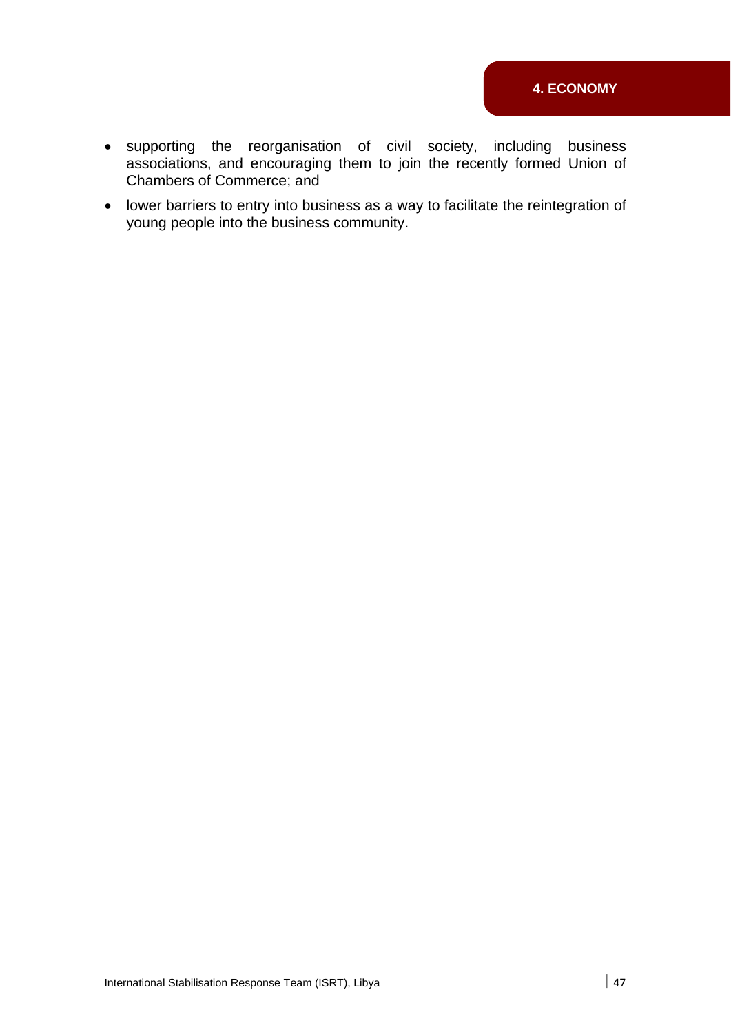- supporting the reorganisation of civil society, including business associations, and encouraging them to join the recently formed Union of Chambers of Commerce; and
- lower barriers to entry into business as a way to facilitate the reintegration of young people into the business community.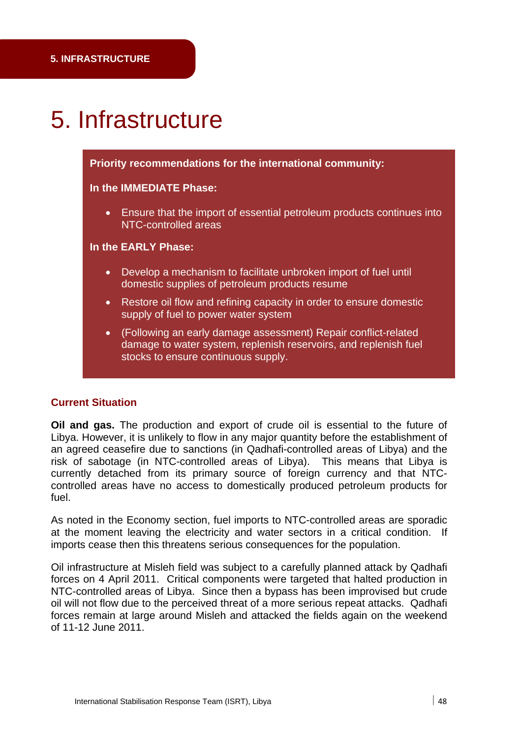# 5. Infrastructure

**Priority recommendations for the international community:**

**In the IMMEDIATE Phase:**

- Ensure that the import of essential petroleum products continues into NTC-controlled areas

**In the EARLY Phase:**

- Develop a mechanism to facilitate unbroken import of fuel until domestic supplies of petroleum products resume
- Restore oil flow and refining capacity in order to ensure domestic supply of fuel to power water system
- (Following an early damage assessment) Repair conflict-related damage to water system, replenish reservoirs, and replenish fuel stocks to ensure continuous supply.

### Current Situation

**Oil and gas.** The production and export of crude oil is essential to the future of Libya. However, it is unlikely to flow in any major quantity before the establishment of an agreed ceasefire due to sanctions (in Qadhafi-controlled areas of Libya) and the risk of sabotage (in NTC-controlled areas of Libya). This means that Libya is currently detached from its primary source of foreign currency and that NTC-controlled areas have no access to domestically produced petroleum products for fuel.

As noted in the Economy section, fuel imports to NTC-controlled areas are sporadic at the moment leaving the electricity and water sectors in a critical condition. If imports cease then this threatens serious consequences for the population.

Oil infrastructure at Misleh field was subject to a carefully planned attack by Qadhafi forces on 4 April 2011. Critical components were targeted that halted production in NTC-controlled areas of Libya. Since then a bypass has been improvised but crude oil will not flow due to the perceived threat of a more serious repeat attacks. Qadhafi forces remain at large around Misleh and attacked the fields again on the weekend of 11-12 June 2011.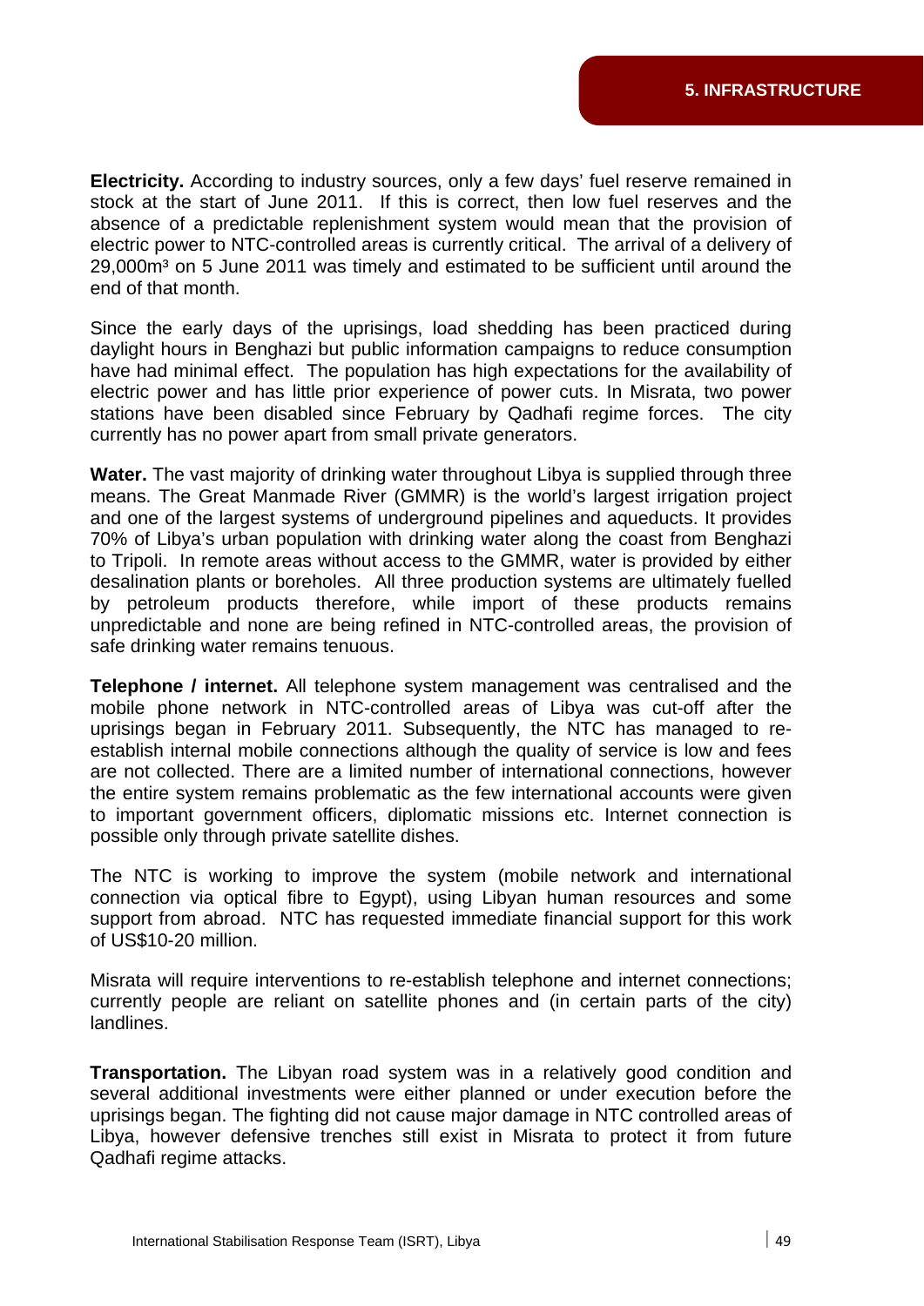## 5. INFRASTRUCTURE

**Electricity.** According to industry sources, only a few days' fuel reserve remained in stock at the start of June 2011. If this is correct, then low fuel reserves and the absence of a predictable replenishment system would mean that the provision of electric power to NTC-controlled areas is currently critical. The arrival of a delivery of 29,000m³ on 5 June 2011 was timely and estimated to be sufficient until around the end of that month.

Since the early days of the uprisings, load shedding has been practiced during daylight hours in Benghazi but public information campaigns to reduce consumption have had minimal effect. The population has high expectations for the availability of electric power and has little prior experience of power cuts. In Misrata, two power stations have been disabled since February by Qadhafi regime forces. The city currently has no power apart from small private generators.

**Water.** The vast majority of drinking water throughout Libya is supplied through three means. The Great Manmade River (GMMR) is the world's largest irrigation project and one of the largest systems of underground pipelines and aqueducts. It provides 70% of Libya's urban population with drinking water along the coast from Benghazi to Tripoli. In remote areas without access to the GMMR, water is provided by either desalination plants or boreholes. All three production systems are ultimately fuelled by petroleum products therefore, while import of these products remains unpredictable and none are being refined in NTC-controlled areas, the provision of safe drinking water remains tenuous.

**Telephone / internet.** All telephone system management was centralised and the mobile phone network in NTC-controlled areas of Libya was cut-off after the uprisings began in February 2011. Subsequently, the NTC has managed to re-establish internal mobile connections although the quality of service is low and fees are not collected. There are a limited number of international connections, however the entire system remains problematic as the few international accounts were given to important government officers, diplomatic missions etc. Internet connection is possible only through private satellite dishes.

The NTC is working to improve the system (mobile network and international connection via optical fibre to Egypt), using Libyan human resources and some support from abroad. NTC has requested immediate financial support for this work of US$10-20 million.

Misrata will require interventions to re-establish telephone and internet connections; currently people are reliant on satellite phones and (in certain parts of the city) landlines.

**Transportation.** The Libyan road system was in a relatively good condition and several additional investments were either planned or under execution before the uprisings began. The fighting did not cause major damage in NTC controlled areas of Libya, however defensive trenches still exist in Misrata to protect it from future Qadhafi regime attacks.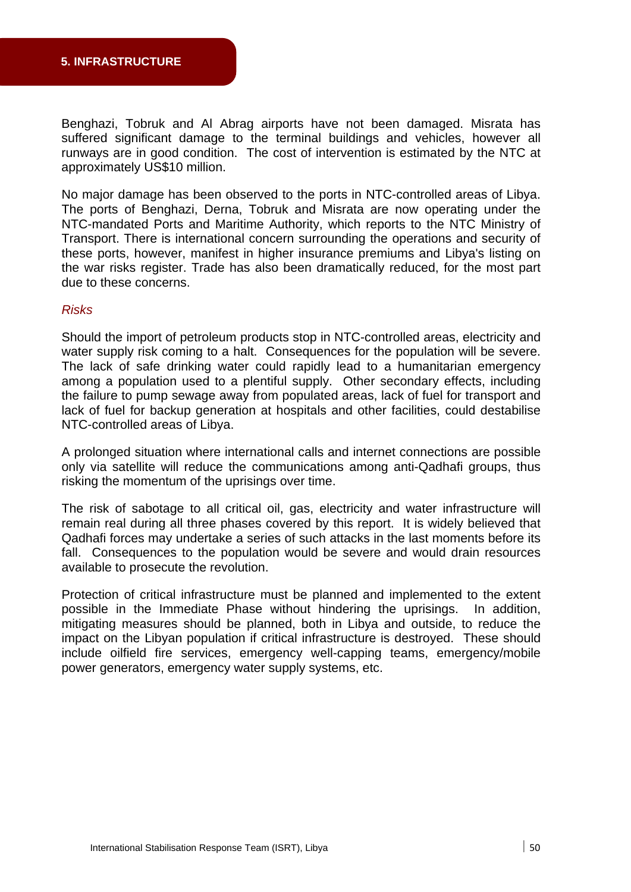Benghazi, Tobruk and Al Abrag airports have not been damaged. Misrata has suffered significant damage to the terminal buildings and vehicles, however all runways are in good condition. The cost of intervention is estimated by the NTC at approximately US$10 million.

No major damage has been observed to the ports in NTC-controlled areas of Libya. The ports of Benghazi, Derna, Tobruk and Misrata are now operating under the NTC-mandated Ports and Maritime Authority, which reports to the NTC Ministry of Transport. There is international concern surrounding the operations and security of these ports, however, manifest in higher insurance premiums and Libya's listing on the war risks register. Trade has also been dramatically reduced, for the most part due to these concerns.

*Risks*

Should the import of petroleum products stop in NTC-controlled areas, electricity and water supply risk coming to a halt. Consequences for the population will be severe. The lack of safe drinking water could rapidly lead to a humanitarian emergency among a population used to a plentiful supply. Other secondary effects, including the failure to pump sewage away from populated areas, lack of fuel for transport and lack of fuel for backup generation at hospitals and other facilities, could destabilise NTC-controlled areas of Libya.

A prolonged situation where international calls and internet connections are possible only via satellite will reduce the communications among anti-Qadhafi groups, thus risking the momentum of the uprisings over time.

The risk of sabotage to all critical oil, gas, electricity and water infrastructure will remain real during all three phases covered by this report. It is widely believed that Qadhafi forces may undertake a series of such attacks in the last moments before its fall. Consequences to the population would be severe and would drain resources available to prosecute the revolution.

Protection of critical infrastructure must be planned and implemented to the extent possible in the Immediate Phase without hindering the uprisings. In addition, mitigating measures should be planned, both in Libya and outside, to reduce the impact on the Libyan population if critical infrastructure is destroyed. These should include oilfield fire services, emergency well-capping teams, emergency/mobile power generators, emergency water supply systems, etc.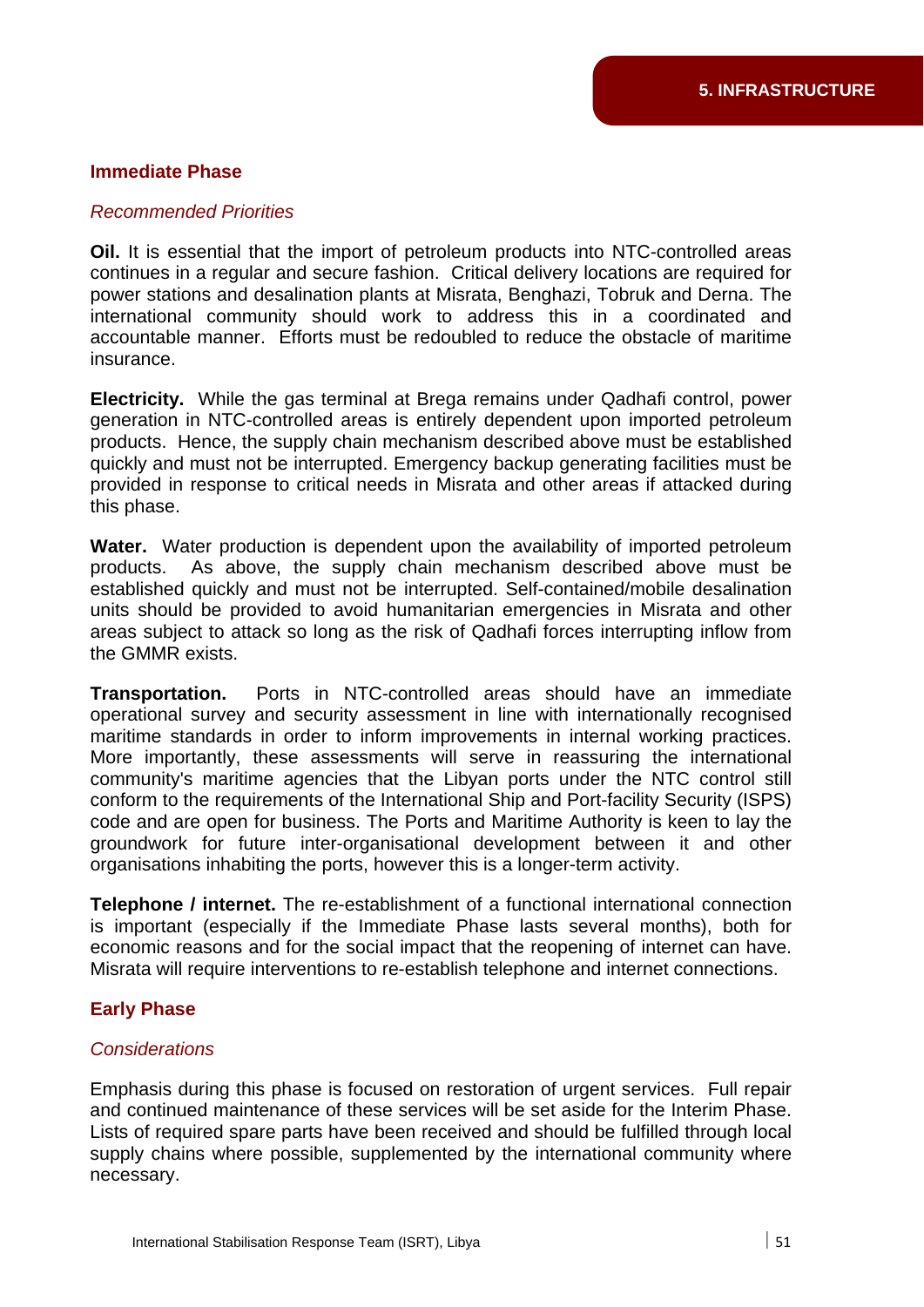### Immediate Phase

*Recommended Priorities*

**Oil.** It is essential that the import of petroleum products into NTC-controlled areas continues in a regular and secure fashion. Critical delivery locations are required for power stations and desalination plants at Misrata, Benghazi, Tobruk and Derna. The international community should work to address this in a coordinated and accountable manner. Efforts must be redoubled to reduce the obstacle of maritime insurance.

**Electricity.** While the gas terminal at Brega remains under Qadhafi control, power generation in NTC-controlled areas is entirely dependent upon imported petroleum products. Hence, the supply chain mechanism described above must be established quickly and must not be interrupted. Emergency backup generating facilities must be provided in response to critical needs in Misrata and other areas if attacked during this phase.

**Water.** Water production is dependent upon the availability of imported petroleum products. As above, the supply chain mechanism described above must be established quickly and must not be interrupted. Self-contained/mobile desalination units should be provided to avoid humanitarian emergencies in Misrata and other areas subject to attack so long as the risk of Qadhafi forces interrupting inflow from the GMMR exists.

**Transportation.** Ports in NTC-controlled areas should have an immediate operational survey and security assessment in line with internationally recognised maritime standards in order to inform improvements in internal working practices. More importantly, these assessments will serve in reassuring the international community's maritime agencies that the Libyan ports under the NTC control still conform to the requirements of the International Ship and Port-facility Security (ISPS) code and are open for business. The Ports and Maritime Authority is keen to lay the groundwork for future inter-organisational development between it and other organisations inhabiting the ports, however this is a longer-term activity.

**Telephone / internet.** The re-establishment of a functional international connection is important (especially if the Immediate Phase lasts several months), both for economic reasons and for the social impact that the reopening of internet can have. Misrata will require interventions to re-establish telephone and internet connections.

### Early Phase

*Considerations*

Emphasis during this phase is focused on restoration of urgent services. Full repair and continued maintenance of these services will be set aside for the Interim Phase. Lists of required spare parts have been received and should be fulfilled through local supply chains where possible, supplemented by the international community where necessary.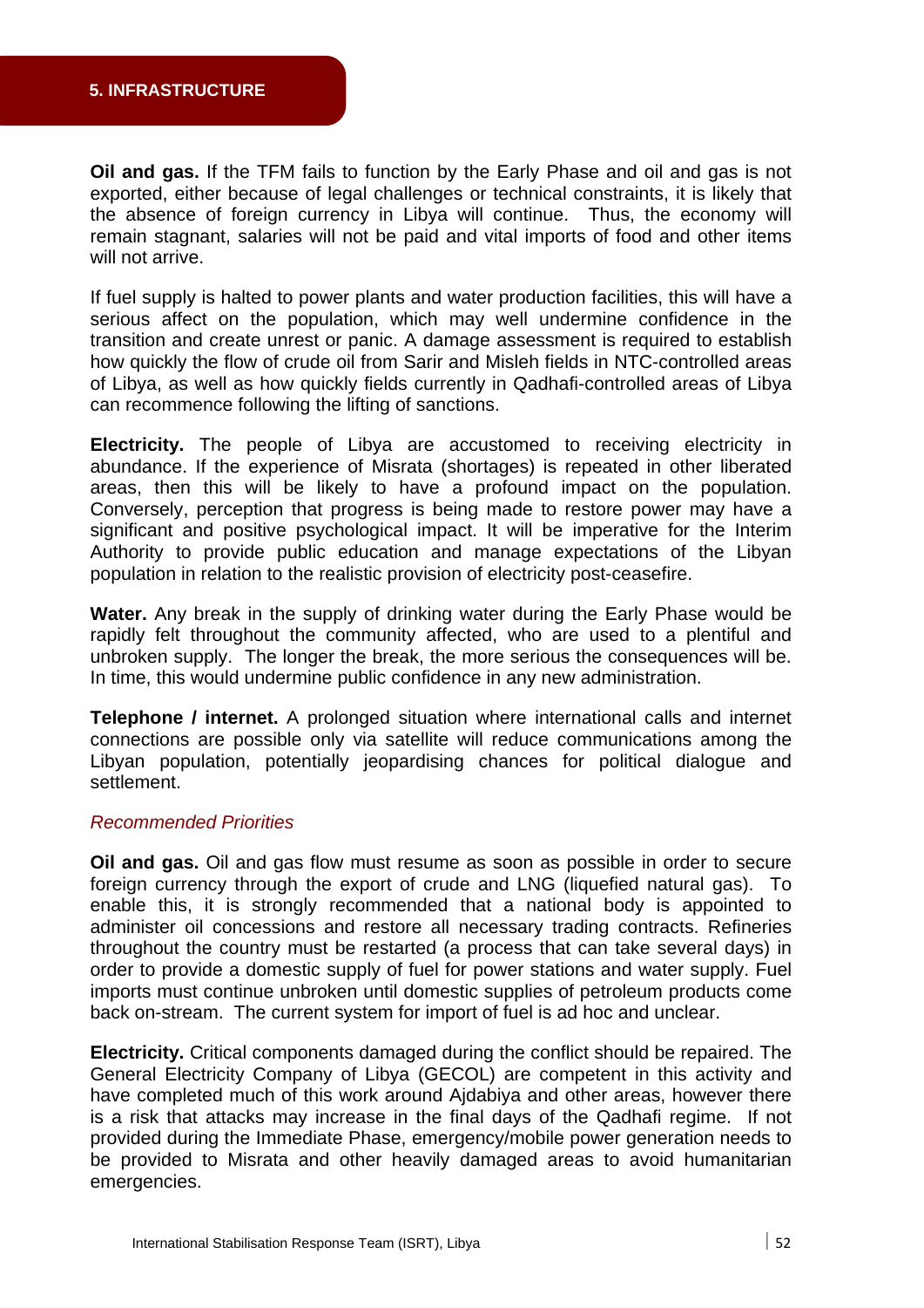## 5. INFRASTRUCTURE

**Oil and gas.** If the TFM fails to function by the Early Phase and oil and gas is not exported, either because of legal challenges or technical constraints, it is likely that the absence of foreign currency in Libya will continue. Thus, the economy will remain stagnant, salaries will not be paid and vital imports of food and other items will not arrive.

If fuel supply is halted to power plants and water production facilities, this will have a serious affect on the population, which may well undermine confidence in the transition and create unrest or panic. A damage assessment is required to establish how quickly the flow of crude oil from Sarir and Misleh fields in NTC-controlled areas of Libya, as well as how quickly fields currently in Qadhafi-controlled areas of Libya can recommence following the lifting of sanctions.

**Electricity.** The people of Libya are accustomed to receiving electricity in abundance. If the experience of Misrata (shortages) is repeated in other liberated areas, then this will be likely to have a profound impact on the population. Conversely, perception that progress is being made to restore power may have a significant and positive psychological impact. It will be imperative for the Interim Authority to provide public education and manage expectations of the Libyan population in relation to the realistic provision of electricity post-ceasefire.

**Water.** Any break in the supply of drinking water during the Early Phase would be rapidly felt throughout the community affected, who are used to a plentiful and unbroken supply. The longer the break, the more serious the consequences will be. In time, this would undermine public confidence in any new administration.

**Telephone / internet.** A prolonged situation where international calls and internet connections are possible only via satellite will reduce communications among the Libyan population, potentially jeopardising chances for political dialogue and settlement.

*Recommended Priorities*

**Oil and gas.** Oil and gas flow must resume as soon as possible in order to secure foreign currency through the export of crude and LNG (liquefied natural gas). To enable this, it is strongly recommended that a national body is appointed to administer oil concessions and restore all necessary trading contracts. Refineries throughout the country must be restarted (a process that can take several days) in order to provide a domestic supply of fuel for power stations and water supply. Fuel imports must continue unbroken until domestic supplies of petroleum products come back on-stream. The current system for import of fuel is ad hoc and unclear.

**Electricity.** Critical components damaged during the conflict should be repaired. The General Electricity Company of Libya (GECOL) are competent in this activity and have completed much of this work around Ajdabiya and other areas, however there is a risk that attacks may increase in the final days of the Qadhafi regime. If not provided during the Immediate Phase, emergency/mobile power generation needs to be provided to Misrata and other heavily damaged areas to avoid humanitarian emergencies.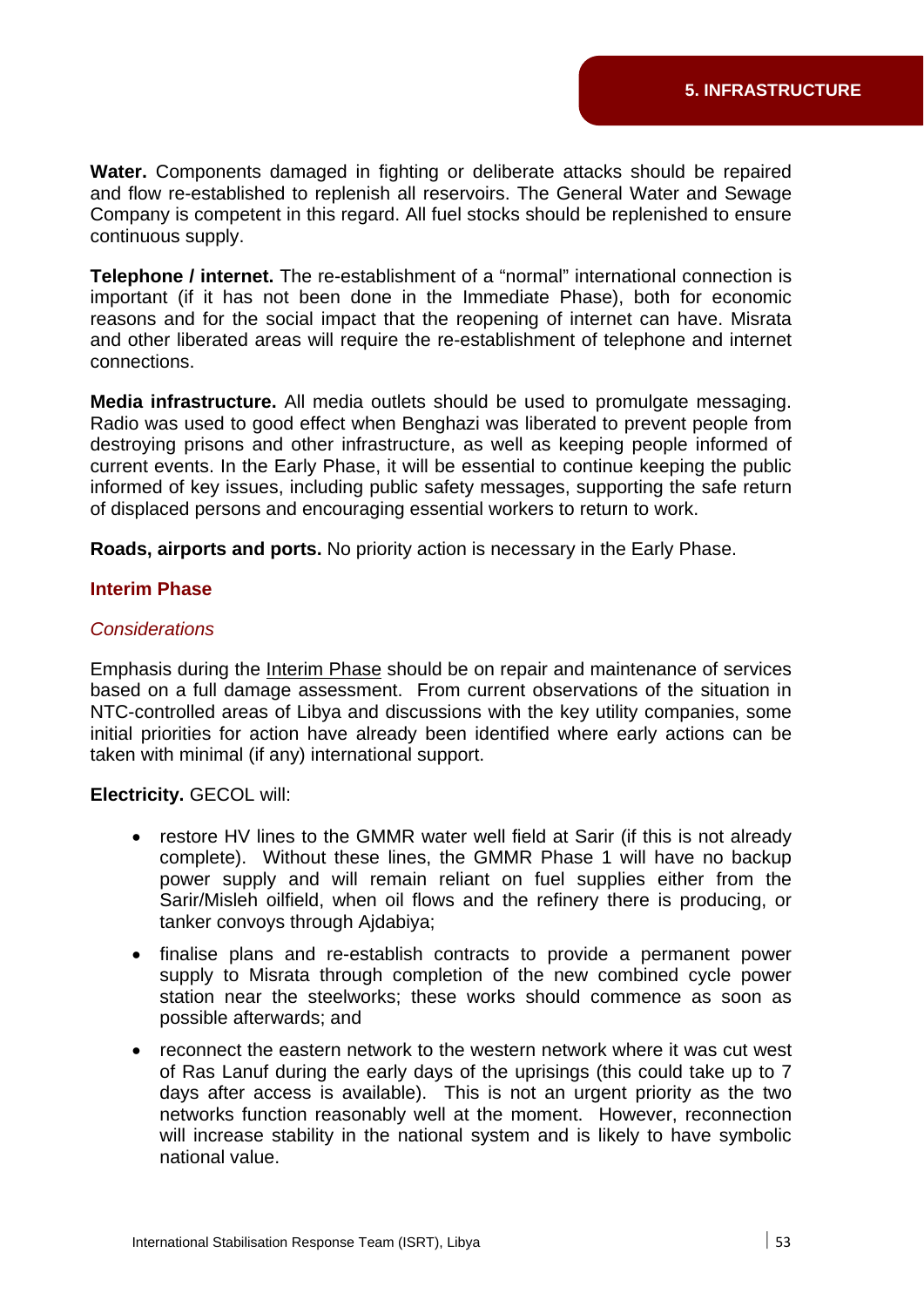**Water.** Components damaged in fighting or deliberate attacks should be repaired and flow re-established to replenish all reservoirs. The General Water and Sewage Company is competent in this regard. All fuel stocks should be replenished to ensure continuous supply.

**Telephone / internet.** The re-establishment of a "normal" international connection is important (if it has not been done in the Immediate Phase), both for economic reasons and for the social impact that the reopening of internet can have. Misrata and other liberated areas will require the re-establishment of telephone and internet connections.

**Media infrastructure.** All media outlets should be used to promulgate messaging. Radio was used to good effect when Benghazi was liberated to prevent people from destroying prisons and other infrastructure, as well as keeping people informed of current events. In the Early Phase, it will be essential to continue keeping the public informed of key issues, including public safety messages, supporting the safe return of displaced persons and encouraging essential workers to return to work.

**Roads, airports and ports.** No priority action is necessary in the Early Phase.

### Interim Phase

#### *Considerations*

Emphasis during the <u>Interim Phase</u> should be on repair and maintenance of services based on a full damage assessment. From current observations of the situation in NTC-controlled areas of Libya and discussions with the key utility companies, some initial priorities for action have already been identified where early actions can be taken with minimal (if any) international support.

**Electricity.** GECOL will:

- restore HV lines to the GMMR water well field at Sarir (if this is not already complete). Without these lines, the GMMR Phase 1 will have no backup power supply and will remain reliant on fuel supplies either from the Sarir/Misleh oilfield, when oil flows and the refinery there is producing, or tanker convoys through Ajdabiya;
- finalise plans and re-establish contracts to provide a permanent power supply to Misrata through completion of the new combined cycle power station near the steelworks; these works should commence as soon as possible afterwards; and
- reconnect the eastern network to the western network where it was cut west of Ras Lanuf during the early days of the uprisings (this could take up to 7 days after access is available). This is not an urgent priority as the two networks function reasonably well at the moment. However, reconnection will increase stability in the national system and is likely to have symbolic national value.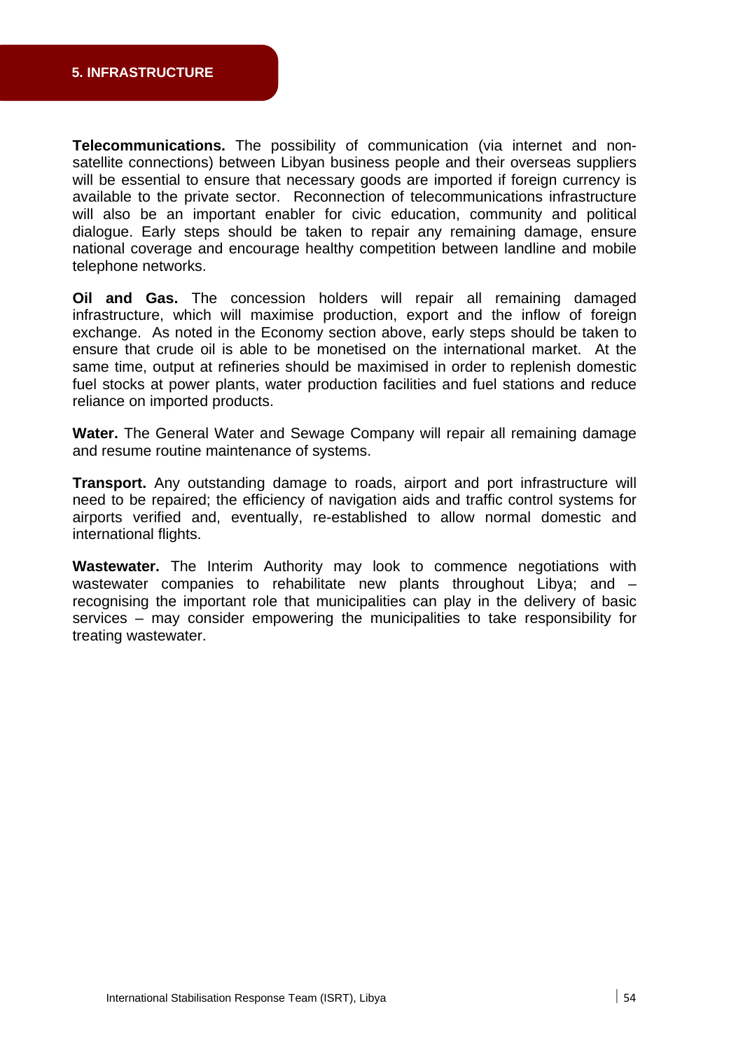**Telecommunications.** The possibility of communication (via internet and non-satellite connections) between Libyan business people and their overseas suppliers will be essential to ensure that necessary goods are imported if foreign currency is available to the private sector. Reconnection of telecommunications infrastructure will also be an important enabler for civic education, community and political dialogue. Early steps should be taken to repair any remaining damage, ensure national coverage and encourage healthy competition between landline and mobile telephone networks.

**Oil and Gas.** The concession holders will repair all remaining damaged infrastructure, which will maximise production, export and the inflow of foreign exchange. As noted in the Economy section above, early steps should be taken to ensure that crude oil is able to be monetised on the international market. At the same time, output at refineries should be maximised in order to replenish domestic fuel stocks at power plants, water production facilities and fuel stations and reduce reliance on imported products.

**Water.** The General Water and Sewage Company will repair all remaining damage and resume routine maintenance of systems.

**Transport.** Any outstanding damage to roads, airport and port infrastructure will need to be repaired; the efficiency of navigation aids and traffic control systems for airports verified and, eventually, re-established to allow normal domestic and international flights.

**Wastewater.** The Interim Authority may look to commence negotiations with wastewater companies to rehabilitate new plants throughout Libya; and – recognising the important role that municipalities can play in the delivery of basic services – may consider empowering the municipalities to take responsibility for treating wastewater.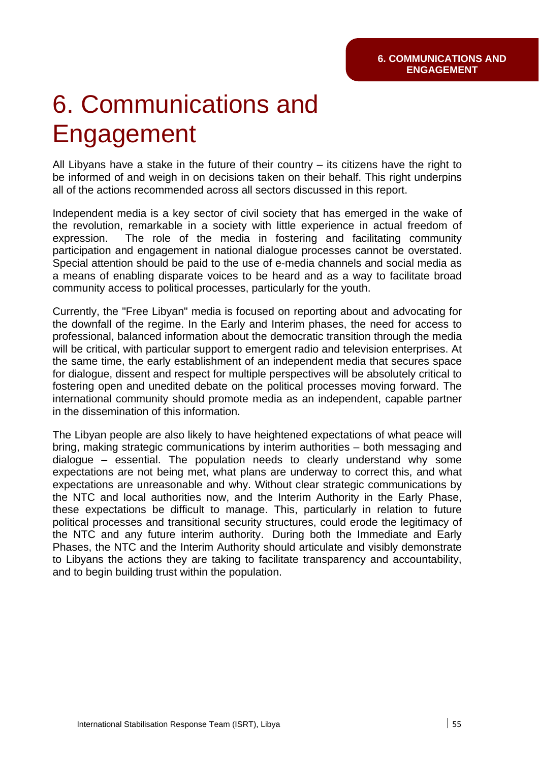# 6. Communications and Engagement

All Libyans have a stake in the future of their country – its citizens have the right to be informed of and weigh in on decisions taken on their behalf. This right underpins all of the actions recommended across all sectors discussed in this report.

Independent media is a key sector of civil society that has emerged in the wake of the revolution, remarkable in a society with little experience in actual freedom of expression. The role of the media in fostering and facilitating community participation and engagement in national dialogue processes cannot be overstated. Special attention should be paid to the use of e-media channels and social media as a means of enabling disparate voices to be heard and as a way to facilitate broad community access to political processes, particularly for the youth.

Currently, the "Free Libyan" media is focused on reporting about and advocating for the downfall of the regime. In the Early and Interim phases, the need for access to professional, balanced information about the democratic transition through the media will be critical, with particular support to emergent radio and television enterprises. At the same time, the early establishment of an independent media that secures space for dialogue, dissent and respect for multiple perspectives will be absolutely critical to fostering open and unedited debate on the political processes moving forward. The international community should promote media as an independent, capable partner in the dissemination of this information.

The Libyan people are also likely to have heightened expectations of what peace will bring, making strategic communications by interim authorities – both messaging and dialogue – essential. The population needs to clearly understand why some expectations are not being met, what plans are underway to correct this, and what expectations are unreasonable and why. Without clear strategic communications by the NTC and local authorities now, and the Interim Authority in the Early Phase, these expectations be difficult to manage. This, particularly in relation to future political processes and transitional security structures, could erode the legitimacy of the NTC and any future interim authority. During both the Immediate and Early Phases, the NTC and the Interim Authority should articulate and visibly demonstrate to Libyans the actions they are taking to facilitate transparency and accountability, and to begin building trust within the population.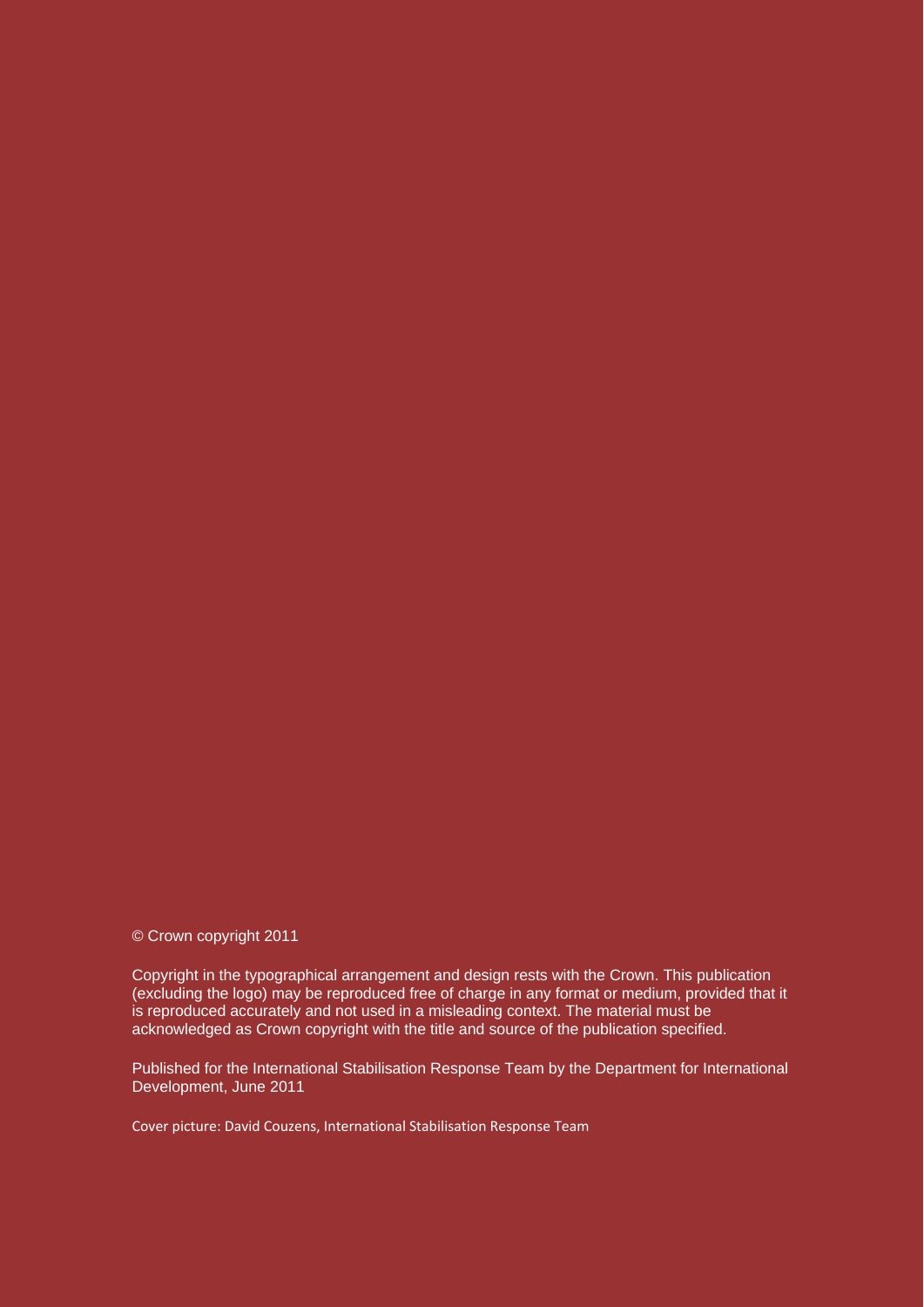© Crown copyright 2011

Copyright in the typographical arrangement and design rests with the Crown. This publication (excluding the logo) may be reproduced free of charge in any format or medium, provided that it is reproduced accurately and not used in a misleading context. The material must be acknowledged as Crown copyright with the title and source of the publication specified.

Published for the International Stabilisation Response Team by the Department for International Development, June 2011

Cover picture: David Couzens, International Stabilisation Response Team